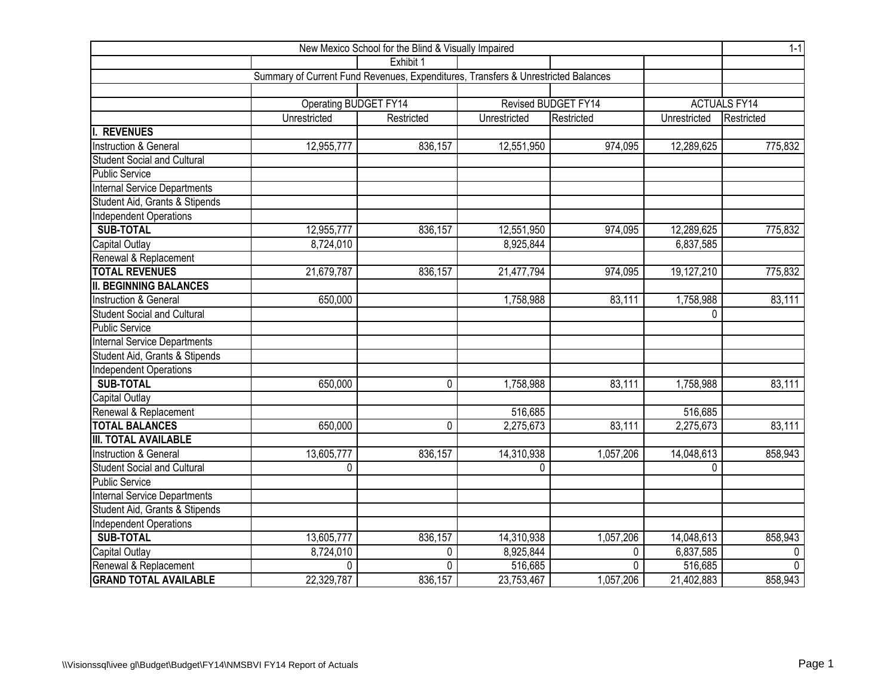| New Mexico School for the Blind & Visually Impaired | | | | | | 1-1 |
|---|---|---|---|---|---|---|
| | | Exhibit 1 | | | | |
| | Summary of Current Fund Revenues, Expenditures, Transfers & Unrestricted Balances | | | | | |
| | | | | | | |
| | Operating BUDGET FY14 | | Revised BUDGET FY14 | | ACTUALS FY14 | |
| | Unrestricted | Restricted | Unrestricted | Restricted | Unrestricted | Restricted |
| **I. REVENUES** | | | | | | |
| Instruction & General | 12,955,777 | 836,157 | 12,551,950 | 974,095 | 12,289,625 | 775,832 |
| Student Social and Cultural | | | | | | |
| Public Service | | | | | | |
| Internal Service Departments | | | | | | |
| Student Aid, Grants & Stipends | | | | | | |
| Independent Operations | | | | | | |
| **SUB-TOTAL** | 12,955,777 | 836,157 | 12,551,950 | 974,095 | 12,289,625 | 775,832 |
| Capital Outlay | 8,724,010 | | 8,925,844 | | 6,837,585 | |
| Renewal & Replacement | | | | | | |
| **TOTAL REVENUES** | 21,679,787 | 836,157 | 21,477,794 | 974,095 | 19,127,210 | 775,832 |
| **II. BEGINNING BALANCES** | | | | | | |
| Instruction & General | 650,000 | | 1,758,988 | 83,111 | 1,758,988 | 83,111 |
| Student Social and Cultural | | | | | 0 | |
| Public Service | | | | | | |
| Internal Service Departments | | | | | | |
| Student Aid, Grants & Stipends | | | | | | |
| Independent Operations | | | | | | |
| **SUB-TOTAL** | 650,000 | 0 | 1,758,988 | 83,111 | 1,758,988 | 83,111 |
| Capital Outlay | | | | | | |
| Renewal & Replacement | | | 516,685 | | 516,685 | |
| **TOTAL BALANCES** | 650,000 | 0 | 2,275,673 | 83,111 | 2,275,673 | 83,111 |
| **III. TOTAL AVAILABLE** | | | | | | |
| Instruction & General | 13,605,777 | 836,157 | 14,310,938 | 1,057,206 | 14,048,613 | 858,943 |
| Student Social and Cultural | 0 | | 0 | | 0 | |
| Public Service | | | | | | |
| Internal Service Departments | | | | | | |
| Student Aid, Grants & Stipends | | | | | | |
| Independent Operations | | | | | | |
| **SUB-TOTAL** | 13,605,777 | 836,157 | 14,310,938 | 1,057,206 | 14,048,613 | 858,943 |
| Capital Outlay | 8,724,010 | 0 | 8,925,844 | 0 | 6,837,585 | 0 |
| Renewal & Replacement | 0 | 0 | 516,685 | 0 | 516,685 | 0 |
| **GRAND TOTAL AVAILABLE** | 22,329,787 | 836,157 | 23,753,467 | 1,057,206 | 21,402,883 | 858,943 |

\\Visionssql\ivee gl\Budget\Budget\FY14\NMSBVI FY14 Report of Actuals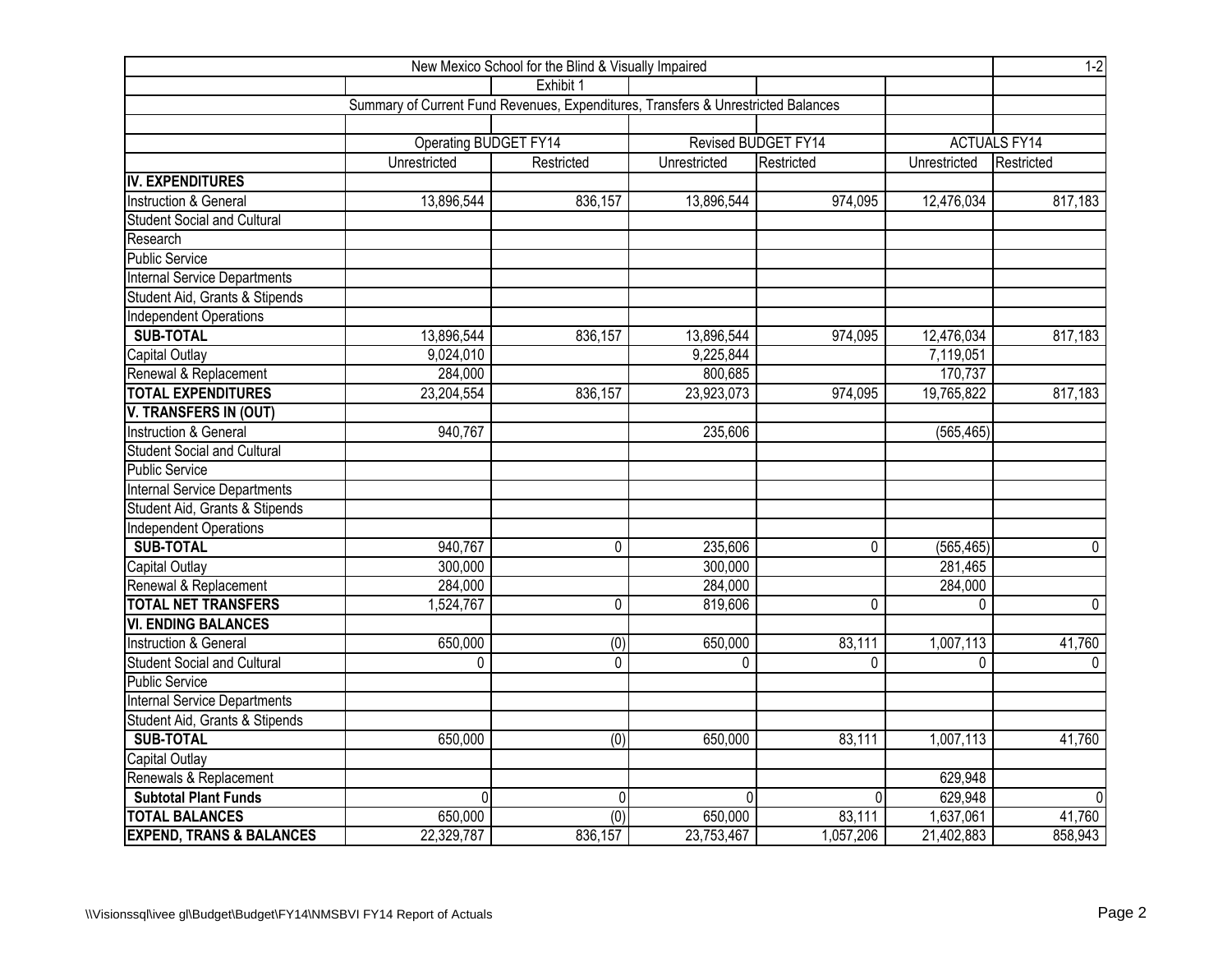New Mexico School for the Blind & Visually Impaired

Exhibit 1

Summary of Current Fund Revenues, Expenditures, Transfers & Unrestricted Balances

| | Operating BUDGET FY14 | | Revised BUDGET FY14 | | ACTUALS FY14 | |
|---|---|---|---|---|---|---|
| | Unrestricted | Restricted | Unrestricted | Restricted | Unrestricted | Restricted |
| **IV. EXPENDITURES** | | | | | | |
| Instruction & General | 13,896,544 | 836,157 | 13,896,544 | 974,095 | 12,476,034 | 817,183 |
| Student Social and Cultural | | | | | | |
| Research | | | | | | |
| Public Service | | | | | | |
| Internal Service Departments | | | | | | |
| Student Aid, Grants & Stipends | | | | | | |
| Independent Operations | | | | | | |
| **SUB-TOTAL** | 13,896,544 | 836,157 | 13,896,544 | 974,095 | 12,476,034 | 817,183 |
| Capital Outlay | 9,024,010 | | 9,225,844 | | 7,119,051 | |
| Renewal & Replacement | 284,000 | | 800,685 | | 170,737 | |
| **TOTAL EXPENDITURES** | 23,204,554 | 836,157 | 23,923,073 | 974,095 | 19,765,822 | 817,183 |
| **V. TRANSFERS IN (OUT)** | | | | | | |
| Instruction & General | 940,767 | | 235,606 | | (565,465) | |
| Student Social and Cultural | | | | | | |
| Public Service | | | | | | |
| Internal Service Departments | | | | | | |
| Student Aid, Grants & Stipends | | | | | | |
| Independent Operations | | | | | | |
| **SUB-TOTAL** | 940,767 | 0 | 235,606 | 0 | (565,465) | 0 |
| Capital Outlay | 300,000 | | 300,000 | | 281,465 | |
| Renewal & Replacement | 284,000 | | 284,000 | | 284,000 | |
| **TOTAL NET TRANSFERS** | 1,524,767 | 0 | 819,606 | 0 | 0 | 0 |
| **VI. ENDING BALANCES** | | | | | | |
| Instruction & General | 650,000 | (0) | 650,000 | 83,111 | 1,007,113 | 41,760 |
| Student Social and Cultural | 0 | 0 | 0 | 0 | 0 | 0 |
| Public Service | | | | | | |
| Internal Service Departments | | | | | | |
| Student Aid, Grants & Stipends | | | | | | |
| **SUB-TOTAL** | 650,000 | (0) | 650,000 | 83,111 | 1,007,113 | 41,760 |
| Capital Outlay | | | | | | |
| Renewals & Replacement | | | | | 629,948 | |
| **Subtotal Plant Funds** | 0 | 0 | 0 | 0 | 629,948 | 0 |
| **TOTAL BALANCES** | 650,000 | (0) | 650,000 | 83,111 | 1,637,061 | 41,760 |
| **EXPEND, TRANS & BALANCES** | 22,329,787 | 836,157 | 23,753,467 | 1,057,206 | 21,402,883 | 858,943 |

\\Visionssql\ivee gl\Budget\Budget\FY14\NMSBVI FY14 Report of Actuals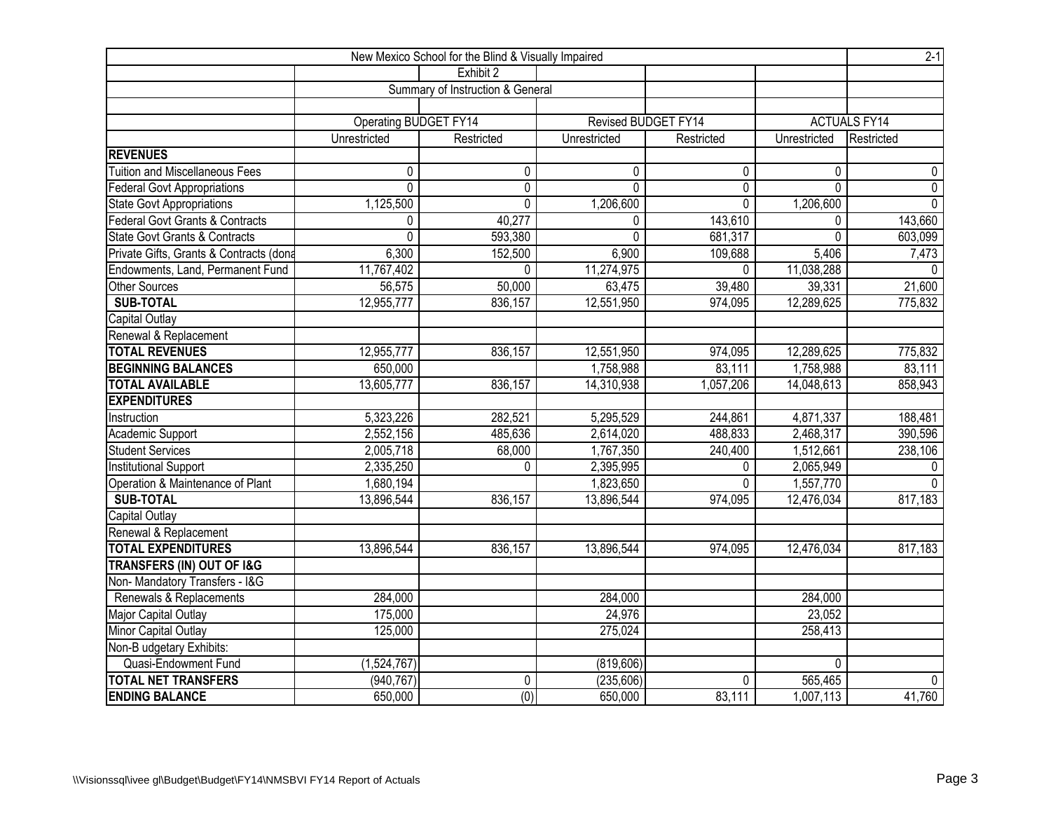| New Mexico School for the Blind & Visually Impaired | | | | | | 2-1 |
|---|---|---|---|---|---|---|
| | | Exhibit 2 | | | | |
| | | Summary of Instruction & General | | | | |
| | Operating BUDGET FY14 | | Revised BUDGET FY14 | | ACTUALS FY14 | |
| | Unrestricted | Restricted | Unrestricted | Restricted | Unrestricted | Restricted |
| **REVENUES** | | | | | | |
| Tuition and Miscellaneous Fees | 0 | 0 | 0 | 0 | 0 | 0 |
| Federal Govt Appropriations | 0 | 0 | 0 | 0 | 0 | 0 |
| State Govt Appropriations | 1,125,500 | 0 | 1,206,600 | 0 | 1,206,600 | 0 |
| Federal Govt Grants & Contracts | 0 | 40,277 | 0 | 143,610 | 0 | 143,660 |
| State Govt Grants & Contracts | 0 | 593,380 | 0 | 681,317 | 0 | 603,099 |
| Private Gifts, Grants & Contracts (dona | 6,300 | 152,500 | 6,900 | 109,688 | 5,406 | 7,473 |
| Endowments, Land, Permanent Fund | 11,767,402 | 0 | 11,274,975 | 0 | 11,038,288 | 0 |
| Other Sources | 56,575 | 50,000 | 63,475 | 39,480 | 39,331 | 21,600 |
| **SUB-TOTAL** | 12,955,777 | 836,157 | 12,551,950 | 974,095 | 12,289,625 | 775,832 |
| Capital Outlay | | | | | | |
| Renewal & Replacement | | | | | | |
| **TOTAL REVENUES** | 12,955,777 | 836,157 | 12,551,950 | 974,095 | 12,289,625 | 775,832 |
| **BEGINNING BALANCES** | 650,000 | | 1,758,988 | 83,111 | 1,758,988 | 83,111 |
| **TOTAL AVAILABLE** | 13,605,777 | 836,157 | 14,310,938 | 1,057,206 | 14,048,613 | 858,943 |
| **EXPENDITURES** | | | | | | |
| Instruction | 5,323,226 | 282,521 | 5,295,529 | 244,861 | 4,871,337 | 188,481 |
| Academic Support | 2,552,156 | 485,636 | 2,614,020 | 488,833 | 2,468,317 | 390,596 |
| Student Services | 2,005,718 | 68,000 | 1,767,350 | 240,400 | 1,512,661 | 238,106 |
| Institutional Support | 2,335,250 | 0 | 2,395,995 | 0 | 2,065,949 | 0 |
| Operation & Maintenance of Plant | 1,680,194 | | 1,823,650 | 0 | 1,557,770 | 0 |
| **SUB-TOTAL** | 13,896,544 | 836,157 | 13,896,544 | 974,095 | 12,476,034 | 817,183 |
| Capital Outlay | | | | | | |
| Renewal & Replacement | | | | | | |
| **TOTAL EXPENDITURES** | 13,896,544 | 836,157 | 13,896,544 | 974,095 | 12,476,034 | 817,183 |
| **TRANSFERS (IN) OUT OF I&G** | | | | | | |
| Non- Mandatory Transfers - I&G | | | | | | |
| Renewals & Replacements | 284,000 | | 284,000 | | 284,000 | |
| Major Capital Outlay | 175,000 | | 24,976 | | 23,052 | |
| Minor Capital Outlay | 125,000 | | 275,024 | | 258,413 | |
| Non-B udgetary Exhibits: | | | | | | |
| Quasi-Endowment Fund | (1,524,767) | | (819,606) | | 0 | |
| **TOTAL NET TRANSFERS** | (940,767) | 0 | (235,606) | 0 | 565,465 | 0 |
| **ENDING BALANCE** | 650,000 | (0) | 650,000 | 83,111 | 1,007,113 | 41,760 |

\\Visionssql\ivee gl\Budget\Budget\FY14\NMSBVI FY14 Report of Actuals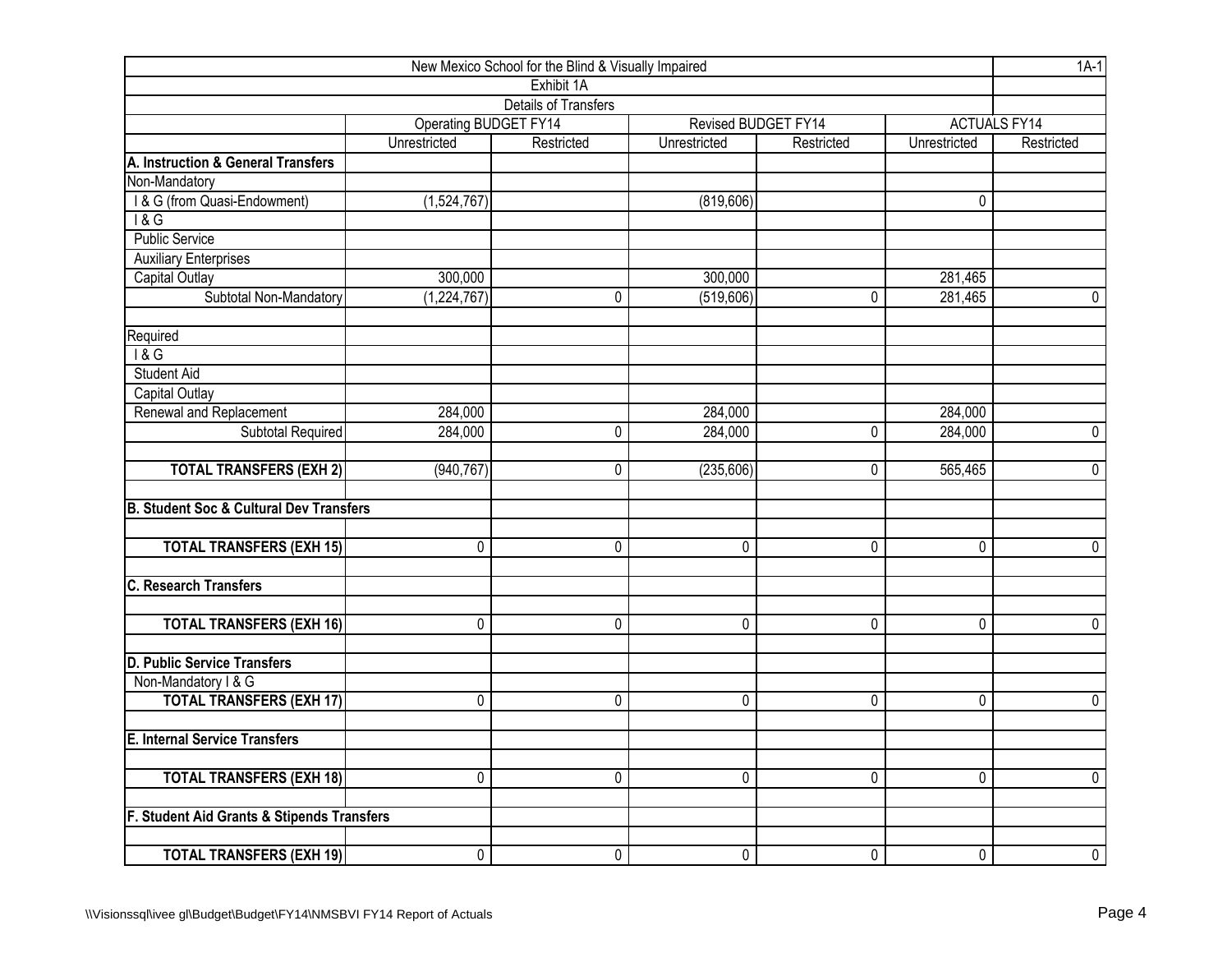| New Mexico School for the Blind & Visually Impaired | | | | | | 1A-1 |
|---|---|---|---|---|---|---|
| Exhibit 1A | | | | | | |
| Details of Transfers | | | | | | |
| | Operating BUDGET FY14 | | Revised BUDGET FY14 | | ACTUALS FY14 | |
| | Unrestricted | Restricted | Unrestricted | Restricted | Unrestricted | Restricted |
| **A. Instruction & General Transfers** | | | | | | |
| Non-Mandatory | | | | | | |
| I & G (from Quasi-Endowment) | (1,524,767) | | (819,606) | | 0 | |
| I & G | | | | | | |
| Public Service | | | | | | |
| Auxiliary Enterprises | | | | | | |
| Capital Outlay | 300,000 | | 300,000 | | 281,465 | |
| Subtotal Non-Mandatory | (1,224,767) | 0 | (519,606) | 0 | 281,465 | 0 |
| | | | | | | |
| Required | | | | | | |
| I & G | | | | | | |
| Student Aid | | | | | | |
| Capital Outlay | | | | | | |
| Renewal and Replacement | 284,000 | | 284,000 | | 284,000 | |
| Subtotal Required | 284,000 | 0 | 284,000 | 0 | 284,000 | 0 |
| | | | | | | |
| **TOTAL TRANSFERS (EXH 2)** | (940,767) | 0 | (235,606) | 0 | 565,465 | 0 |
| | | | | | | |
| **B. Student Soc & Cultural Dev Transfers** | | | | | | |
| | | | | | | |
| **TOTAL TRANSFERS (EXH 15)** | 0 | 0 | 0 | 0 | 0 | 0 |
| | | | | | | |
| **C. Research Transfers** | | | | | | |
| | | | | | | |
| **TOTAL TRANSFERS (EXH 16)** | 0 | 0 | 0 | 0 | 0 | 0 |
| | | | | | | |
| **D. Public Service Transfers** | | | | | | |
| Non-Mandatory I & G | | | | | | |
| **TOTAL TRANSFERS (EXH 17)** | 0 | 0 | 0 | 0 | 0 | 0 |
| | | | | | | |
| **E. Internal Service Transfers** | | | | | | |
| | | | | | | |
| **TOTAL TRANSFERS (EXH 18)** | 0 | 0 | 0 | 0 | 0 | 0 |
| | | | | | | |
| **F. Student Aid Grants & Stipends Transfers** | | | | | | |
| | | | | | | |
| **TOTAL TRANSFERS (EXH 19)** | 0 | 0 | 0 | 0 | 0 | 0 |

\\Visionssql\ivee gl\Budget\Budget\FY14\NMSBVI FY14 Report of Actuals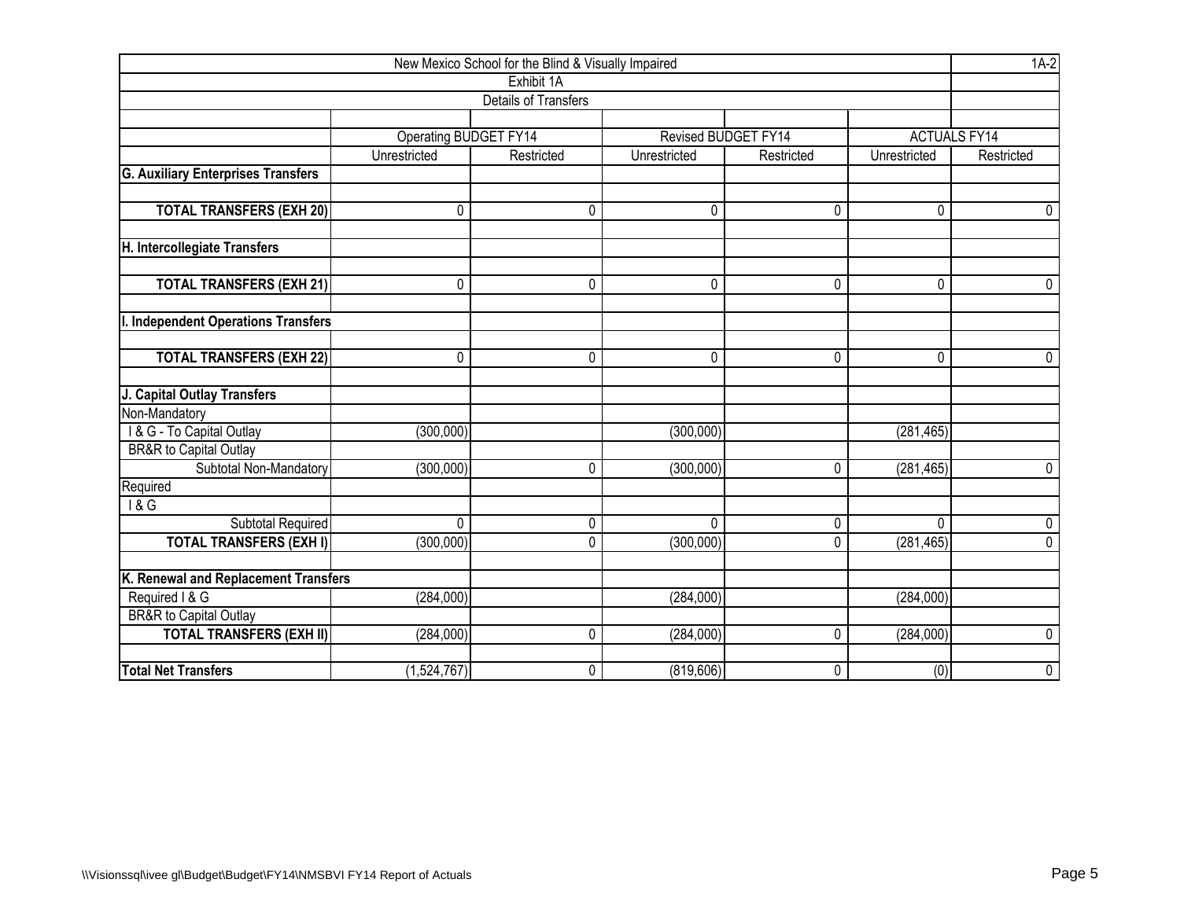New Mexico School for the Blind & Visually Impaired

Exhibit 1A

Details of Transfers

1A-2

| | Operating BUDGET FY14 | | Revised BUDGET FY14 | | ACTUALS FY14 | |
|---|---|---|---|---|---|---|
| | Unrestricted | Restricted | Unrestricted | Restricted | Unrestricted | Restricted |
| **G. Auxiliary Enterprises Transfers** | | | | | | |
| | | | | | | |
| **TOTAL TRANSFERS (EXH 20)** | 0 | 0 | 0 | 0 | 0 | 0 |
| | | | | | | |
| **H. Intercollegiate Transfers** | | | | | | |
| | | | | | | |
| **TOTAL TRANSFERS (EXH 21)** | 0 | 0 | 0 | 0 | 0 | 0 |
| | | | | | | |
| **I. Independent Operations Transfers** | | | | | | |
| | | | | | | |
| **TOTAL TRANSFERS (EXH 22)** | 0 | 0 | 0 | 0 | 0 | 0 |
| | | | | | | |
| **J. Capital Outlay Transfers** | | | | | | |
| Non-Mandatory | | | | | | |
| I & G - To Capital Outlay | (300,000) | | (300,000) | | (281,465) | |
| BR&R to Capital Outlay | | | | | | |
| Subtotal Non-Mandatory | (300,000) | 0 | (300,000) | 0 | (281,465) | 0 |
| Required | | | | | | |
| I & G | | | | | | |
| Subtotal Required | 0 | 0 | 0 | 0 | 0 | 0 |
| **TOTAL TRANSFERS (EXH I)** | (300,000) | 0 | (300,000) | 0 | (281,465) | 0 |
| | | | | | | |
| **K. Renewal and Replacement Transfers** | | | | | | |
| Required I & G | (284,000) | | (284,000) | | (284,000) | |
| BR&R to Capital Outlay | | | | | | |
| **TOTAL TRANSFERS (EXH II)** | (284,000) | 0 | (284,000) | 0 | (284,000) | 0 |
| | | | | | | |
| **Total Net Transfers** | (1,524,767) | 0 | (819,606) | 0 | (0) | 0 |

\\Visionssql\ivee gl\Budget\Budget\FY14\NMSBVI FY14 Report of Actuals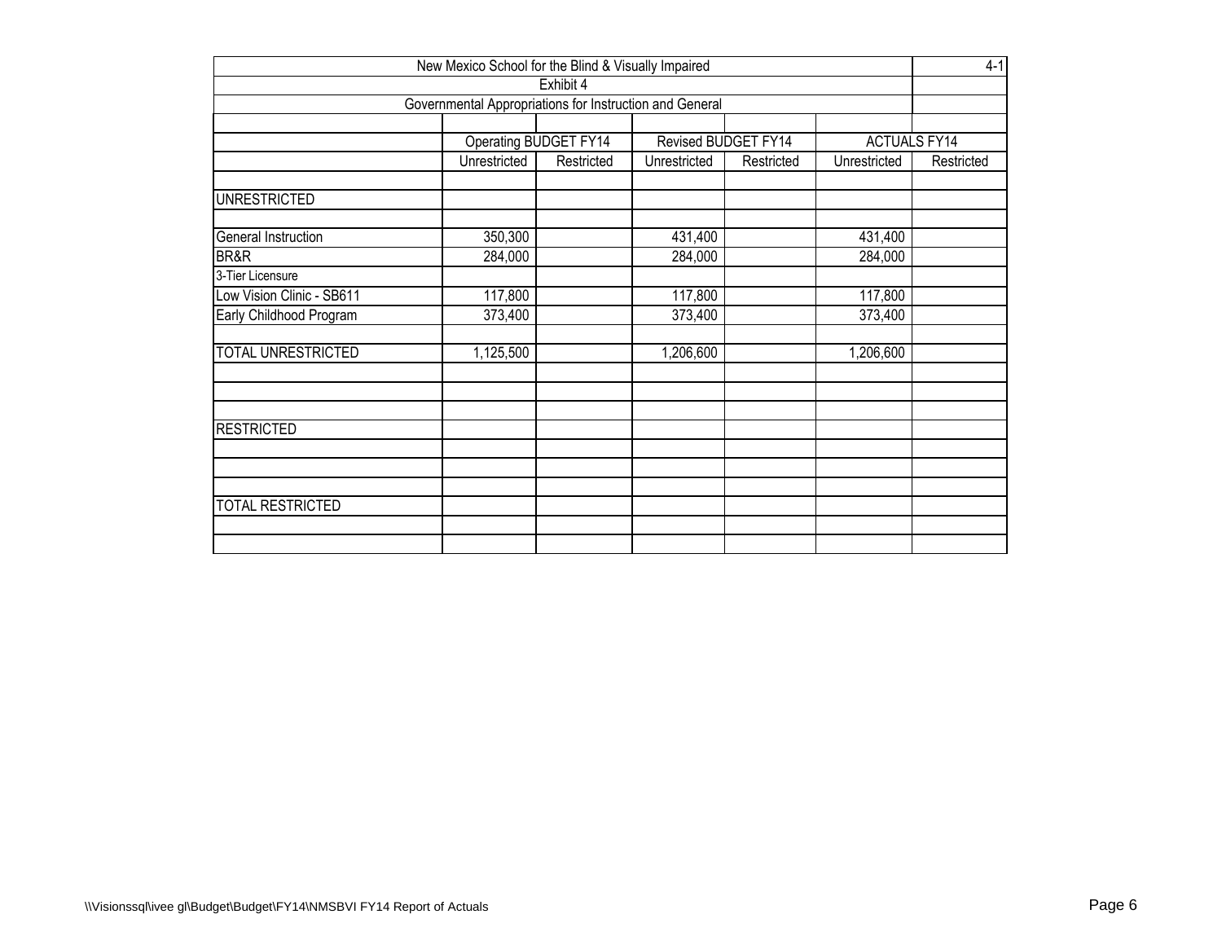New Mexico School for the Blind & Visually Impaired

4-1

Exhibit 4

Governmental Appropriations for Instruction and General

| | Operating BUDGET FY14 | | Revised BUDGET FY14 | | ACTUALS FY14 | |
|---|---|---|---|---|---|---|
| | Unrestricted | Restricted | Unrestricted | Restricted | Unrestricted | Restricted |
| | | | | | | |
| UNRESTRICTED | | | | | | |
| | | | | | | |
| General Instruction | 350,300 | | 431,400 | | 431,400 | |
| BR&R | 284,000 | | 284,000 | | 284,000 | |
| 3-Tier Licensure | | | | | | |
| Low Vision Clinic - SB611 | 117,800 | | 117,800 | | 117,800 | |
| Early Childhood Program | 373,400 | | 373,400 | | 373,400 | |
| | | | | | | |
| TOTAL UNRESTRICTED | 1,125,500 | | 1,206,600 | | 1,206,600 | |
| | | | | | | |
| | | | | | | |
| | | | | | | |
| RESTRICTED | | | | | | |
| | | | | | | |
| | | | | | | |
| | | | | | | |
| TOTAL RESTRICTED | | | | | | |
| | | | | | | |
| | | | | | | |

\\Visionssql\ivee gl\Budget\Budget\FY14\NMSBVI FY14 Report of Actuals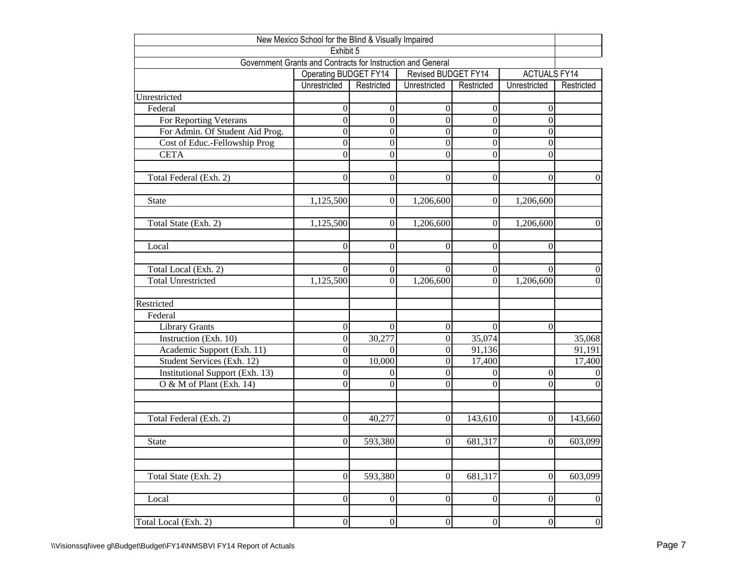New Mexico School for the Blind & Visually Impaired

Exhibit 5

Government Grants and Contracts for Instruction and General

| | Operating BUDGET FY14 | | Revised BUDGET FY14 | | ACTUALS FY14 | |
|---|---|---|---|---|---|---|
| | Unrestricted | Restricted | Unrestricted | Restricted | Unrestricted | Restricted |
| Unrestricted | | | | | | |
| Federal | 0 | 0 | 0 | 0 | 0 | |
| For Reporting Veterans | 0 | 0 | 0 | 0 | 0 | |
| For Admin. Of Student Aid Prog. | 0 | 0 | 0 | 0 | 0 | |
| Cost of Educ.-Fellowship Prog | 0 | 0 | 0 | 0 | 0 | |
| CETA | 0 | 0 | 0 | 0 | 0 | |
| | | | | | | |
| Total Federal (Exh. 2) | 0 | 0 | 0 | 0 | 0 | 0 |
| | | | | | | |
| State | 1,125,500 | 0 | 1,206,600 | 0 | 1,206,600 | |
| | | | | | | |
| Total State (Exh. 2) | 1,125,500 | 0 | 1,206,600 | 0 | 1,206,600 | 0 |
| | | | | | | |
| Local | 0 | 0 | 0 | 0 | 0 | |
| | | | | | | |
| Total Local (Exh. 2) | 0 | 0 | 0 | 0 | 0 | 0 |
| Total Unrestricted | 1,125,500 | 0 | 1,206,600 | 0 | 1,206,600 | 0 |
| | | | | | | |
| Restricted | | | | | | |
| Federal | | | | | | |
| Library Grants | 0 | 0 | 0 | 0 | 0 | |
| Instruction (Exh. 10) | 0 | 30,277 | 0 | 35,074 | | 35,068 |
| Academic Support (Exh. 11) | 0 | 0 | 0 | 91,136 | | 91,191 |
| Student Services (Exh. 12) | 0 | 10,000 | 0 | 17,400 | | 17,400 |
| Institutional Support (Exh. 13) | 0 | 0 | 0 | 0 | 0 | 0 |
| O & M of Plant (Exh. 14) | 0 | 0 | 0 | 0 | 0 | 0 |
| | | | | | | |
| | | | | | | |
| Total Federal (Exh. 2) | 0 | 40,277 | 0 | 143,610 | 0 | 143,660 |
| | | | | | | |
| State | 0 | 593,380 | 0 | 681,317 | 0 | 603,099 |
| | | | | | | |
| | | | | | | |
| Total State (Exh. 2) | 0 | 593,380 | 0 | 681,317 | 0 | 603,099 |
| | | | | | | |
| Local | 0 | 0 | 0 | 0 | 0 | 0 |
| | | | | | | |
| Total Local (Exh. 2) | 0 | 0 | 0 | 0 | 0 | 0 |

\\Visionssql\ivee gl\Budget\Budget\FY14\NMSBVI FY14 Report of Actuals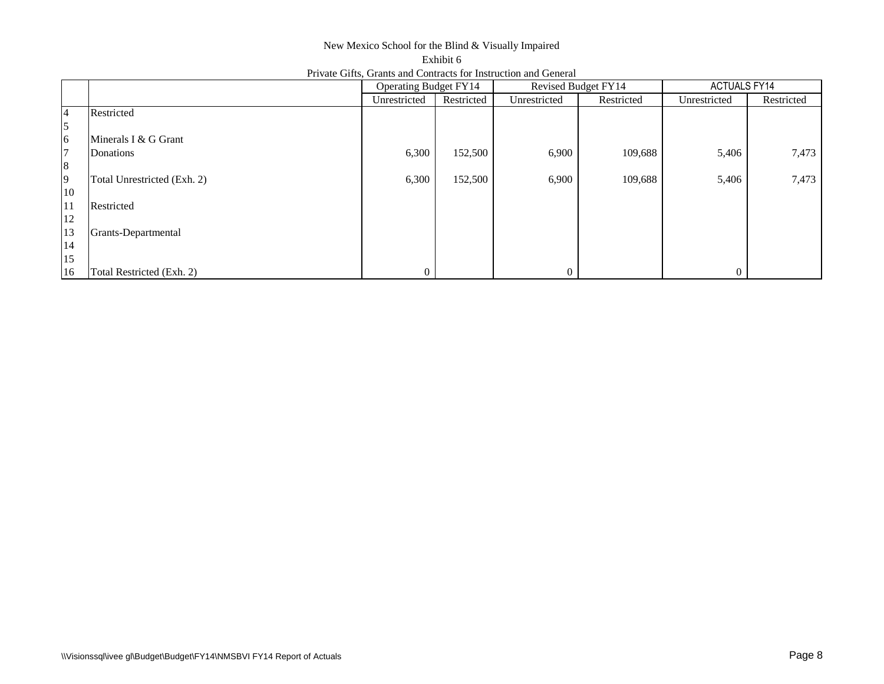New Mexico School for the Blind & Visually Impaired

Exhibit 6

Private Gifts, Grants and Contracts for Instruction and General

| | | Operating Budget FY14 | | Revised Budget FY14 | | ACTUALS FY14 | |
|---|---|---|---|---|---|---|---|
| | | Unrestricted | Restricted | Unrestricted | Restricted | Unrestricted | Restricted |
| 4 | Restricted | | | | | | |
| 5 | | | | | | | |
| 6 | Minerals I & G Grant | | | | | | |
| 7 | Donations | 6,300 | 152,500 | 6,900 | 109,688 | 5,406 | 7,473 |
| 8 | | | | | | | |
| 9 | Total Unrestricted (Exh. 2) | 6,300 | 152,500 | 6,900 | 109,688 | 5,406 | 7,473 |
| 10 | | | | | | | |
| 11 | Restricted | | | | | | |
| 12 | | | | | | | |
| 13 | Grants-Departmental | | | | | | |
| 14 | | | | | | | |
| 15 | | | | | | | |
| 16 | Total Restricted (Exh. 2) | 0 | | 0 | | 0 | |

\\Visionssql\ivee gl\Budget\Budget\FY14\NMSBVI FY14 Report of Actuals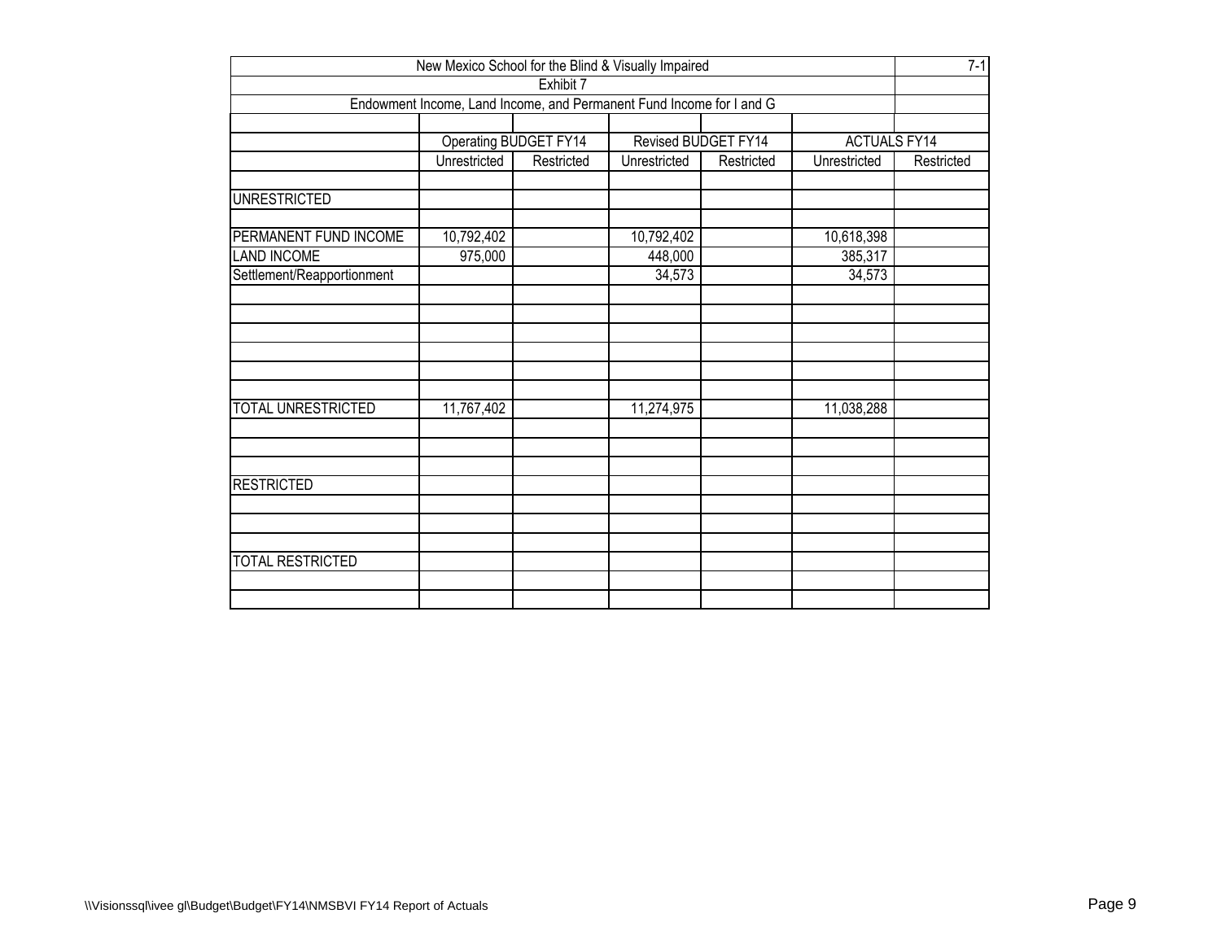New Mexico School for the Blind & Visually Impaired

7-1

Exhibit 7

Endowment Income, Land Income, and Permanent Fund Income for I and G

| | Operating BUDGET FY14 | | Revised BUDGET FY14 | | ACTUALS FY14 | |
|---|---|---|---|---|---|---|
| | Unrestricted | Restricted | Unrestricted | Restricted | Unrestricted | Restricted |
| | | | | | | |
| UNRESTRICTED | | | | | | |
| | | | | | | |
| PERMANENT FUND INCOME | 10,792,402 | | 10,792,402 | | 10,618,398 | |
| LAND INCOME | 975,000 | | 448,000 | | 385,317 | |
| Settlement/Reapportionment | | | 34,573 | | 34,573 | |
| | | | | | | |
| TOTAL UNRESTRICTED | 11,767,402 | | 11,274,975 | | 11,038,288 | |
| | | | | | | |
| RESTRICTED | | | | | | |
| | | | | | | |
| TOTAL RESTRICTED | | | | | | |

\\Visionssql\ivee gl\Budget\Budget\FY14\NMSBVI FY14 Report of Actuals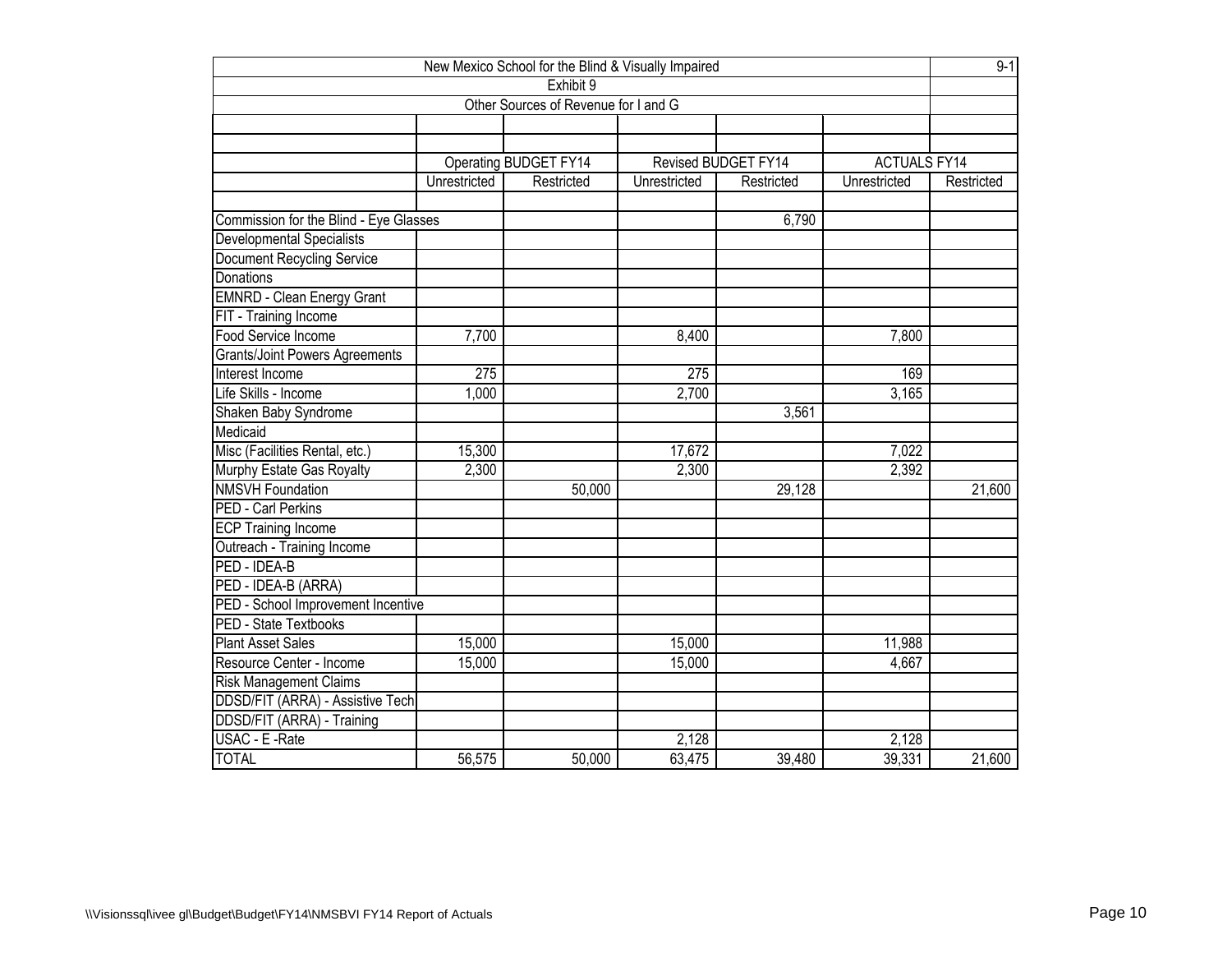New Mexico School for the Blind & Visually Impaired

9-1

Exhibit 9

Other Sources of Revenue for I and G

| | Operating BUDGET FY14 | | Revised BUDGET FY14 | | ACTUALS FY14 | |
|---|---|---|---|---|---|---|
| | Unrestricted | Restricted | Unrestricted | Restricted | Unrestricted | Restricted |
| Commission for the Blind - Eye Glasses | | | | 6,790 | | |
| Developmental Specialists | | | | | | |
| Document Recycling Service | | | | | | |
| Donations | | | | | | |
| EMNRD - Clean Energy Grant | | | | | | |
| FIT - Training Income | | | | | | |
| Food Service Income | 7,700 | | 8,400 | | 7,800 | |
| Grants/Joint Powers Agreements | | | | | | |
| Interest Income | 275 | | 275 | | 169 | |
| Life Skills - Income | 1,000 | | 2,700 | | 3,165 | |
| Shaken Baby Syndrome | | | | 3,561 | | |
| Medicaid | | | | | | |
| Misc (Facilities Rental, etc.) | 15,300 | | 17,672 | | 7,022 | |
| Murphy Estate Gas Royalty | 2,300 | | 2,300 | | 2,392 | |
| NMSVH Foundation | | 50,000 | | 29,128 | | 21,600 |
| PED - Carl Perkins | | | | | | |
| ECP Training Income | | | | | | |
| Outreach - Training Income | | | | | | |
| PED - IDEA-B | | | | | | |
| PED - IDEA-B (ARRA) | | | | | | |
| PED - School Improvement Incentive | | | | | | |
| PED - State Textbooks | | | | | | |
| Plant Asset Sales | 15,000 | | 15,000 | | 11,988 | |
| Resource Center - Income | 15,000 | | 15,000 | | 4,667 | |
| Risk Management Claims | | | | | | |
| DDSD/FIT (ARRA) - Assistive Tech | | | | | | |
| DDSD/FIT (ARRA) - Training | | | | | | |
| USAC - E -Rate | | | 2,128 | | 2,128 | |
| TOTAL | 56,575 | 50,000 | 63,475 | 39,480 | 39,331 | 21,600 |

\\Visionssql\ivee gl\Budget\Budget\FY14\NMSBVI FY14 Report of Actuals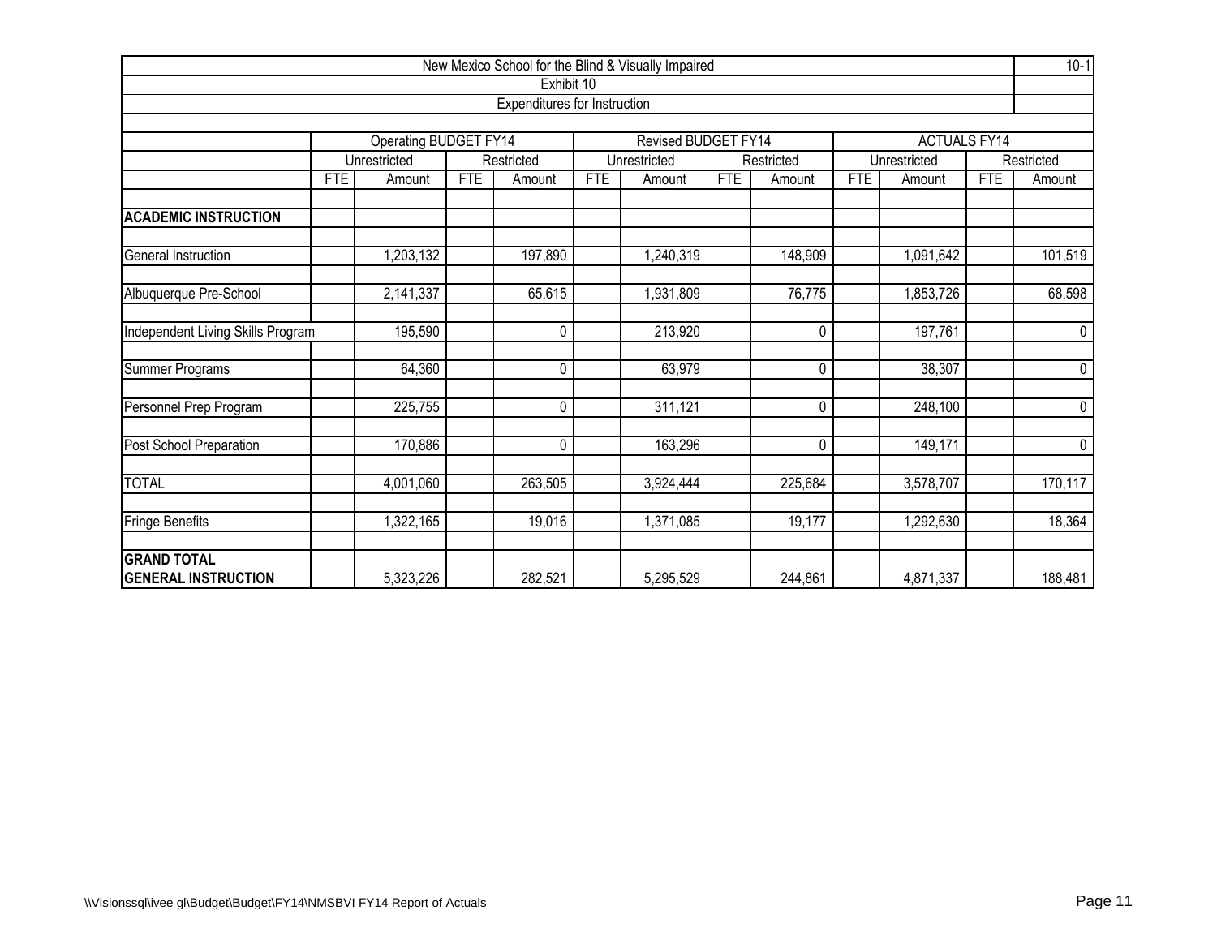New Mexico School for the Blind & Visually Impaired

Exhibit 10

Expenditures for Instruction

| | Operating BUDGET FY14 | | | | Revised BUDGET FY14 | | | | ACTUALS FY14 | | | |
|---|---|---|---|---|---|---|---|---|---|---|---|---|
| | Unrestricted | | Restricted | | Unrestricted | | Restricted | | Unrestricted | | Restricted | |
| | FTE | Amount | FTE | Amount | FTE | Amount | FTE | Amount | FTE | Amount | FTE | Amount |
| **ACADEMIC INSTRUCTION** | | | | | | | | | | | | |
| General Instruction | | 1,203,132 | | 197,890 | | 1,240,319 | | 148,909 | | 1,091,642 | | 101,519 |
| Albuquerque Pre-School | | 2,141,337 | | 65,615 | | 1,931,809 | | 76,775 | | 1,853,726 | | 68,598 |
| Independent Living Skills Program | | 195,590 | | 0 | | 213,920 | | 0 | | 197,761 | | 0 |
| Summer Programs | | 64,360 | | 0 | | 63,979 | | 0 | | 38,307 | | 0 |
| Personnel Prep Program | | 225,755 | | 0 | | 311,121 | | 0 | | 248,100 | | 0 |
| Post School Preparation | | 170,886 | | 0 | | 163,296 | | 0 | | 149,171 | | 0 |
| TOTAL | | 4,001,060 | | 263,505 | | 3,924,444 | | 225,684 | | 3,578,707 | | 170,117 |
| Fringe Benefits | | 1,322,165 | | 19,016 | | 1,371,085 | | 19,177 | | 1,292,630 | | 18,364 |
| **GRAND TOTAL GENERAL INSTRUCTION** | | 5,323,226 | | 282,521 | | 5,295,529 | | 244,861 | | 4,871,337 | | 188,481 |

\\Visionssql\ivee gl\Budget\Budget\FY14\NMSBVI FY14 Report of Actuals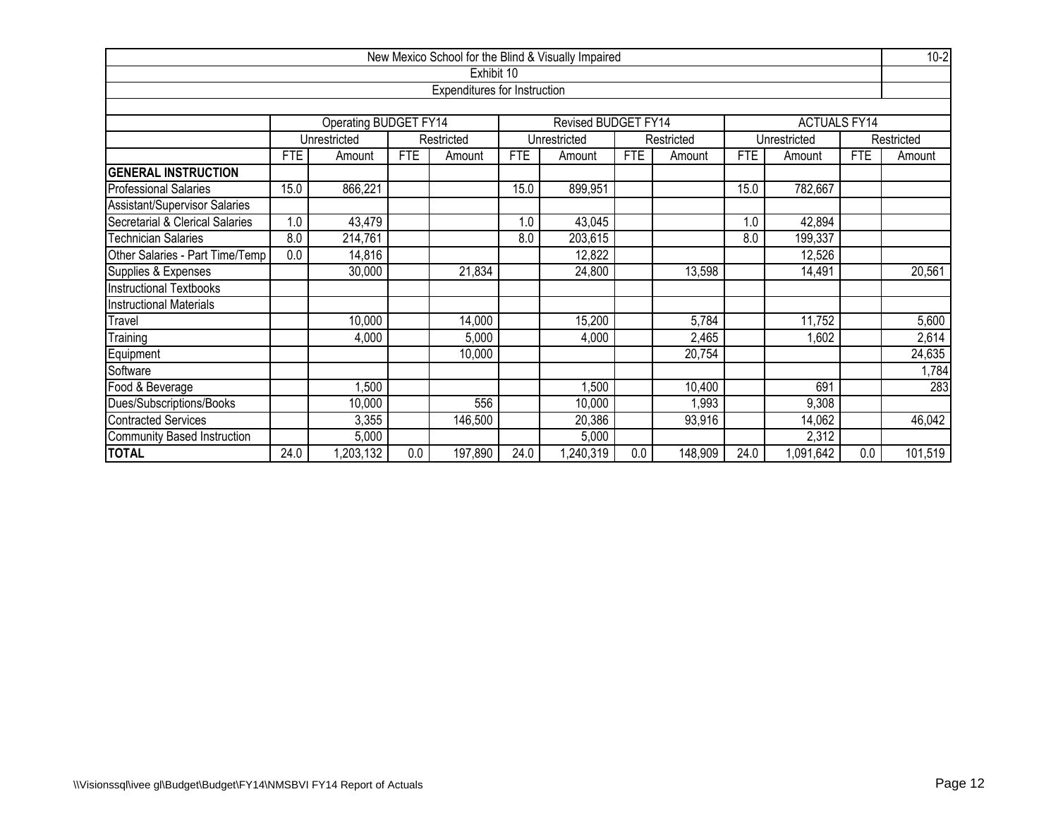New Mexico School for the Blind & Visually Impaired

10-2

Exhibit 10

Expenditures for Instruction

| | Operating BUDGET FY14 | | | | Revised BUDGET FY14 | | | | ACTUALS FY14 | | | |
|---|---|---|---|---|---|---|---|---|---|---|---|---|
| | Unrestricted | | Restricted | | Unrestricted | | Restricted | | Unrestricted | | Restricted | |
| | FTE | Amount | FTE | Amount | FTE | Amount | FTE | Amount | FTE | Amount | FTE | Amount |
| **GENERAL INSTRUCTION** | | | | | | | | | | | | |
| Professional Salaries | 15.0 | 866,221 | | | 15.0 | 899,951 | | | 15.0 | 782,667 | | |
| Assistant/Supervisor Salaries | | | | | | | | | | | | |
| Secretarial & Clerical Salaries | 1.0 | 43,479 | | | 1.0 | 43,045 | | | 1.0 | 42,894 | | |
| Technician Salaries | 8.0 | 214,761 | | | 8.0 | 203,615 | | | 8.0 | 199,337 | | |
| Other Salaries - Part Time/Temp | 0.0 | 14,816 | | | | 12,822 | | | | 12,526 | | |
| Supplies & Expenses | | 30,000 | | 21,834 | | 24,800 | | 13,598 | | 14,491 | | 20,561 |
| Instructional Textbooks | | | | | | | | | | | | |
| Instructional Materials | | | | | | | | | | | | |
| Travel | | 10,000 | | 14,000 | | 15,200 | | 5,784 | | 11,752 | | 5,600 |
| Training | | 4,000 | | 5,000 | | 4,000 | | 2,465 | | 1,602 | | 2,614 |
| Equipment | | | | 10,000 | | | | 20,754 | | | | 24,635 |
| Software | | | | | | | | | | | | 1,784 |
| Food & Beverage | | 1,500 | | | | 1,500 | | 10,400 | | 691 | | 283 |
| Dues/Subscriptions/Books | | 10,000 | | 556 | | 10,000 | | 1,993 | | 9,308 | | |
| Contracted Services | | 3,355 | | 146,500 | | 20,386 | | 93,916 | | 14,062 | | 46,042 |
| Community Based Instruction | | 5,000 | | | | 5,000 | | | | 2,312 | | |
| **TOTAL** | 24.0 | 1,203,132 | 0.0 | 197,890 | 24.0 | 1,240,319 | 0.0 | 148,909 | 24.0 | 1,091,642 | 0.0 | 101,519 |

\\Visionssql\ivee gl\Budget\Budget\FY14\NMSBVI FY14 Report of Actuals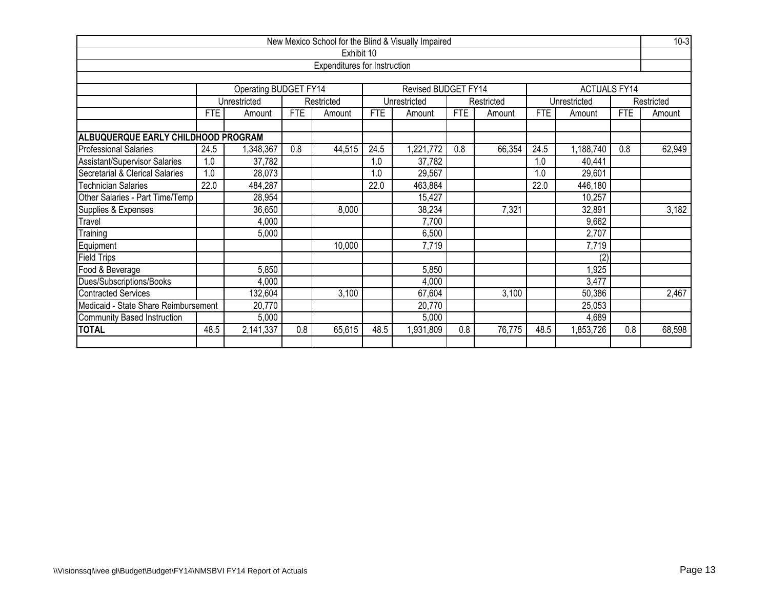New Mexico School for the Blind & Visually Impaired

10-3

Exhibit 10

Expenditures for Instruction

| | Operating BUDGET FY14 | | | | Revised BUDGET FY14 | | | | ACTUALS FY14 | | | |
|---|---|---|---|---|---|---|---|---|---|---|---|---|
| | Unrestricted | | Restricted | | Unrestricted | | Restricted | | Unrestricted | | Restricted | |
| | FTE | Amount | FTE | Amount | FTE | Amount | FTE | Amount | FTE | Amount | FTE | Amount |
| **ALBUQUERQUE EARLY CHILDHOOD PROGRAM** | | | | | | | | | | | | |
| Professional Salaries | 24.5 | 1,348,367 | 0.8 | 44,515 | 24.5 | 1,221,772 | 0.8 | 66,354 | 24.5 | 1,188,740 | 0.8 | 62,949 |
| Assistant/Supervisor Salaries | 1.0 | 37,782 | | | 1.0 | 37,782 | | | 1.0 | 40,441 | | |
| Secretarial & Clerical Salaries | 1.0 | 28,073 | | | 1.0 | 29,567 | | | 1.0 | 29,601 | | |
| Technician Salaries | 22.0 | 484,287 | | | 22.0 | 463,884 | | | 22.0 | 446,180 | | |
| Other Salaries - Part Time/Temp | | 28,954 | | | | 15,427 | | | | 10,257 | | |
| Supplies & Expenses | | 36,650 | | 8,000 | | 38,234 | | 7,321 | | 32,891 | | 3,182 |
| Travel | | 4,000 | | | | 7,700 | | | | 9,662 | | |
| Training | | 5,000 | | | | 6,500 | | | | 2,707 | | |
| Equipment | | | | 10,000 | | 7,719 | | | | 7,719 | | |
| Field Trips | | | | | | | | | | (2) | | |
| Food & Beverage | | 5,850 | | | | 5,850 | | | | 1,925 | | |
| Dues/Subscriptions/Books | | 4,000 | | | | 4,000 | | | | 3,477 | | |
| Contracted Services | | 132,604 | | 3,100 | | 67,604 | | 3,100 | | 50,386 | | 2,467 |
| Medicaid - State Share Reimbursement | | 20,770 | | | | 20,770 | | | | 25,053 | | |
| Community Based Instruction | | 5,000 | | | | 5,000 | | | | 4,689 | | |
| **TOTAL** | 48.5 | 2,141,337 | 0.8 | 65,615 | 48.5 | 1,931,809 | 0.8 | 76,775 | 48.5 | 1,853,726 | 0.8 | 68,598 |

\\Visionssql\ivee gl\Budget\Budget\FY14\NMSBVI FY14 Report of Actuals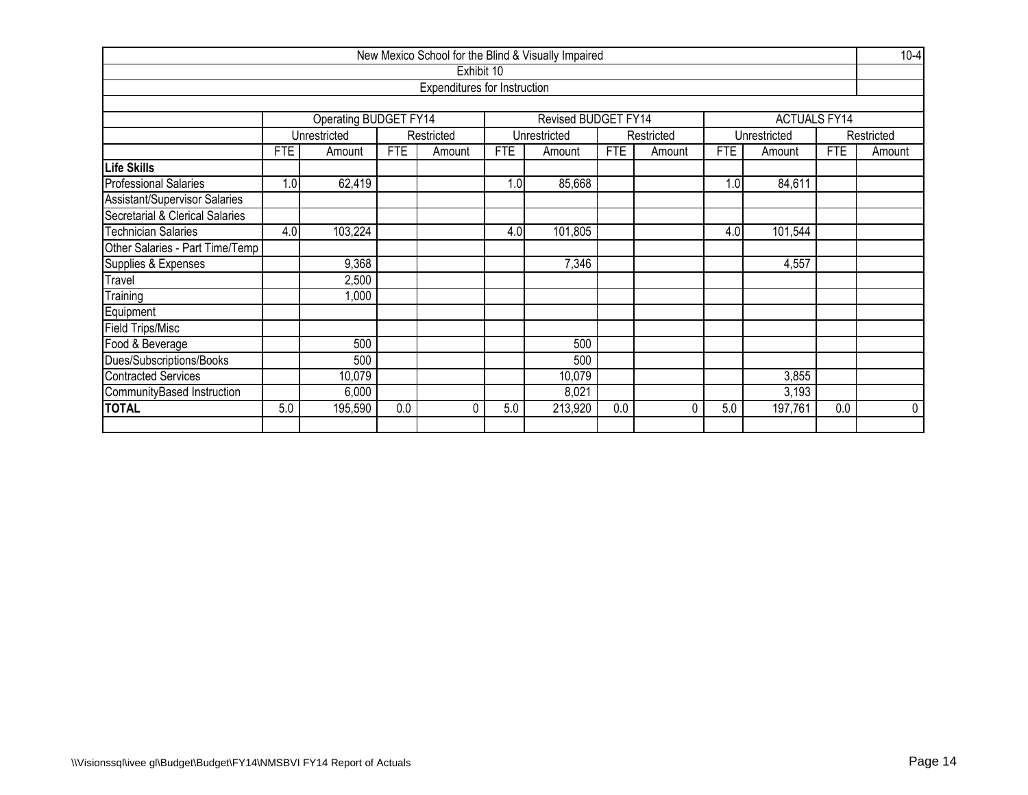New Mexico School for the Blind & Visually Impaired

Exhibit 10

Expenditures for Instruction

10-4

| | Operating BUDGET FY14 | | | | Revised BUDGET FY14 | | | | ACTUALS FY14 | | | |
|---|---|---|---|---|---|---|---|---|---|---|---|---|
| | Unrestricted | | Restricted | | Unrestricted | | Restricted | | Unrestricted | | Restricted | |
| | FTE | Amount | FTE | Amount | FTE | Amount | FTE | Amount | FTE | Amount | FTE | Amount |
| **Life Skills** | | | | | | | | | | | | |
| Professional Salaries | 1.0 | 62,419 | | | 1.0 | 85,668 | | | 1.0 | 84,611 | | |
| Assistant/Supervisor Salaries | | | | | | | | | | | | |
| Secretarial & Clerical Salaries | | | | | | | | | | | | |
| Technician Salaries | 4.0 | 103,224 | | | 4.0 | 101,805 | | | 4.0 | 101,544 | | |
| Other Salaries - Part Time/Temp | | | | | | | | | | | | |
| Supplies & Expenses | | 9,368 | | | | 7,346 | | | | 4,557 | | |
| Travel | | 2,500 | | | | | | | | | | |
| Training | | 1,000 | | | | | | | | | | |
| Equipment | | | | | | | | | | | | |
| Field Trips/Misc | | | | | | | | | | | | |
| Food & Beverage | | 500 | | | | 500 | | | | | | |
| Dues/Subscriptions/Books | | 500 | | | | 500 | | | | | | |
| Contracted Services | | 10,079 | | | | 10,079 | | | | 3,855 | | |
| CommunityBased Instruction | | 6,000 | | | | 8,021 | | | | 3,193 | | |
| **TOTAL** | 5.0 | 195,590 | 0.0 | 0 | 5.0 | 213,920 | 0.0 | 0 | 5.0 | 197,761 | 0.0 | 0 |

\\Visionssql\ivee gl\Budget\Budget\FY14\NMSBVI FY14 Report of Actuals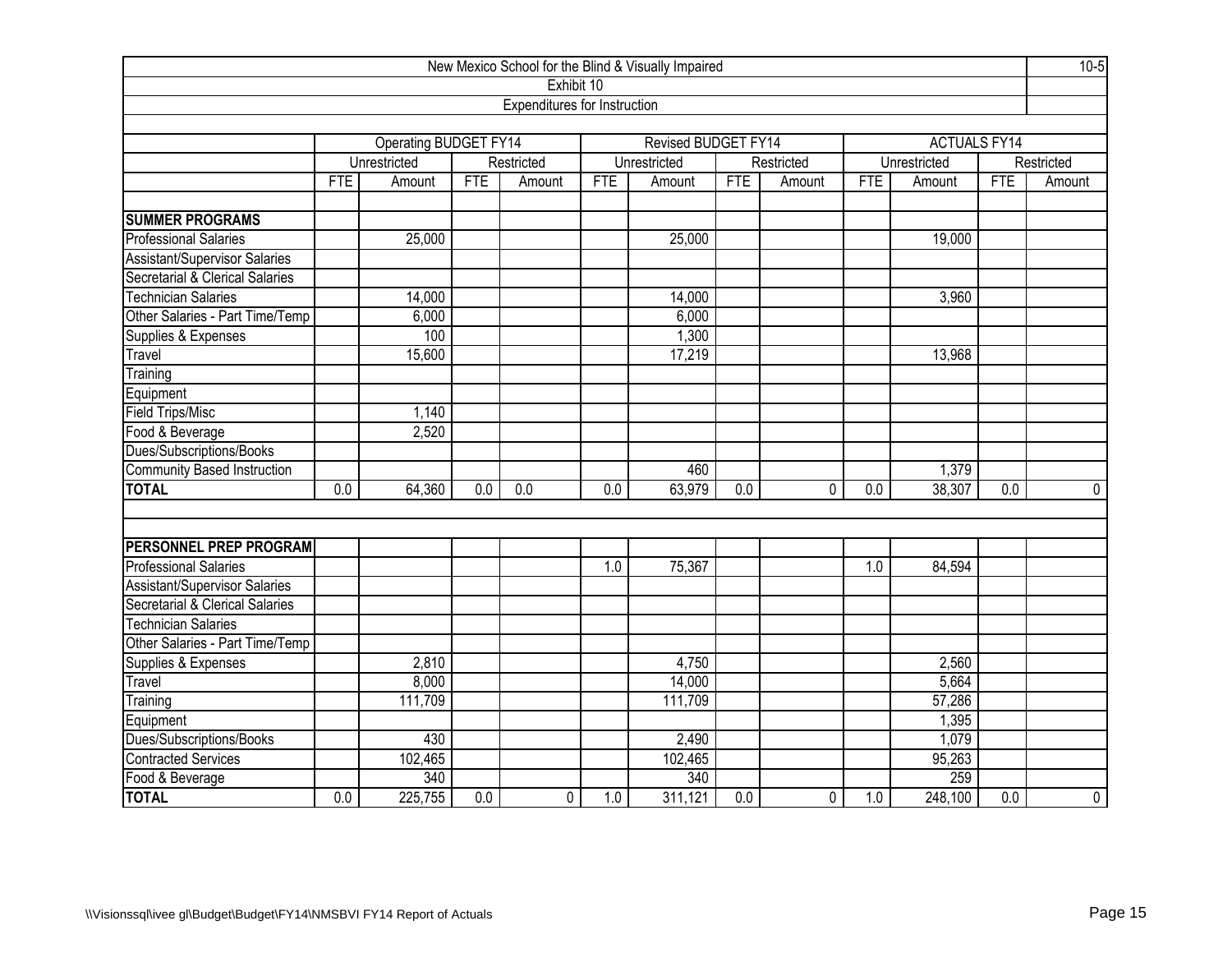New Mexico School for the Blind & Visually Impaired

10-5

Exhibit 10

Expenditures for Instruction

| | Operating BUDGET FY14 | | | | Revised BUDGET FY14 | | | | ACTUALS FY14 | | | |
|---|---|---|---|---|---|---|---|---|---|---|---|---|
| | Unrestricted | | Restricted | | Unrestricted | | Restricted | | Unrestricted | | Restricted | |
| | FTE | Amount | FTE | Amount | FTE | Amount | FTE | Amount | FTE | Amount | FTE | Amount |
| **SUMMER PROGRAMS** | | | | | | | | | | | | |
| Professional Salaries | | 25,000 | | | | 25,000 | | | | 19,000 | | |
| Assistant/Supervisor Salaries | | | | | | | | | | | | |
| Secretarial & Clerical Salaries | | | | | | | | | | | | |
| Technician Salaries | | 14,000 | | | | 14,000 | | | | 3,960 | | |
| Other Salaries - Part Time/Temp | | 6,000 | | | | 6,000 | | | | | | |
| Supplies & Expenses | | 100 | | | | 1,300 | | | | | | |
| Travel | | 15,600 | | | | 17,219 | | | | 13,968 | | |
| Training | | | | | | | | | | | | |
| Equipment | | | | | | | | | | | | |
| Field Trips/Misc | | 1,140 | | | | | | | | | | |
| Food & Beverage | | 2,520 | | | | | | | | | | |
| Dues/Subscriptions/Books | | | | | | | | | | | | |
| Community Based Instruction | | | | | | 460 | | | | 1,379 | | |
| **TOTAL** | 0.0 | 64,360 | 0.0 | 0.0 | 0.0 | 63,979 | 0.0 | 0 | 0.0 | 38,307 | 0.0 | 0 |
| | | | | | | | | | | | | |
| **PERSONNEL PREP PROGRAM** | | | | | | | | | | | | |
| Professional Salaries | | | | | 1.0 | 75,367 | | | 1.0 | 84,594 | | |
| Assistant/Supervisor Salaries | | | | | | | | | | | | |
| Secretarial & Clerical Salaries | | | | | | | | | | | | |
| Technician Salaries | | | | | | | | | | | | |
| Other Salaries - Part Time/Temp | | | | | | | | | | | | |
| Supplies & Expenses | | 2,810 | | | | 4,750 | | | | 2,560 | | |
| Travel | | 8,000 | | | | 14,000 | | | | 5,664 | | |
| Training | | 111,709 | | | | 111,709 | | | | 57,286 | | |
| Equipment | | | | | | | | | | 1,395 | | |
| Dues/Subscriptions/Books | | 430 | | | | 2,490 | | | | 1,079 | | |
| Contracted Services | | 102,465 | | | | 102,465 | | | | 95,263 | | |
| Food & Beverage | | 340 | | | | 340 | | | | 259 | | |
| **TOTAL** | 0.0 | 225,755 | 0.0 | 0 | 1.0 | 311,121 | 0.0 | 0 | 1.0 | 248,100 | 0.0 | 0 |

\\Visionssql\ivee gl\Budget\Budget\FY14\NMSBVI FY14 Report of Actuals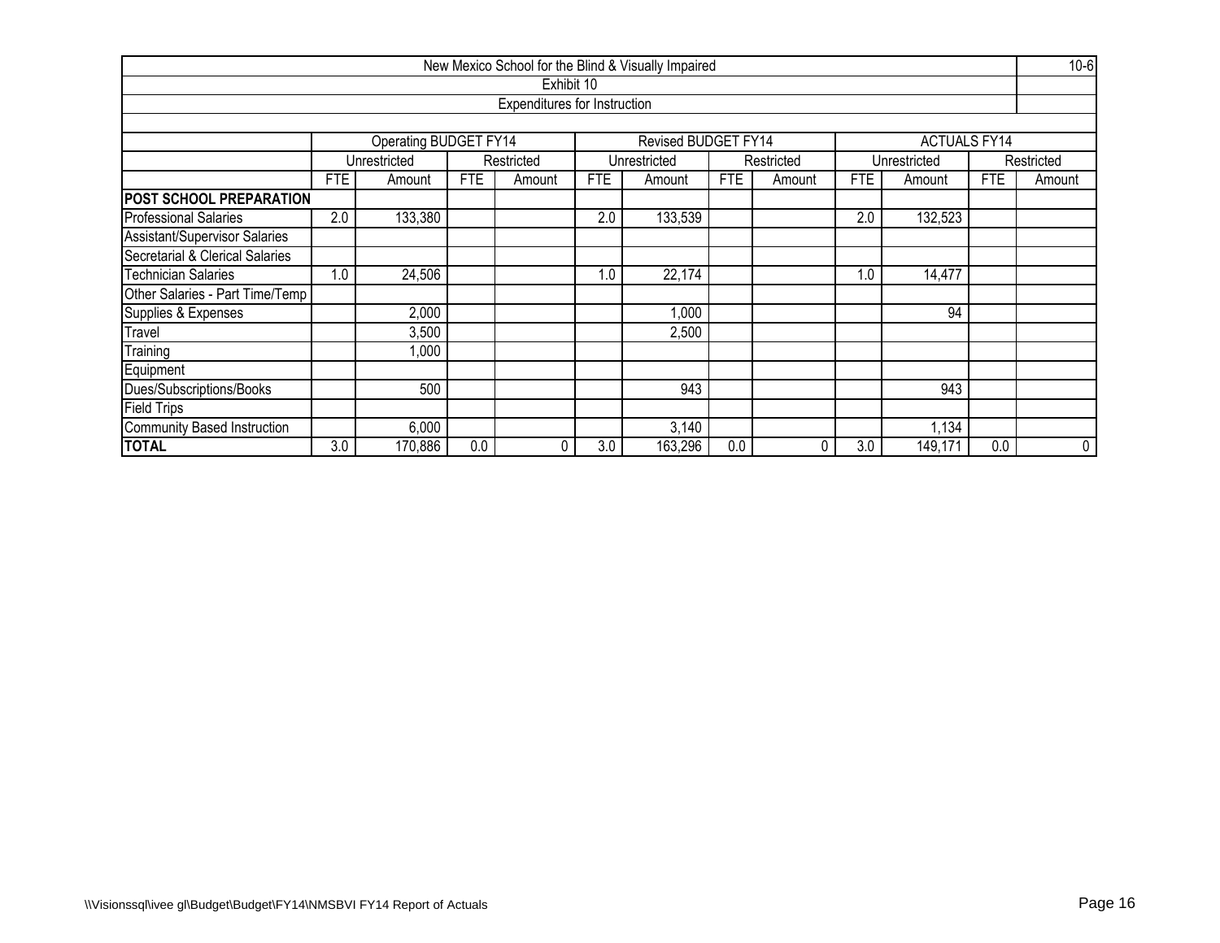New Mexico School for the Blind & Visually Impaired

Exhibit 10

Expenditures for Instruction

10-6

| | Operating BUDGET FY14 | | | | Revised BUDGET FY14 | | | | ACTUALS FY14 | | | |
|---|---|---|---|---|---|---|---|---|---|---|---|---|
| | Unrestricted | | Restricted | | Unrestricted | | Restricted | | Unrestricted | | Restricted | |
| | FTE | Amount | FTE | Amount | FTE | Amount | FTE | Amount | FTE | Amount | FTE | Amount |
| **POST SCHOOL PREPARATION** | | | | | | | | | | | | |
| Professional Salaries | 2.0 | 133,380 | | | 2.0 | 133,539 | | | 2.0 | 132,523 | | |
| Assistant/Supervisor Salaries | | | | | | | | | | | | |
| Secretarial & Clerical Salaries | | | | | | | | | | | | |
| Technician Salaries | 1.0 | 24,506 | | | 1.0 | 22,174 | | | 1.0 | 14,477 | | |
| Other Salaries - Part Time/Temp | | | | | | | | | | | | |
| Supplies & Expenses | | 2,000 | | | | 1,000 | | | | 94 | | |
| Travel | | 3,500 | | | | 2,500 | | | | | | |
| Training | | 1,000 | | | | | | | | | | |
| Equipment | | | | | | | | | | | | |
| Dues/Subscriptions/Books | | 500 | | | | 943 | | | | 943 | | |
| Field Trips | | | | | | | | | | | | |
| Community Based Instruction | | 6,000 | | | | 3,140 | | | | 1,134 | | |
| **TOTAL** | 3.0 | 170,886 | 0.0 | 0 | 3.0 | 163,296 | 0.0 | 0 | 3.0 | 149,171 | 0.0 | 0 |

\\Visionssql\ivee gl\Budget\Budget\FY14\NMSBVI FY14 Report of Actuals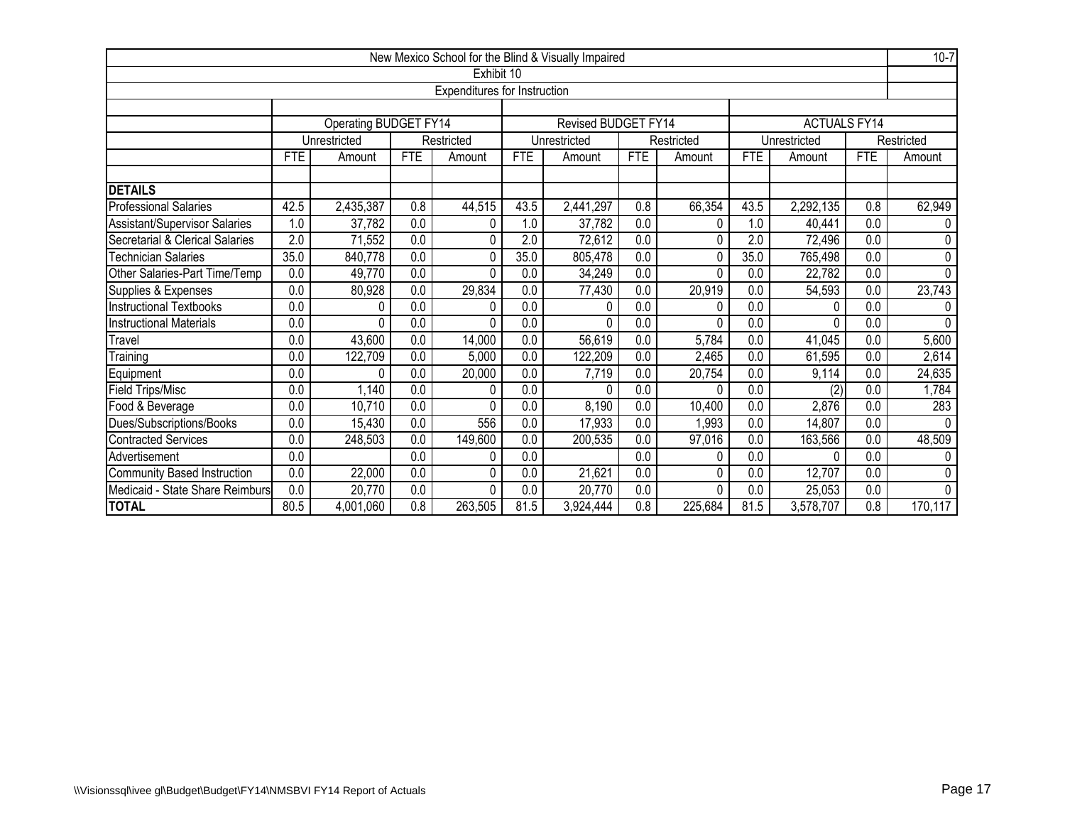New Mexico School for the Blind & Visually Impaired

10-7

Exhibit 10

Expenditures for Instruction

| | Operating BUDGET FY14 | | | | Revised BUDGET FY14 | | | | ACTUALS FY14 | | | |
|---|---|---|---|---|---|---|---|---|---|---|---|---|
| | Unrestricted | | Restricted | | Unrestricted | | Restricted | | Unrestricted | | Restricted | |
| | FTE | Amount | FTE | Amount | FTE | Amount | FTE | Amount | FTE | Amount | FTE | Amount |
| **DETAILS** | | | | | | | | | | | | |
| Professional Salaries | 42.5 | 2,435,387 | 0.8 | 44,515 | 43.5 | 2,441,297 | 0.8 | 66,354 | 43.5 | 2,292,135 | 0.8 | 62,949 |
| Assistant/Supervisor Salaries | 1.0 | 37,782 | 0.0 | 0 | 1.0 | 37,782 | 0.0 | 0 | 1.0 | 40,441 | 0.0 | 0 |
| Secretarial & Clerical Salaries | 2.0 | 71,552 | 0.0 | 0 | 2.0 | 72,612 | 0.0 | 0 | 2.0 | 72,496 | 0.0 | 0 |
| Technician Salaries | 35.0 | 840,778 | 0.0 | 0 | 35.0 | 805,478 | 0.0 | 0 | 35.0 | 765,498 | 0.0 | 0 |
| Other Salaries-Part Time/Temp | 0.0 | 49,770 | 0.0 | 0 | 0.0 | 34,249 | 0.0 | 0 | 0.0 | 22,782 | 0.0 | 0 |
| Supplies & Expenses | 0.0 | 80,928 | 0.0 | 29,834 | 0.0 | 77,430 | 0.0 | 20,919 | 0.0 | 54,593 | 0.0 | 23,743 |
| Instructional Textbooks | 0.0 | 0 | 0.0 | 0 | 0.0 | 0 | 0.0 | 0 | 0.0 | 0 | 0.0 | 0 |
| Instructional Materials | 0.0 | 0 | 0.0 | 0 | 0.0 | 0 | 0.0 | 0 | 0.0 | 0 | 0.0 | 0 |
| Travel | 0.0 | 43,600 | 0.0 | 14,000 | 0.0 | 56,619 | 0.0 | 5,784 | 0.0 | 41,045 | 0.0 | 5,600 |
| Training | 0.0 | 122,709 | 0.0 | 5,000 | 0.0 | 122,209 | 0.0 | 2,465 | 0.0 | 61,595 | 0.0 | 2,614 |
| Equipment | 0.0 | 0 | 0.0 | 20,000 | 0.0 | 7,719 | 0.0 | 20,754 | 0.0 | 9,114 | 0.0 | 24,635 |
| Field Trips/Misc | 0.0 | 1,140 | 0.0 | 0 | 0.0 | 0 | 0.0 | 0 | 0.0 | (2) | 0.0 | 1,784 |
| Food & Beverage | 0.0 | 10,710 | 0.0 | 0 | 0.0 | 8,190 | 0.0 | 10,400 | 0.0 | 2,876 | 0.0 | 283 |
| Dues/Subscriptions/Books | 0.0 | 15,430 | 0.0 | 556 | 0.0 | 17,933 | 0.0 | 1,993 | 0.0 | 14,807 | 0.0 | 0 |
| Contracted Services | 0.0 | 248,503 | 0.0 | 149,600 | 0.0 | 200,535 | 0.0 | 97,016 | 0.0 | 163,566 | 0.0 | 48,509 |
| Advertisement | 0.0 | | 0.0 | 0 | 0.0 | | 0.0 | 0 | 0.0 | 0 | 0.0 | 0 |
| Community Based Instruction | 0.0 | 22,000 | 0.0 | 0 | 0.0 | 21,621 | 0.0 | 0 | 0.0 | 12,707 | 0.0 | 0 |
| Medicaid - State Share Reimburs | 0.0 | 20,770 | 0.0 | 0 | 0.0 | 20,770 | 0.0 | 0 | 0.0 | 25,053 | 0.0 | 0 |
| **TOTAL** | 80.5 | 4,001,060 | 0.8 | 263,505 | 81.5 | 3,924,444 | 0.8 | 225,684 | 81.5 | 3,578,707 | 0.8 | 170,117 |

\\Visionssql\ivee gl\Budget\Budget\FY14\NMSBVI FY14 Report of Actuals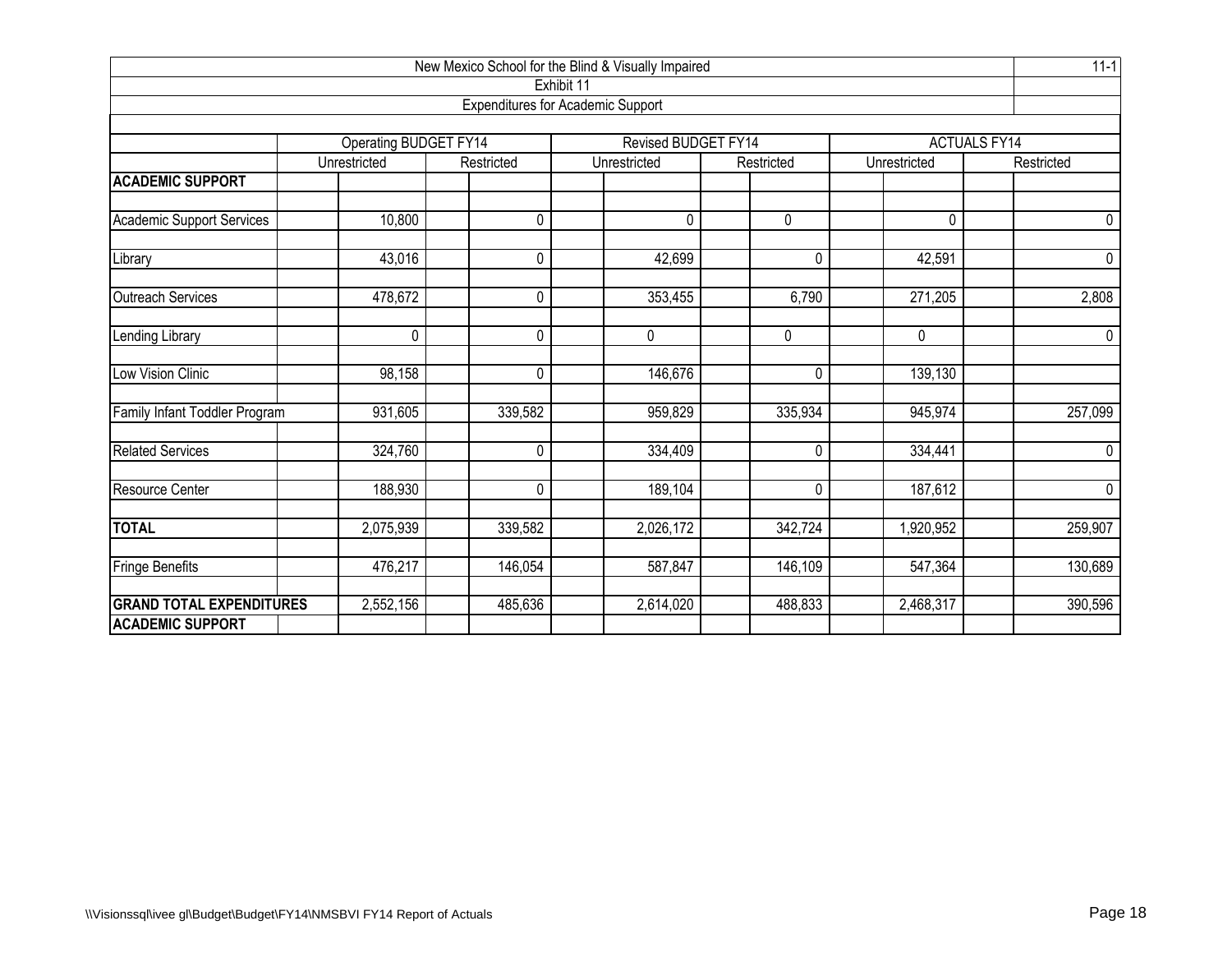New Mexico School for the Blind & Visually Impaired

11-1

Exhibit 11

Expenditures for Academic Support

| | Operating BUDGET FY14 | | Revised BUDGET FY14 | | ACTUALS FY14 | |
|---|---|---|---|---|---|---|
| | Unrestricted | Restricted | Unrestricted | Restricted | Unrestricted | Restricted |
| **ACADEMIC SUPPORT** | | | | | | |
| Academic Support Services | 10,800 | 0 | 0 | 0 | 0 | 0 |
| Library | 43,016 | 0 | 42,699 | 0 | 42,591 | 0 |
| Outreach Services | 478,672 | 0 | 353,455 | 6,790 | 271,205 | 2,808 |
| Lending Library | 0 | 0 | 0 | 0 | 0 | 0 |
| Low Vision Clinic | 98,158 | 0 | 146,676 | 0 | 139,130 | |
| Family Infant Toddler Program | 931,605 | 339,582 | 959,829 | 335,934 | 945,974 | 257,099 |
| Related Services | 324,760 | 0 | 334,409 | 0 | 334,441 | 0 |
| Resource Center | 188,930 | 0 | 189,104 | 0 | 187,612 | 0 |
| **TOTAL** | 2,075,939 | 339,582 | 2,026,172 | 342,724 | 1,920,952 | 259,907 |
| Fringe Benefits | 476,217 | 146,054 | 587,847 | 146,109 | 547,364 | 130,689 |
| **GRAND TOTAL EXPENDITURES** | 2,552,156 | 485,636 | 2,614,020 | 488,833 | 2,468,317 | 390,596 |
| **ACADEMIC SUPPORT** | | | | | | |

\\Visionssql\ivee gl\Budget\Budget\FY14\NMSBVI FY14 Report of Actuals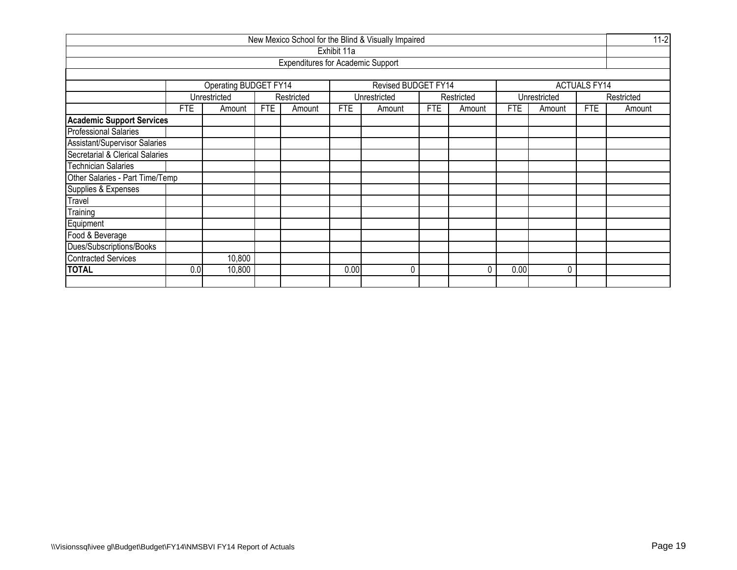| New Mexico School for the Blind & Visually Impaired | | | | | | | | | | | | | 11-2 |
|---|---|---|---|---|---|---|---|---|---|---|---|---|---|
| Exhibit 11a | | | | | | | | | | | | | |
| Expenditures for Academic Support | | | | | | | | | | | | | |
| | Operating BUDGET FY14 | | | | Revised BUDGET FY14 | | | | ACTUALS FY14 | | | | |
| | Unrestricted | | Restricted | | Unrestricted | | Restricted | | Unrestricted | | Restricted | | |
| | FTE | Amount | FTE | Amount | FTE | Amount | FTE | Amount | FTE | Amount | FTE | Amount | |
| **Academic Support Services** | | | | | | | | | | | | | |
| Professional Salaries | | | | | | | | | | | | | |
| Assistant/Supervisor Salaries | | | | | | | | | | | | | |
| Secretarial & Clerical Salaries | | | | | | | | | | | | | |
| Technician Salaries | | | | | | | | | | | | | |
| Other Salaries - Part Time/Temp | | | | | | | | | | | | | |
| Supplies & Expenses | | | | | | | | | | | | | |
| Travel | | | | | | | | | | | | | |
| Training | | | | | | | | | | | | | |
| Equipment | | | | | | | | | | | | | |
| Food & Beverage | | | | | | | | | | | | | |
| Dues/Subscriptions/Books | | | | | | | | | | | | | |
| Contracted Services | | 10,800 | | | | | | | | | | | |
| **TOTAL** | 0.0 | 10,800 | | | 0.00 | 0 | | 0 | 0.00 | 0 | | | |

\\Visionssql\ivee gl\Budget\Budget\FY14\NMSBVI FY14 Report of Actuals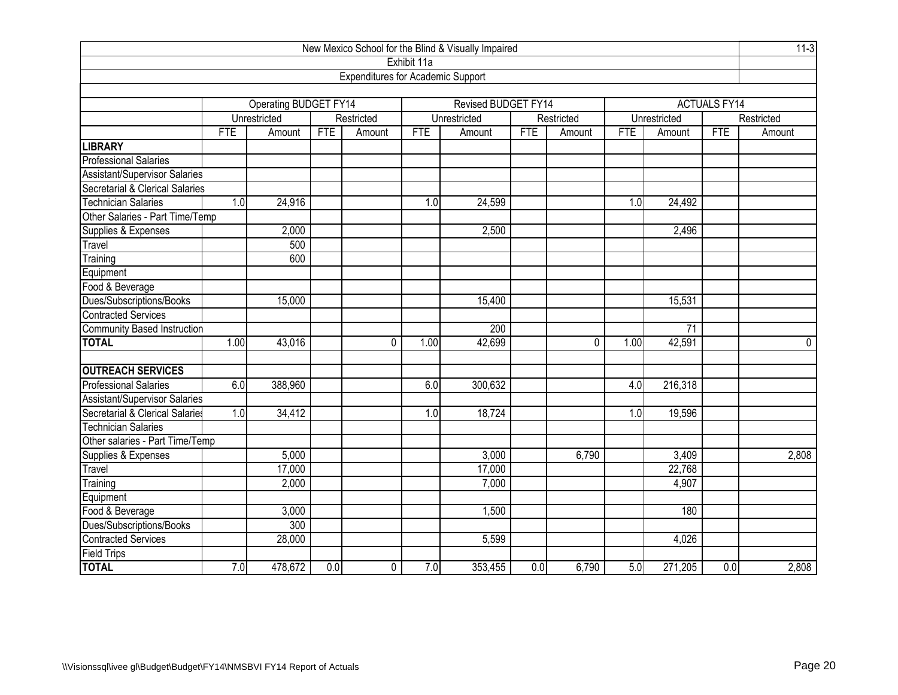New Mexico School for the Blind & Visually Impaired

Exhibit 11a

Expenditures for Academic Support

| | Operating BUDGET FY14 | | | | Revised BUDGET FY14 | | | | ACTUALS FY14 | | | |
|---|---|---|---|---|---|---|---|---|---|---|---|---|
| | Unrestricted | | Restricted | | Unrestricted | | Restricted | | Unrestricted | | Restricted | |
| | FTE | Amount | FTE | Amount | FTE | Amount | FTE | Amount | FTE | Amount | FTE | Amount |
| **LIBRARY** | | | | | | | | | | | | |
| Professional Salaries | | | | | | | | | | | | |
| Assistant/Supervisor Salaries | | | | | | | | | | | | |
| Secretarial & Clerical Salaries | | | | | | | | | | | | |
| Technician Salaries | 1.0 | 24,916 | | | 1.0 | 24,599 | | | 1.0 | 24,492 | | |
| Other Salaries - Part Time/Temp | | | | | | | | | | | | |
| Supplies & Expenses | | 2,000 | | | | 2,500 | | | | 2,496 | | |
| Travel | | 500 | | | | | | | | | | |
| Training | | 600 | | | | | | | | | | |
| Equipment | | | | | | | | | | | | |
| Food & Beverage | | | | | | | | | | | | |
| Dues/Subscriptions/Books | | 15,000 | | | | 15,400 | | | | 15,531 | | |
| Contracted Services | | | | | | | | | | | | |
| Community Based Instruction | | | | | | 200 | | | | 71 | | |
| **TOTAL** | 1.00 | 43,016 | | 0 | 1.00 | 42,699 | | 0 | 1.00 | 42,591 | | 0 |
| | | | | | | | | | | | | |
| **OUTREACH SERVICES** | | | | | | | | | | | | |
| Professional Salaries | 6.0 | 388,960 | | | 6.0 | 300,632 | | | 4.0 | 216,318 | | |
| Assistant/Supervisor Salaries | | | | | | | | | | | | |
| Secretarial & Clerical Salaries | 1.0 | 34,412 | | | 1.0 | 18,724 | | | 1.0 | 19,596 | | |
| Technician Salaries | | | | | | | | | | | | |
| Other salaries - Part Time/Temp | | | | | | | | | | | | |
| Supplies & Expenses | | 5,000 | | | | 3,000 | | 6,790 | | 3,409 | | 2,808 |
| Travel | | 17,000 | | | | 17,000 | | | | 22,768 | | |
| Training | | 2,000 | | | | 7,000 | | | | 4,907 | | |
| Equipment | | | | | | | | | | | | |
| Food & Beverage | | 3,000 | | | | 1,500 | | | | 180 | | |
| Dues/Subscriptions/Books | | 300 | | | | | | | | | | |
| Contracted Services | | 28,000 | | | | 5,599 | | | | 4,026 | | |
| Field Trips | | | | | | | | | | | | |
| **TOTAL** | 7.0 | 478,672 | 0.0 | 0 | 7.0 | 353,455 | 0.0 | 6,790 | 5.0 | 271,205 | 0.0 | 2,808 |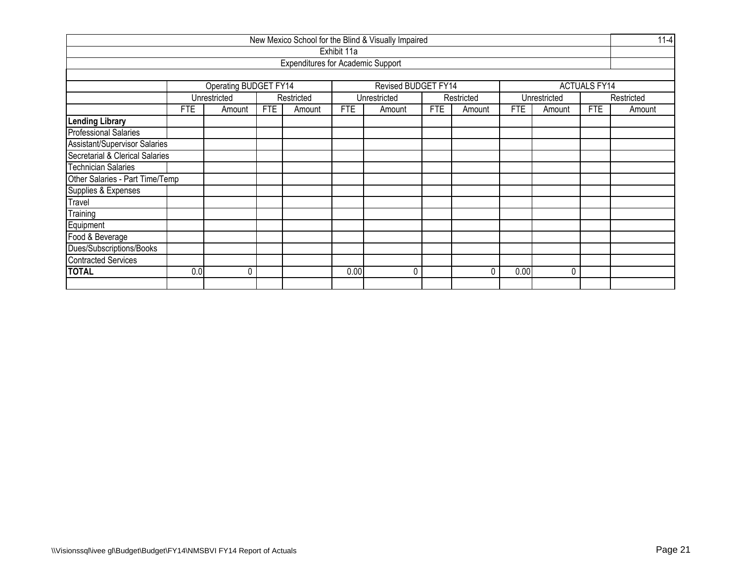| New Mexico School for the Blind & Visually Impaired | | | | | | | | | | | | | 11-4 |
|---|---|---|---|---|---|---|---|---|---|---|---|---|---|
| Exhibit 11a | | | | | | | | | | | | | |
| Expenditures for Academic Support | | | | | | | | | | | | | |
| | Operating BUDGET FY14 | | | | Revised BUDGET FY14 | | | | ACTUALS FY14 | | | | |
| | Unrestricted | | Restricted | | Unrestricted | | Restricted | | Unrestricted | | Restricted | | |
| | FTE | Amount | FTE | Amount | FTE | Amount | FTE | Amount | FTE | Amount | FTE | Amount | |
| **Lending Library** | | | | | | | | | | | | | |
| Professional Salaries | | | | | | | | | | | | | |
| Assistant/Supervisor Salaries | | | | | | | | | | | | | |
| Secretarial & Clerical Salaries | | | | | | | | | | | | | |
| Technician Salaries | | | | | | | | | | | | | |
| Other Salaries - Part Time/Temp | | | | | | | | | | | | | |
| Supplies & Expenses | | | | | | | | | | | | | |
| Travel | | | | | | | | | | | | | |
| Training | | | | | | | | | | | | | |
| Equipment | | | | | | | | | | | | | |
| Food & Beverage | | | | | | | | | | | | | |
| Dues/Subscriptions/Books | | | | | | | | | | | | | |
| Contracted Services | | | | | | | | | | | | | |
| **TOTAL** | 0.0 | 0 | | | 0.00 | 0 | | 0 | 0.00 | 0 | | | |
| | | | | | | | | | | | | | |

\\Visionssql\ivee gl\Budget\Budget\FY14\NMSBVI FY14 Report of Actuals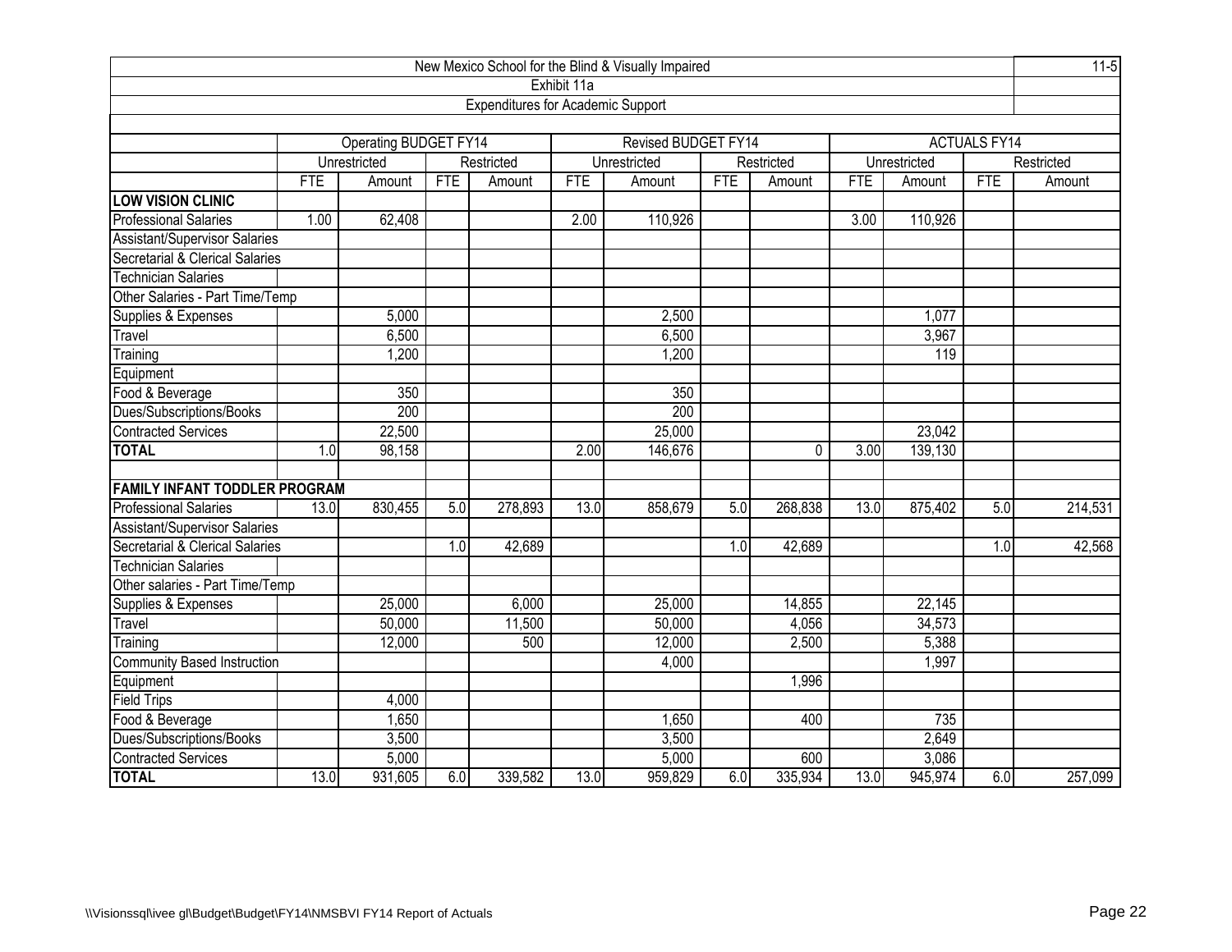New Mexico School for the Blind & Visually Impaired

11-5

Exhibit 11a

Expenditures for Academic Support

| | Operating BUDGET FY14 | | | | Revised BUDGET FY14 | | | | ACTUALS FY14 | | | |
|---|---|---|---|---|---|---|---|---|---|---|---|---|
| | Unrestricted | | Restricted | | Unrestricted | | Restricted | | Unrestricted | | Restricted | |
| | FTE | Amount | FTE | Amount | FTE | Amount | FTE | Amount | FTE | Amount | FTE | Amount |
| **LOW VISION CLINIC** | | | | | | | | | | | | |
| Professional Salaries | 1.00 | 62,408 | | | 2.00 | 110,926 | | | 3.00 | 110,926 | | |
| Assistant/Supervisor Salaries | | | | | | | | | | | | |
| Secretarial & Clerical Salaries | | | | | | | | | | | | |
| Technician Salaries | | | | | | | | | | | | |
| Other Salaries - Part Time/Temp | | | | | | | | | | | | |
| Supplies & Expenses | | 5,000 | | | | 2,500 | | | | 1,077 | | |
| Travel | | 6,500 | | | | 6,500 | | | | 3,967 | | |
| Training | | 1,200 | | | | 1,200 | | | | 119 | | |
| Equipment | | | | | | | | | | | | |
| Food & Beverage | | 350 | | | | 350 | | | | | | |
| Dues/Subscriptions/Books | | 200 | | | | 200 | | | | | | |
| Contracted Services | | 22,500 | | | | 25,000 | | | | 23,042 | | |
| **TOTAL** | 1.0 | 98,158 | | | 2.00 | 146,676 | | 0 | 3.00 | 139,130 | | |
| | | | | | | | | | | | | |
| **FAMILY INFANT TODDLER PROGRAM** | | | | | | | | | | | | |
| Professional Salaries | 13.0 | 830,455 | 5.0 | 278,893 | 13.0 | 858,679 | 5.0 | 268,838 | 13.0 | 875,402 | 5.0 | 214,531 |
| Assistant/Supervisor Salaries | | | | | | | | | | | | |
| Secretarial & Clerical Salaries | | | 1.0 | 42,689 | | | 1.0 | 42,689 | | | 1.0 | 42,568 |
| Technician Salaries | | | | | | | | | | | | |
| Other salaries - Part Time/Temp | | | | | | | | | | | | |
| Supplies & Expenses | | 25,000 | | 6,000 | | 25,000 | | 14,855 | | 22,145 | | |
| Travel | | 50,000 | | 11,500 | | 50,000 | | 4,056 | | 34,573 | | |
| Training | | 12,000 | | 500 | | 12,000 | | 2,500 | | 5,388 | | |
| Community Based Instruction | | | | | | 4,000 | | | | 1,997 | | |
| Equipment | | | | | | | | 1,996 | | | | |
| Field Trips | | 4,000 | | | | | | | | | | |
| Food & Beverage | | 1,650 | | | | 1,650 | | 400 | | 735 | | |
| Dues/Subscriptions/Books | | 3,500 | | | | 3,500 | | | | 2,649 | | |
| Contracted Services | | 5,000 | | | | 5,000 | | 600 | | 3,086 | | |
| **TOTAL** | 13.0 | 931,605 | 6.0 | 339,582 | 13.0 | 959,829 | 6.0 | 335,934 | 13.0 | 945,974 | 6.0 | 257,099 |

\\Visionssql\ivee gl\Budget\Budget\FY14\NMSBVI FY14 Report of Actuals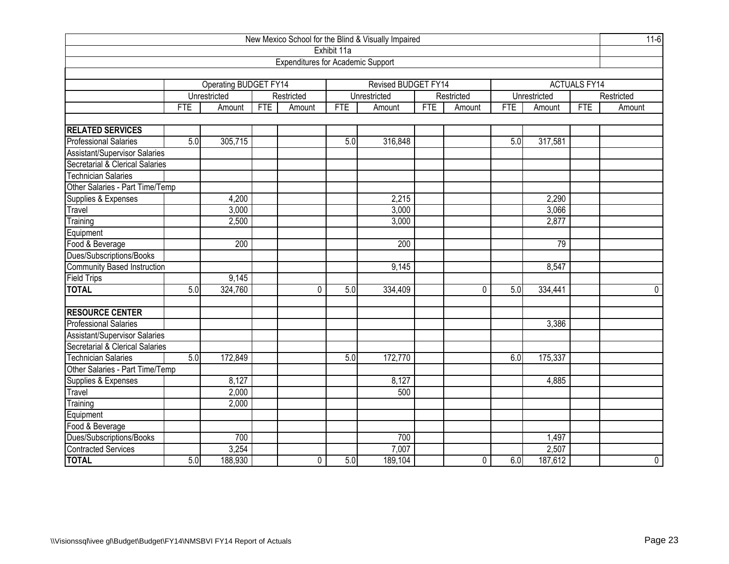| New Mexico School for the Blind & Visually Impaired | | | | | | | | | | | | | 11-6 |
|---|---|---|---|---|---|---|---|---|---|---|---|---|---|
| Exhibit 11a | | | | | | | | | | | | | |
| Expenditures for Academic Support | | | | | | | | | | | | | |
| | Operating BUDGET FY14 | | | | Revised BUDGET FY14 | | | | ACTUALS FY14 | | | | |
| | Unrestricted | | Restricted | | Unrestricted | | Restricted | | Unrestricted | | Restricted | | |
| | FTE | Amount | FTE | Amount | FTE | Amount | FTE | Amount | FTE | Amount | FTE | Amount | |
| **RELATED SERVICES** | | | | | | | | | | | | | |
| Professional Salaries | 5.0 | 305,715 | | | 5.0 | 316,848 | | | 5.0 | 317,581 | | | |
| Assistant/Supervisor Salaries | | | | | | | | | | | | | |
| Secretarial & Clerical Salaries | | | | | | | | | | | | | |
| Technician Salaries | | | | | | | | | | | | | |
| Other Salaries - Part Time/Temp | | | | | | | | | | | | | |
| Supplies & Expenses | | 4,200 | | | | 2,215 | | | | 2,290 | | | |
| Travel | | 3,000 | | | | 3,000 | | | | 3,066 | | | |
| Training | | 2,500 | | | | 3,000 | | | | 2,877 | | | |
| Equipment | | | | | | | | | | | | | |
| Food & Beverage | | 200 | | | | 200 | | | | 79 | | | |
| Dues/Subscriptions/Books | | | | | | | | | | | | | |
| Community Based Instruction | | | | | | 9,145 | | | | 8,547 | | | |
| Field Trips | | 9,145 | | | | | | | | | | | |
| **TOTAL** | 5.0 | 324,760 | | 0 | 5.0 | 334,409 | | 0 | 5.0 | 334,441 | | 0 | |
| **RESOURCE CENTER** | | | | | | | | | | | | | |
| Professional Salaries | | | | | | | | | | 3,386 | | | |
| Assistant/Supervisor Salaries | | | | | | | | | | | | | |
| Secretarial & Clerical Salaries | | | | | | | | | | | | | |
| Technician Salaries | 5.0 | 172,849 | | | 5.0 | 172,770 | | | 6.0 | 175,337 | | | |
| Other Salaries - Part Time/Temp | | | | | | | | | | | | | |
| Supplies & Expenses | | 8,127 | | | | 8,127 | | | | 4,885 | | | |
| Travel | | 2,000 | | | | 500 | | | | | | | |
| Training | | 2,000 | | | | | | | | | | | |
| Equipment | | | | | | | | | | | | | |
| Food & Beverage | | | | | | | | | | | | | |
| Dues/Subscriptions/Books | | 700 | | | | 700 | | | | 1,497 | | | |
| Contracted Services | | 3,254 | | | | 7,007 | | | | 2,507 | | | |
| **TOTAL** | 5.0 | 188,930 | | 0 | 5.0 | 189,104 | | 0 | 6.0 | 187,612 | | 0 | |

\\Visionssql\ivee gl\Budget\Budget\FY14\NMSBVI FY14 Report of Actuals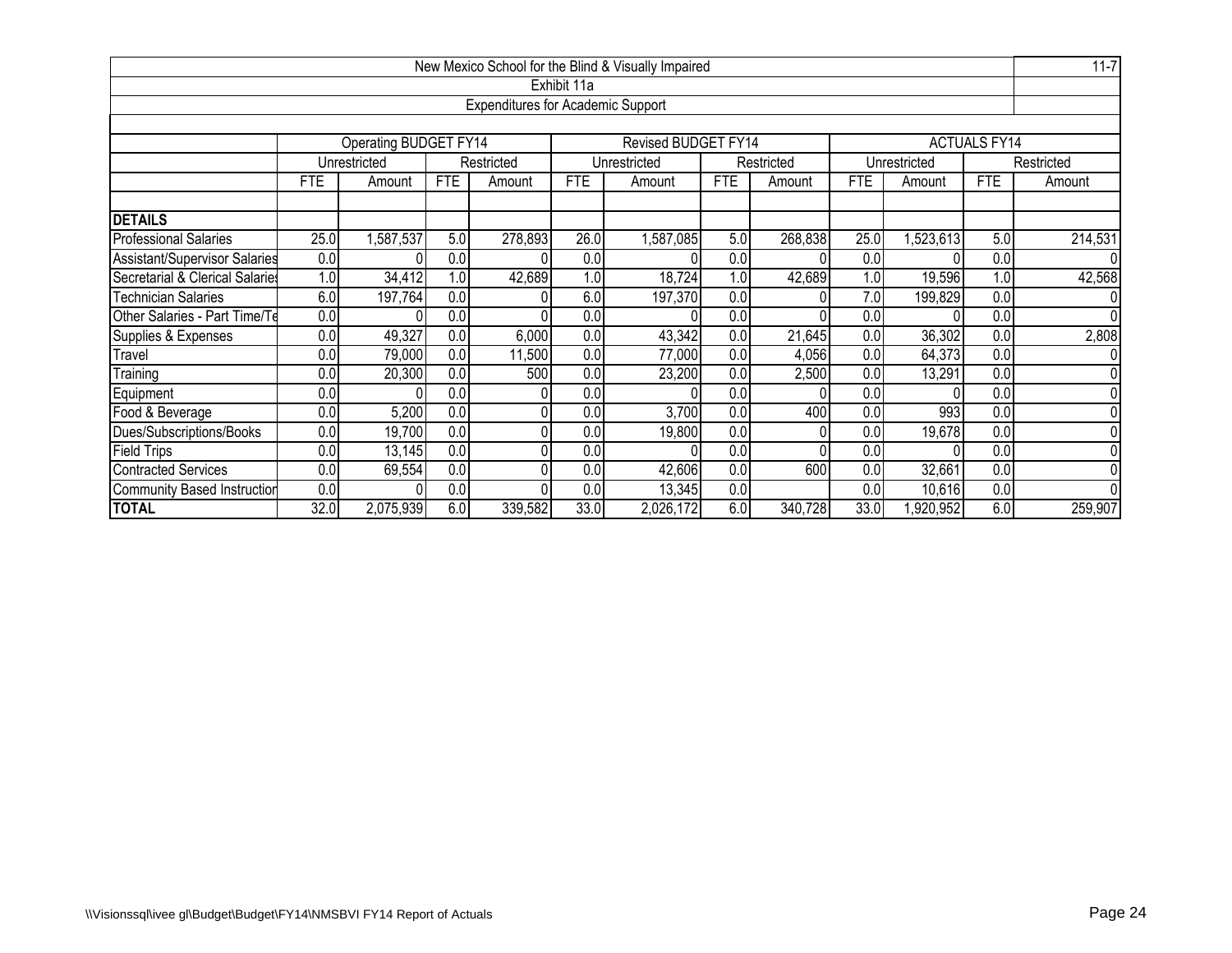New Mexico School for the Blind & Visually Impaired

11-7

Exhibit 11a

Expenditures for Academic Support

| | Operating BUDGET FY14 | | | | Revised BUDGET FY14 | | | | ACTUALS FY14 | | | |
|---|---|---|---|---|---|---|---|---|---|---|---|---|
| | Unrestricted | | Restricted | | Unrestricted | | Restricted | | Unrestricted | | Restricted | |
| | FTE | Amount | FTE | Amount | FTE | Amount | FTE | Amount | FTE | Amount | FTE | Amount |
| **DETAILS** | | | | | | | | | | | | |
| Professional Salaries | 25.0 | 1,587,537 | 5.0 | 278,893 | 26.0 | 1,587,085 | 5.0 | 268,838 | 25.0 | 1,523,613 | 5.0 | 214,531 |
| Assistant/Supervisor Salaries | 0.0 | 0 | 0.0 | 0 | 0.0 | 0 | 0.0 | 0 | 0.0 | 0 | 0.0 | 0 |
| Secretarial & Clerical Salaries | 1.0 | 34,412 | 1.0 | 42,689 | 1.0 | 18,724 | 1.0 | 42,689 | 1.0 | 19,596 | 1.0 | 42,568 |
| Technician Salaries | 6.0 | 197,764 | 0.0 | 0 | 6.0 | 197,370 | 0.0 | 0 | 7.0 | 199,829 | 0.0 | 0 |
| Other Salaries - Part Time/Te | 0.0 | 0 | 0.0 | 0 | 0.0 | 0 | 0.0 | 0 | 0.0 | 0 | 0.0 | 0 |
| Supplies & Expenses | 0.0 | 49,327 | 0.0 | 6,000 | 0.0 | 43,342 | 0.0 | 21,645 | 0.0 | 36,302 | 0.0 | 2,808 |
| Travel | 0.0 | 79,000 | 0.0 | 11,500 | 0.0 | 77,000 | 0.0 | 4,056 | 0.0 | 64,373 | 0.0 | 0 |
| Training | 0.0 | 20,300 | 0.0 | 500 | 0.0 | 23,200 | 0.0 | 2,500 | 0.0 | 13,291 | 0.0 | 0 |
| Equipment | 0.0 | 0 | 0.0 | 0 | 0.0 | 0 | 0.0 | 0 | 0.0 | 0 | 0.0 | 0 |
| Food & Beverage | 0.0 | 5,200 | 0.0 | 0 | 0.0 | 3,700 | 0.0 | 400 | 0.0 | 993 | 0.0 | 0 |
| Dues/Subscriptions/Books | 0.0 | 19,700 | 0.0 | 0 | 0.0 | 19,800 | 0.0 | 0 | 0.0 | 19,678 | 0.0 | 0 |
| Field Trips | 0.0 | 13,145 | 0.0 | 0 | 0.0 | 0 | 0.0 | 0 | 0.0 | 0 | 0.0 | 0 |
| Contracted Services | 0.0 | 69,554 | 0.0 | 0 | 0.0 | 42,606 | 0.0 | 600 | 0.0 | 32,661 | 0.0 | 0 |
| Community Based Instruction | 0.0 | 0 | 0.0 | 0 | 0.0 | 13,345 | 0.0 | | 0.0 | 10,616 | 0.0 | 0 |
| **TOTAL** | 32.0 | 2,075,939 | 6.0 | 339,582 | 33.0 | 2,026,172 | 6.0 | 340,728 | 33.0 | 1,920,952 | 6.0 | 259,907 |

\\Visionssql\ivee gl\Budget\Budget\FY14\NMSBVI FY14 Report of Actuals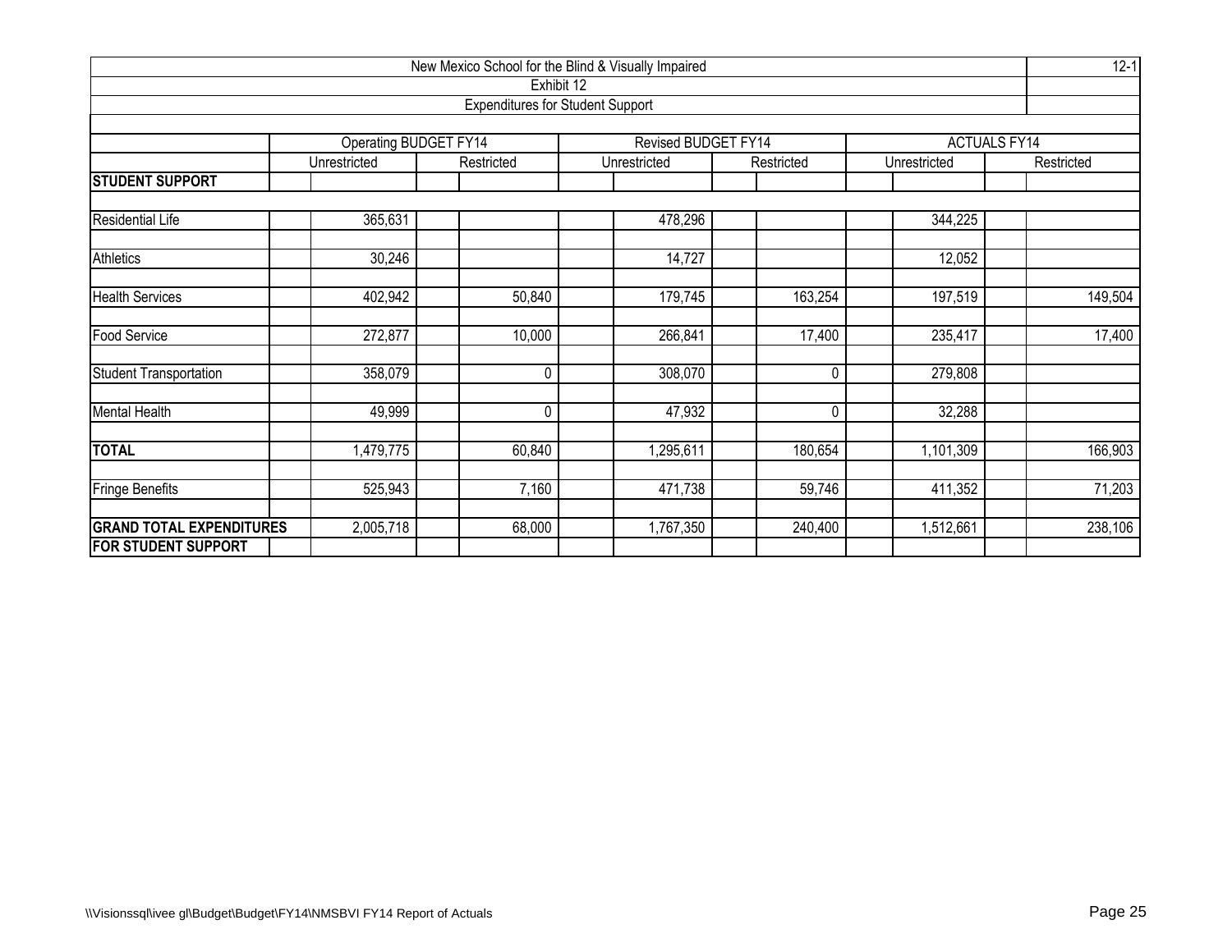New Mexico School for the Blind & Visually Impaired

Exhibit 12

Expenditures for Student Support

| | Operating BUDGET FY14 | | Revised BUDGET FY14 | | ACTUALS FY14 | |
|---|---|---|---|---|---|---|
| | Unrestricted | Restricted | Unrestricted | Restricted | Unrestricted | Restricted |
| **STUDENT SUPPORT** | | | | | | |
| Residential Life | 365,631 | | 478,296 | | 344,225 | |
| Athletics | 30,246 | | 14,727 | | 12,052 | |
| Health Services | 402,942 | 50,840 | 179,745 | 163,254 | 197,519 | 149,504 |
| Food Service | 272,877 | 10,000 | 266,841 | 17,400 | 235,417 | 17,400 |
| Student Transportation | 358,079 | 0 | 308,070 | 0 | 279,808 | |
| Mental Health | 49,999 | 0 | 47,932 | 0 | 32,288 | |
| **TOTAL** | 1,479,775 | 60,840 | 1,295,611 | 180,654 | 1,101,309 | 166,903 |
| Fringe Benefits | 525,943 | 7,160 | 471,738 | 59,746 | 411,352 | 71,203 |
| **GRAND TOTAL EXPENDITURES FOR STUDENT SUPPORT** | 2,005,718 | 68,000 | 1,767,350 | 240,400 | 1,512,661 | 238,106 |

\\Visionssql\ivee gl\Budget\Budget\FY14\NMSBVI FY14 Report of Actuals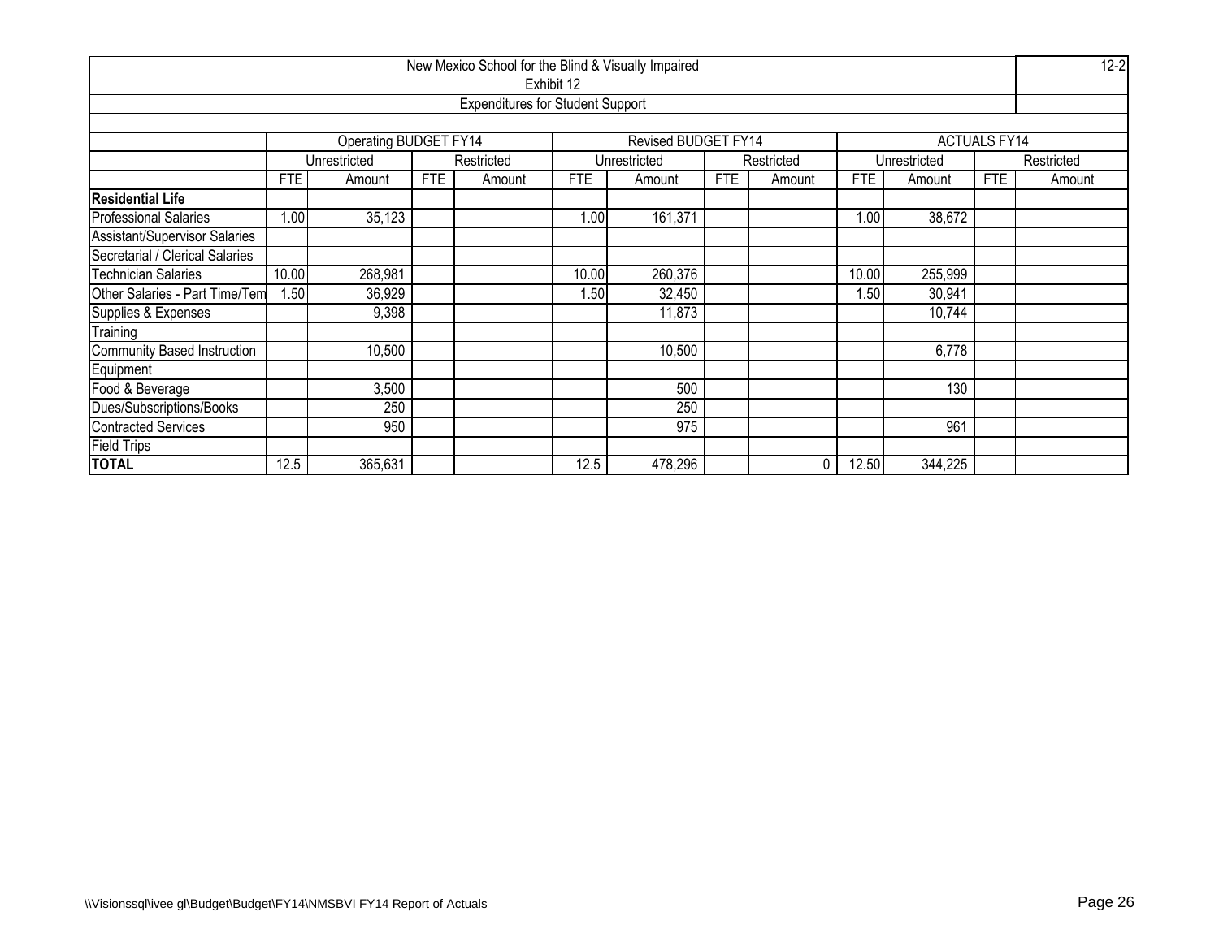| New Mexico School for the Blind & Visually Impaired | | | | | | | | | | | | | 12-2 |
|---|---|---|---|---|---|---|---|---|---|---|---|---|---|
| Exhibit 12 | | | | | | | | | | | | | |
| Expenditures for Student Support | | | | | | | | | | | | | |
| | Operating BUDGET FY14 | | | | Revised BUDGET FY14 | | | | ACTUALS FY14 | | | | |
| | Unrestricted | | Restricted | | Unrestricted | | Restricted | | Unrestricted | | Restricted | | |
| | FTE | Amount | FTE | Amount | FTE | Amount | FTE | Amount | FTE | Amount | FTE | Amount | |
| **Residential Life** | | | | | | | | | | | | | |
| Professional Salaries | 1.00 | 35,123 | | | 1.00 | 161,371 | | | 1.00 | 38,672 | | | |
| Assistant/Supervisor Salaries | | | | | | | | | | | | | |
| Secretarial / Clerical Salaries | | | | | | | | | | | | | |
| Technician Salaries | 10.00 | 268,981 | | | 10.00 | 260,376 | | | 10.00 | 255,999 | | | |
| Other Salaries - Part Time/Tem | 1.50 | 36,929 | | | 1.50 | 32,450 | | | 1.50 | 30,941 | | | |
| Supplies & Expenses | | 9,398 | | | | 11,873 | | | | 10,744 | | | |
| Training | | | | | | | | | | | | | |
| Community Based Instruction | | 10,500 | | | | 10,500 | | | | 6,778 | | | |
| Equipment | | | | | | | | | | | | | |
| Food & Beverage | | 3,500 | | | | 500 | | | | 130 | | | |
| Dues/Subscriptions/Books | | 250 | | | | 250 | | | | | | | |
| Contracted Services | | 950 | | | | 975 | | | | 961 | | | |
| Field Trips | | | | | | | | | | | | | |
| **TOTAL** | 12.5 | 365,631 | | | 12.5 | 478,296 | | 0 | 12.50 | 344,225 | | | |

\\Visionssql\ivee gl\Budget\Budget\FY14\NMSBVI FY14 Report of Actuals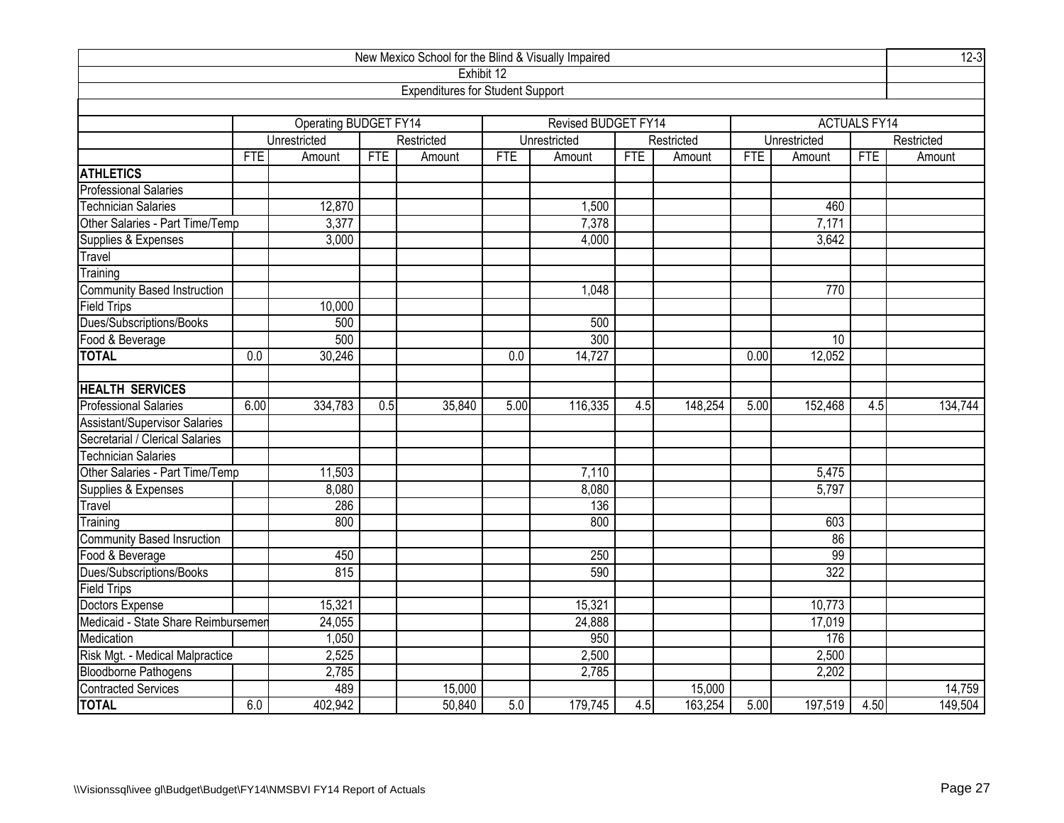| New Mexico School for the Blind & Visually Impaired | | | | | | | | | | | | | 12-3 |
|---|---|---|---|---|---|---|---|---|---|---|---|---|---|
| Exhibit 12 | | | | | | | | | | | | | |
| Expenditures for Student Support | | | | | | | | | | | | | |
| | Operating BUDGET FY14 | | | | Revised BUDGET FY14 | | | | ACTUALS FY14 | | | | |
| | Unrestricted | | Restricted | | Unrestricted | | Restricted | | Unrestricted | | Restricted | | |
| | FTE | Amount | FTE | Amount | FTE | Amount | FTE | Amount | FTE | Amount | FTE | Amount | |
| **ATHLETICS** | | | | | | | | | | | | | |
| Professional Salaries | | | | | | | | | | | | | |
| Technician Salaries | | 12,870 | | | | 1,500 | | | | 460 | | | |
| Other Salaries - Part Time/Temp | | 3,377 | | | | 7,378 | | | | 7,171 | | | |
| Supplies & Expenses | | 3,000 | | | | 4,000 | | | | 3,642 | | | |
| Travel | | | | | | | | | | | | | |
| Training | | | | | | | | | | | | | |
| Community Based Instruction | | | | | | 1,048 | | | | 770 | | | |
| Field Trips | | 10,000 | | | | | | | | | | | |
| Dues/Subscriptions/Books | | 500 | | | | 500 | | | | | | | |
| Food & Beverage | | 500 | | | | 300 | | | | 10 | | | |
| **TOTAL** | 0.0 | 30,246 | | | 0.0 | 14,727 | | | 0.00 | 12,052 | | | |
| | | | | | | | | | | | | | |
| **HEALTH SERVICES** | | | | | | | | | | | | | |
| Professional Salaries | 6.00 | 334,783 | 0.5 | 35,840 | 5.00 | 116,335 | 4.5 | 148,254 | 5.00 | 152,468 | 4.5 | 134,744 | |
| Assistant/Supervisor Salaries | | | | | | | | | | | | | |
| Secretarial / Clerical Salaries | | | | | | | | | | | | | |
| Technician Salaries | | | | | | | | | | | | | |
| Other Salaries - Part Time/Temp | | 11,503 | | | | 7,110 | | | | 5,475 | | | |
| Supplies & Expenses | | 8,080 | | | | 8,080 | | | | 5,797 | | | |
| Travel | | 286 | | | | 136 | | | | | | | |
| Training | | 800 | | | | 800 | | | | 603 | | | |
| Community Based Insruction | | | | | | | | | | 86 | | | |
| Food & Beverage | | 450 | | | | 250 | | | | 99 | | | |
| Dues/Subscriptions/Books | | 815 | | | | 590 | | | | 322 | | | |
| Field Trips | | | | | | | | | | | | | |
| Doctors Expense | | 15,321 | | | | 15,321 | | | | 10,773 | | | |
| Medicaid - State Share Reimbursemen | | 24,055 | | | | 24,888 | | | | 17,019 | | | |
| Medication | | 1,050 | | | | 950 | | | | 176 | | | |
| Risk Mgt. - Medical Malpractice | | 2,525 | | | | 2,500 | | | | 2,500 | | | |
| Bloodborne Pathogens | | 2,785 | | | | 2,785 | | | | 2,202 | | | |
| Contracted Services | | 489 | | 15,000 | | | | 15,000 | | | | 14,759 | |
| **TOTAL** | 6.0 | 402,942 | | 50,840 | 5.0 | 179,745 | 4.5 | 163,254 | 5.00 | 197,519 | 4.50 | 149,504 | |

\\Visionssql\ivee gl\Budget\Budget\FY14\NMSBVI FY14 Report of Actuals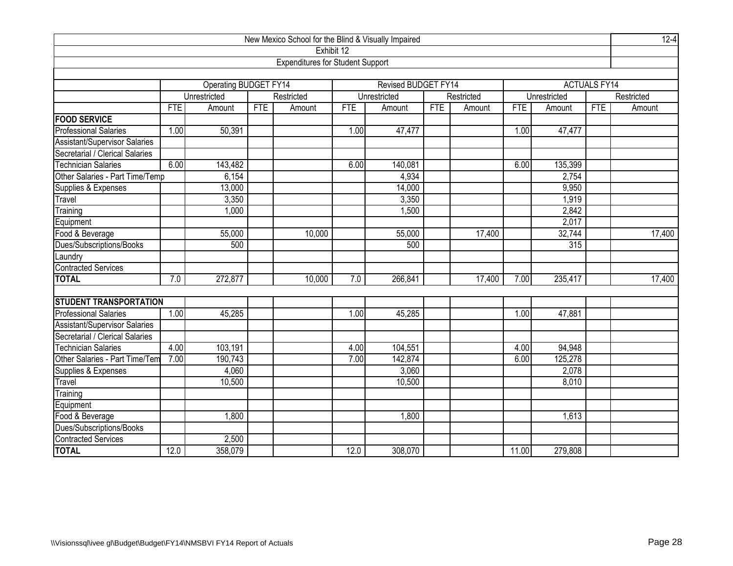New Mexico School for the Blind & Visually Impaired — 12-4

Exhibit 12

Expenditures for Student Support

| | Operating BUDGET FY14 | | | | Revised BUDGET FY14 | | | | ACTUALS FY14 | | | |
|---|---|---|---|---|---|---|---|---|---|---|---|---|
| | Unrestricted | | Restricted | | Unrestricted | | Restricted | | Unrestricted | | Restricted | |
| | FTE | Amount | FTE | Amount | FTE | Amount | FTE | Amount | FTE | Amount | FTE | Amount |
| **FOOD SERVICE** | | | | | | | | | | | | |
| Professional Salaries | 1.00 | 50,391 | | | 1.00 | 47,477 | | | 1.00 | 47,477 | | |
| Assistant/Supervisor Salaries | | | | | | | | | | | | |
| Secretarial / Clerical Salaries | | | | | | | | | | | | |
| Technician Salaries | 6.00 | 143,482 | | | 6.00 | 140,081 | | | 6.00 | 135,399 | | |
| Other Salaries - Part Time/Temp | | 6,154 | | | | 4,934 | | | | 2,754 | | |
| Supplies & Expenses | | 13,000 | | | | 14,000 | | | | 9,950 | | |
| Travel | | 3,350 | | | | 3,350 | | | | 1,919 | | |
| Training | | 1,000 | | | | 1,500 | | | | 2,842 | | |
| Equipment | | | | | | | | | | 2,017 | | |
| Food & Beverage | | 55,000 | | 10,000 | | 55,000 | | 17,400 | | 32,744 | | 17,400 |
| Dues/Subscriptions/Books | | 500 | | | | 500 | | | | 315 | | |
| Laundry | | | | | | | | | | | | |
| Contracted Services | | | | | | | | | | | | |
| **TOTAL** | 7.0 | 272,877 | | 10,000 | 7.0 | 266,841 | | 17,400 | 7.00 | 235,417 | | 17,400 |
| | | | | | | | | | | | | |
| **STUDENT TRANSPORTATION** | | | | | | | | | | | | |
| Professional Salaries | 1.00 | 45,285 | | | 1.00 | 45,285 | | | 1.00 | 47,881 | | |
| Assistant/Supervisor Salaries | | | | | | | | | | | | |
| Secretarial / Clerical Salaries | | | | | | | | | | | | |
| Technician Salaries | 4.00 | 103,191 | | | 4.00 | 104,551 | | | 4.00 | 94,948 | | |
| Other Salaries - Part Time/Tem | 7.00 | 190,743 | | | 7.00 | 142,874 | | | 6.00 | 125,278 | | |
| Supplies & Expenses | | 4,060 | | | | 3,060 | | | | 2,078 | | |
| Travel | | 10,500 | | | | 10,500 | | | | 8,010 | | |
| Training | | | | | | | | | | | | |
| Equipment | | | | | | | | | | | | |
| Food & Beverage | | 1,800 | | | | 1,800 | | | | 1,613 | | |
| Dues/Subscriptions/Books | | | | | | | | | | | | |
| Contracted Services | | 2,500 | | | | | | | | | | |
| **TOTAL** | 12.0 | 358,079 | | | 12.0 | 308,070 | | | 11.00 | 279,808 | | |

\\Visionssql\ivee gl\Budget\Budget\FY14\NMSBVI FY14 Report of Actuals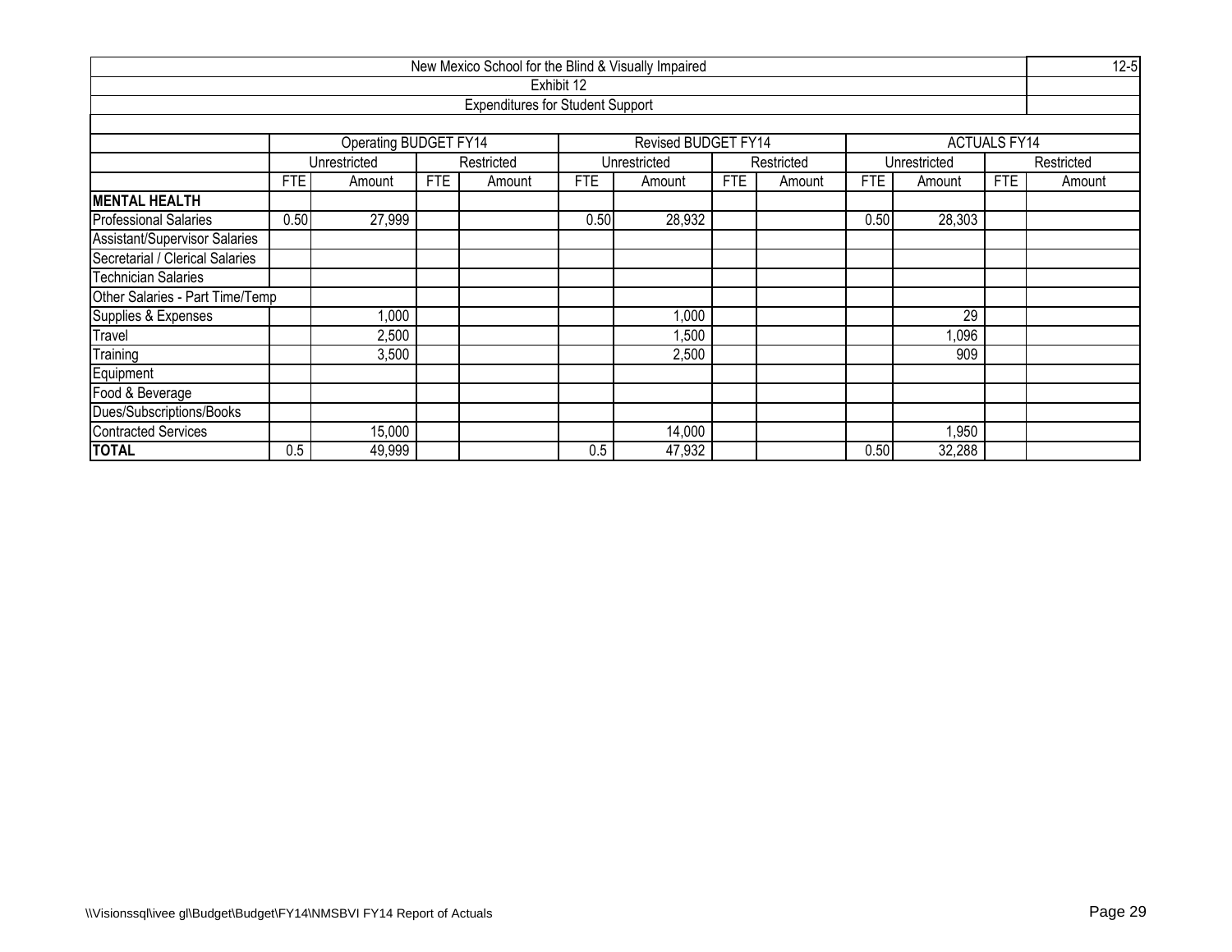| New Mexico School for the Blind & Visually Impaired | | | | | | | | | | | | | 12-5 |
|---|---|---|---|---|---|---|---|---|---|---|---|---|---|
| Exhibit 12 | | | | | | | | | | | | | |
| Expenditures for Student Support | | | | | | | | | | | | | |
| | Operating BUDGET FY14 | | | | Revised BUDGET FY14 | | | | ACTUALS FY14 | | | | |
| | Unrestricted | | Restricted | | Unrestricted | | Restricted | | Unrestricted | | Restricted | | |
| | FTE | Amount | FTE | Amount | FTE | Amount | FTE | Amount | FTE | Amount | FTE | Amount | |
| **MENTAL HEALTH** | | | | | | | | | | | | | |
| Professional Salaries | 0.50 | 27,999 | | | 0.50 | 28,932 | | | 0.50 | 28,303 | | | |
| Assistant/Supervisor Salaries | | | | | | | | | | | | | |
| Secretarial / Clerical Salaries | | | | | | | | | | | | | |
| Technician Salaries | | | | | | | | | | | | | |
| Other Salaries - Part Time/Temp | | | | | | | | | | | | | |
| Supplies & Expenses | | 1,000 | | | | 1,000 | | | | 29 | | | |
| Travel | | 2,500 | | | | 1,500 | | | | 1,096 | | | |
| Training | | 3,500 | | | | 2,500 | | | | 909 | | | |
| Equipment | | | | | | | | | | | | | |
| Food & Beverage | | | | | | | | | | | | | |
| Dues/Subscriptions/Books | | | | | | | | | | | | | |
| Contracted Services | | 15,000 | | | | 14,000 | | | | 1,950 | | | |
| **TOTAL** | 0.5 | 49,999 | | | 0.5 | 47,932 | | | 0.50 | 32,288 | | | |

\\Visionssql\ivee gl\Budget\Budget\FY14\NMSBVI FY14 Report of Actuals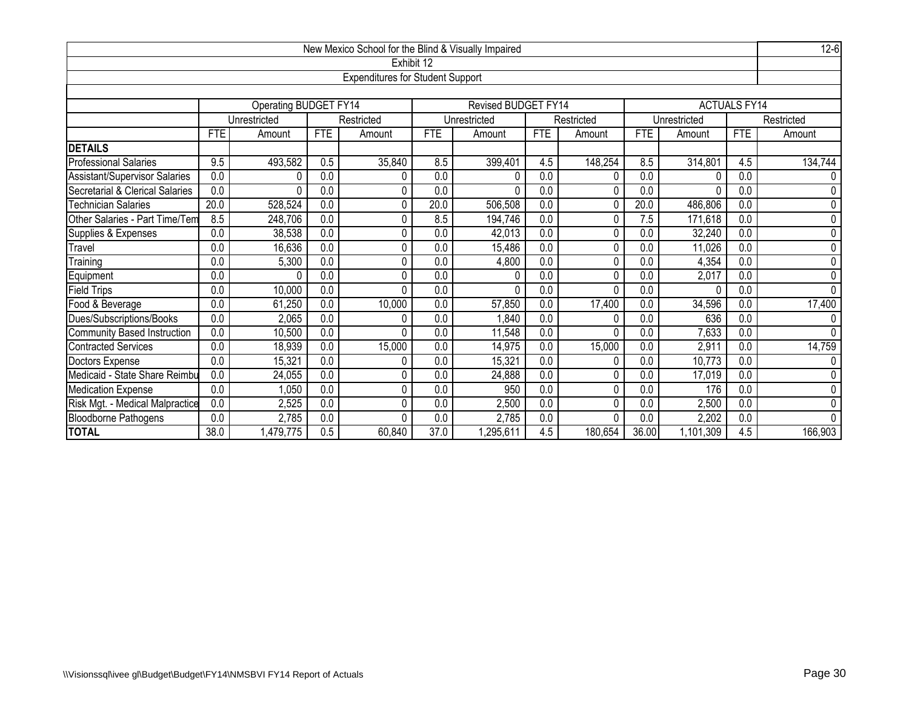| New Mexico School for the Blind & Visually Impaired | | | | | | | | | | | | | 12-6 |
|---|---|---|---|---|---|---|---|---|---|---|---|---|---|
| Exhibit 12 | | | | | | | | | | | | | |
| Expenditures for Student Support | | | | | | | | | | | | | |
| | Operating BUDGET FY14 | | | | Revised BUDGET FY14 | | | | ACTUALS FY14 | | | | |
| | Unrestricted | | Restricted | | Unrestricted | | Restricted | | Unrestricted | | Restricted | | |
| | FTE | Amount | FTE | Amount | FTE | Amount | FTE | Amount | FTE | Amount | FTE | Amount | |
| **DETAILS** | | | | | | | | | | | | | |
| Professional Salaries | 9.5 | 493,582 | 0.5 | 35,840 | 8.5 | 399,401 | 4.5 | 148,254 | 8.5 | 314,801 | 4.5 | 134,744 | |
| Assistant/Supervisor Salaries | 0.0 | 0 | 0.0 | 0 | 0.0 | 0 | 0.0 | 0 | 0.0 | 0 | 0.0 | 0 | |
| Secretarial & Clerical Salaries | 0.0 | 0 | 0.0 | 0 | 0.0 | 0 | 0.0 | 0 | 0.0 | 0 | 0.0 | 0 | |
| Technician Salaries | 20.0 | 528,524 | 0.0 | 0 | 20.0 | 506,508 | 0.0 | 0 | 20.0 | 486,806 | 0.0 | 0 | |
| Other Salaries - Part Time/Tem | 8.5 | 248,706 | 0.0 | 0 | 8.5 | 194,746 | 0.0 | 0 | 7.5 | 171,618 | 0.0 | 0 | |
| Supplies & Expenses | 0.0 | 38,538 | 0.0 | 0 | 0.0 | 42,013 | 0.0 | 0 | 0.0 | 32,240 | 0.0 | 0 | |
| Travel | 0.0 | 16,636 | 0.0 | 0 | 0.0 | 15,486 | 0.0 | 0 | 0.0 | 11,026 | 0.0 | 0 | |
| Training | 0.0 | 5,300 | 0.0 | 0 | 0.0 | 4,800 | 0.0 | 0 | 0.0 | 4,354 | 0.0 | 0 | |
| Equipment | 0.0 | 0 | 0.0 | 0 | 0.0 | 0 | 0.0 | 0 | 0.0 | 2,017 | 0.0 | 0 | |
| Field Trips | 0.0 | 10,000 | 0.0 | 0 | 0.0 | 0 | 0.0 | 0 | 0.0 | 0 | 0.0 | 0 | |
| Food & Beverage | 0.0 | 61,250 | 0.0 | 10,000 | 0.0 | 57,850 | 0.0 | 17,400 | 0.0 | 34,596 | 0.0 | 17,400 | |
| Dues/Subscriptions/Books | 0.0 | 2,065 | 0.0 | 0 | 0.0 | 1,840 | 0.0 | 0 | 0.0 | 636 | 0.0 | 0 | |
| Community Based Instruction | 0.0 | 10,500 | 0.0 | 0 | 0.0 | 11,548 | 0.0 | 0 | 0.0 | 7,633 | 0.0 | 0 | |
| Contracted Services | 0.0 | 18,939 | 0.0 | 15,000 | 0.0 | 14,975 | 0.0 | 15,000 | 0.0 | 2,911 | 0.0 | 14,759 | |
| Doctors Expense | 0.0 | 15,321 | 0.0 | 0 | 0.0 | 15,321 | 0.0 | 0 | 0.0 | 10,773 | 0.0 | 0 | |
| Medicaid - State Share Reimbu | 0.0 | 24,055 | 0.0 | 0 | 0.0 | 24,888 | 0.0 | 0 | 0.0 | 17,019 | 0.0 | 0 | |
| Medication Expense | 0.0 | 1,050 | 0.0 | 0 | 0.0 | 950 | 0.0 | 0 | 0.0 | 176 | 0.0 | 0 | |
| Risk Mgt. - Medical Malpractice | 0.0 | 2,525 | 0.0 | 0 | 0.0 | 2,500 | 0.0 | 0 | 0.0 | 2,500 | 0.0 | 0 | |
| Bloodborne Pathogens | 0.0 | 2,785 | 0.0 | 0 | 0.0 | 2,785 | 0.0 | 0 | 0.0 | 2,202 | 0.0 | 0 | |
| **TOTAL** | 38.0 | 1,479,775 | 0.5 | 60,840 | 37.0 | 1,295,611 | 4.5 | 180,654 | 36.00 | 1,101,309 | 4.5 | 166,903 | |

\\Visionssql\ivee gl\Budget\Budget\FY14\NMSBVI FY14 Report of Actuals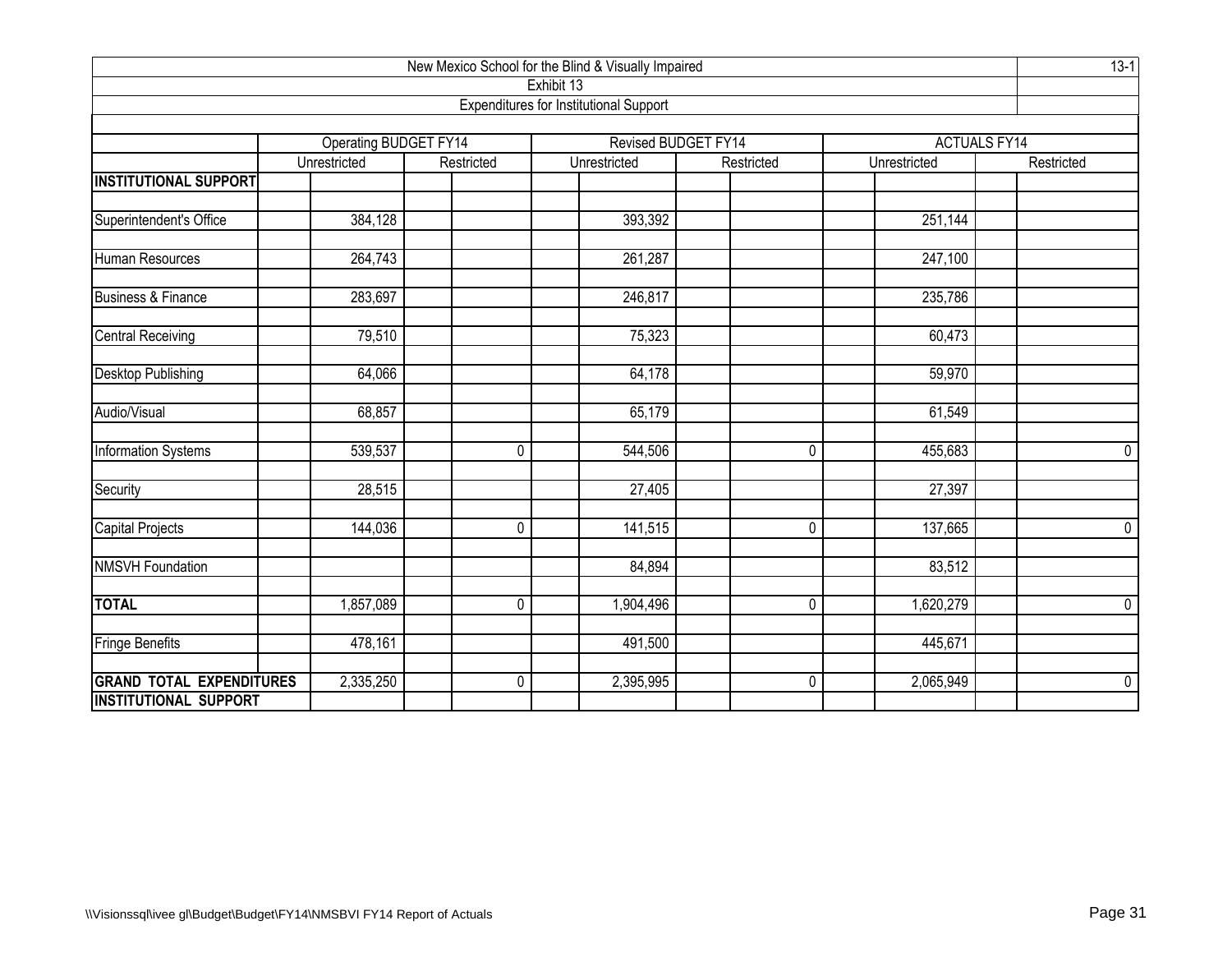New Mexico School for the Blind & Visually Impaired

13-1

Exhibit 13

Expenditures for Institutional Support

| | Operating BUDGET FY14 | | Revised BUDGET FY14 | | ACTUALS FY14 | |
|---|---|---|---|---|---|---|
| | Unrestricted | Restricted | Unrestricted | Restricted | Unrestricted | Restricted |
| **INSTITUTIONAL SUPPORT** | | | | | | |
| Superintendent's Office | 384,128 | | 393,392 | | 251,144 | |
| Human Resources | 264,743 | | 261,287 | | 247,100 | |
| Business & Finance | 283,697 | | 246,817 | | 235,786 | |
| Central Receiving | 79,510 | | 75,323 | | 60,473 | |
| Desktop Publishing | 64,066 | | 64,178 | | 59,970 | |
| Audio/Visual | 68,857 | | 65,179 | | 61,549 | |
| Information Systems | 539,537 | 0 | 544,506 | 0 | 455,683 | 0 |
| Security | 28,515 | | 27,405 | | 27,397 | |
| Capital Projects | 144,036 | 0 | 141,515 | 0 | 137,665 | 0 |
| NMSVH Foundation | | | 84,894 | | 83,512 | |
| **TOTAL** | 1,857,089 | 0 | 1,904,496 | 0 | 1,620,279 | 0 |
| Fringe Benefits | 478,161 | | 491,500 | | 445,671 | |
| **GRAND TOTAL EXPENDITURES INSTITUTIONAL SUPPORT** | 2,335,250 | 0 | 2,395,995 | 0 | 2,065,949 | 0 |

\\Visionssql\ivee gl\Budget\Budget\FY14\NMSBVI FY14 Report of Actuals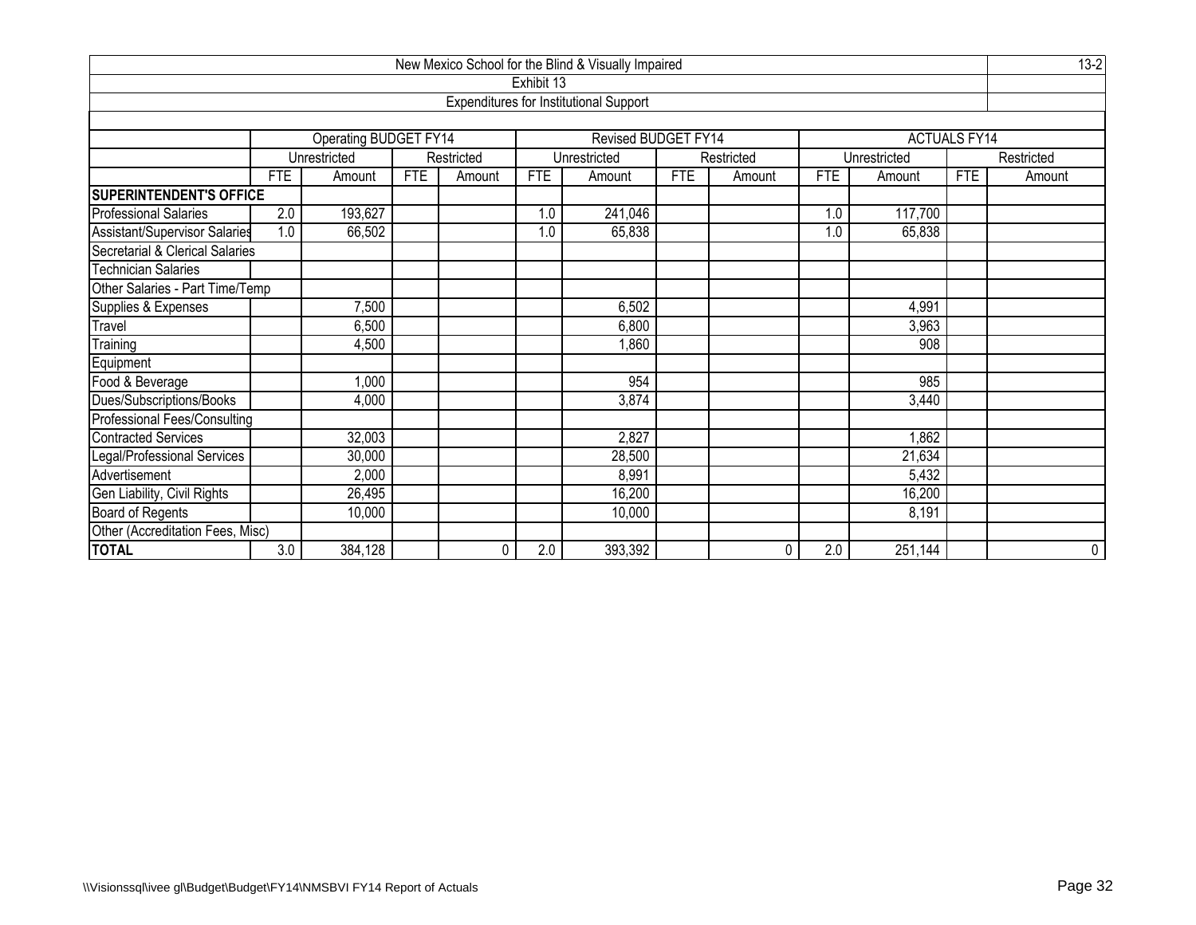New Mexico School for the Blind & Visually Impaired

13-2

Exhibit 13

Expenditures for Institutional Support

| | Operating BUDGET FY14 | | | | Revised BUDGET FY14 | | | | ACTUALS FY14 | | | |
|---|---|---|---|---|---|---|---|---|---|---|---|---|
| | Unrestricted | | Restricted | | Unrestricted | | Restricted | | Unrestricted | | Restricted | |
| | FTE | Amount | FTE | Amount | FTE | Amount | FTE | Amount | FTE | Amount | FTE | Amount |
| **SUPERINTENDENT'S OFFICE** | | | | | | | | | | | | |
| Professional Salaries | 2.0 | 193,627 | | | 1.0 | 241,046 | | | 1.0 | 117,700 | | |
| Assistant/Supervisor Salaries | 1.0 | 66,502 | | | 1.0 | 65,838 | | | 1.0 | 65,838 | | |
| Secretarial & Clerical Salaries | | | | | | | | | | | | |
| Technician Salaries | | | | | | | | | | | | |
| Other Salaries - Part Time/Temp | | | | | | | | | | | | |
| Supplies & Expenses | | 7,500 | | | | 6,502 | | | | 4,991 | | |
| Travel | | 6,500 | | | | 6,800 | | | | 3,963 | | |
| Training | | 4,500 | | | | 1,860 | | | | 908 | | |
| Equipment | | | | | | | | | | | | |
| Food & Beverage | | 1,000 | | | | 954 | | | | 985 | | |
| Dues/Subscriptions/Books | | 4,000 | | | | 3,874 | | | | 3,440 | | |
| Professional Fees/Consulting | | | | | | | | | | | | |
| Contracted Services | | 32,003 | | | | 2,827 | | | | 1,862 | | |
| Legal/Professional Services | | 30,000 | | | | 28,500 | | | | 21,634 | | |
| Advertisement | | 2,000 | | | | 8,991 | | | | 5,432 | | |
| Gen Liability, Civil Rights | | 26,495 | | | | 16,200 | | | | 16,200 | | |
| Board of Regents | | 10,000 | | | | 10,000 | | | | 8,191 | | |
| Other (Accreditation Fees, Misc) | | | | | | | | | | | | |
| **TOTAL** | 3.0 | 384,128 | | 0 | 2.0 | 393,392 | | 0 | 2.0 | 251,144 | | 0 |

\\Visionssql\ivee gl\Budget\Budget\FY14\NMSBVI FY14 Report of Actuals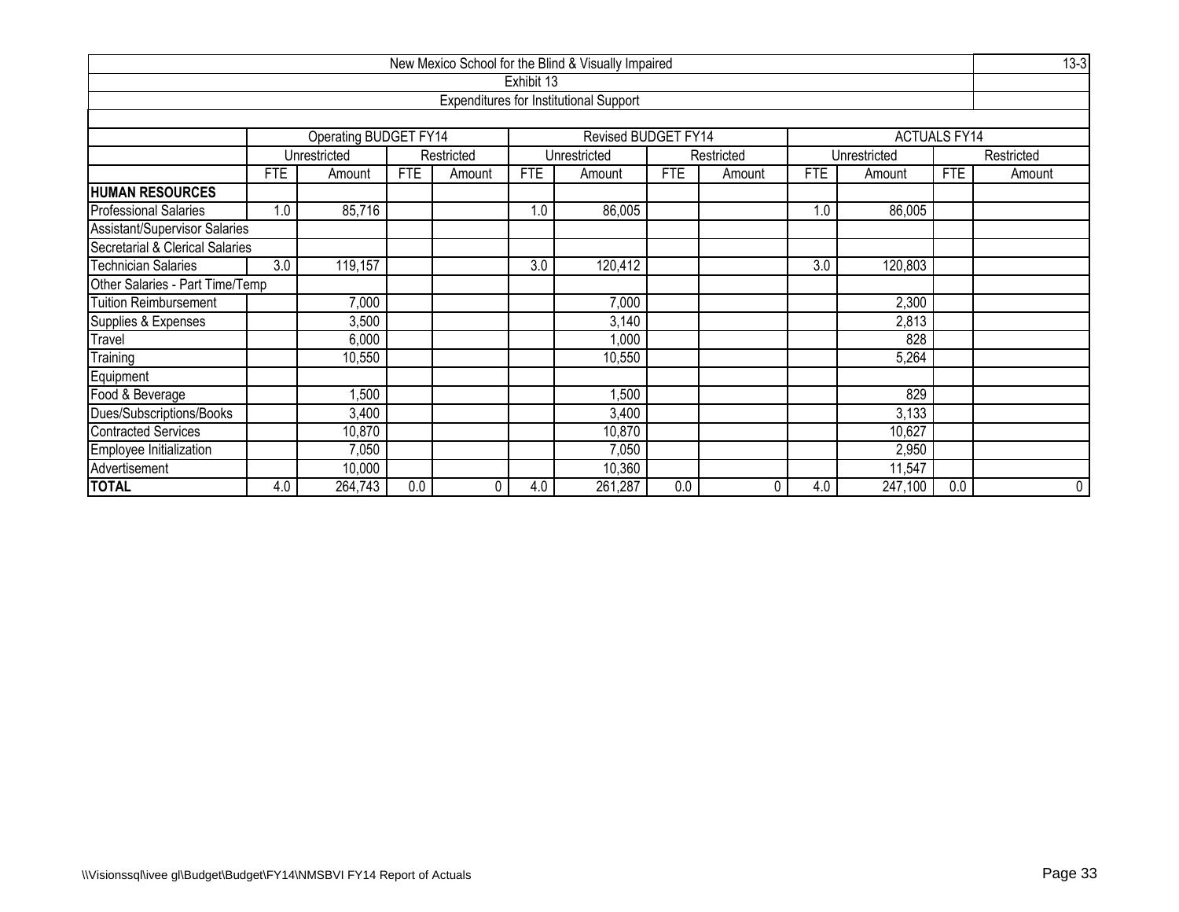| New Mexico School for the Blind & Visually Impaired | | | | | | | | | | | | | 13-3 |
|---|---|---|---|---|---|---|---|---|---|---|---|---|---|
| Exhibit 13 | | | | | | | | | | | | | |
| Expenditures for Institutional Support | | | | | | | | | | | | | |
| | Operating BUDGET FY14 | | | | Revised BUDGET FY14 | | | | ACTUALS FY14 | | | | |
| | Unrestricted | | Restricted | | Unrestricted | | Restricted | | Unrestricted | | Restricted | | |
| | FTE | Amount | FTE | Amount | FTE | Amount | FTE | Amount | FTE | Amount | FTE | Amount | |
| **HUMAN RESOURCES** | | | | | | | | | | | | | |
| Professional Salaries | 1.0 | 85,716 | | | 1.0 | 86,005 | | | 1.0 | 86,005 | | | |
| Assistant/Supervisor Salaries | | | | | | | | | | | | | |
| Secretarial & Clerical Salaries | | | | | | | | | | | | | |
| Technician Salaries | 3.0 | 119,157 | | | 3.0 | 120,412 | | | 3.0 | 120,803 | | | |
| Other Salaries - Part Time/Temp | | | | | | | | | | | | | |
| Tuition Reimbursement | | 7,000 | | | | 7,000 | | | | 2,300 | | | |
| Supplies & Expenses | | 3,500 | | | | 3,140 | | | | 2,813 | | | |
| Travel | | 6,000 | | | | 1,000 | | | | 828 | | | |
| Training | | 10,550 | | | | 10,550 | | | | 5,264 | | | |
| Equipment | | | | | | | | | | | | | |
| Food & Beverage | | 1,500 | | | | 1,500 | | | | 829 | | | |
| Dues/Subscriptions/Books | | 3,400 | | | | 3,400 | | | | 3,133 | | | |
| Contracted Services | | 10,870 | | | | 10,870 | | | | 10,627 | | | |
| Employee Initialization | | 7,050 | | | | 7,050 | | | | 2,950 | | | |
| Advertisement | | 10,000 | | | | 10,360 | | | | 11,547 | | | |
| **TOTAL** | 4.0 | 264,743 | 0.0 | 0 | 4.0 | 261,287 | 0.0 | 0 | 4.0 | 247,100 | 0.0 | 0 | |

\\Visionssql\ivee gl\Budget\Budget\FY14\NMSBVI FY14 Report of Actuals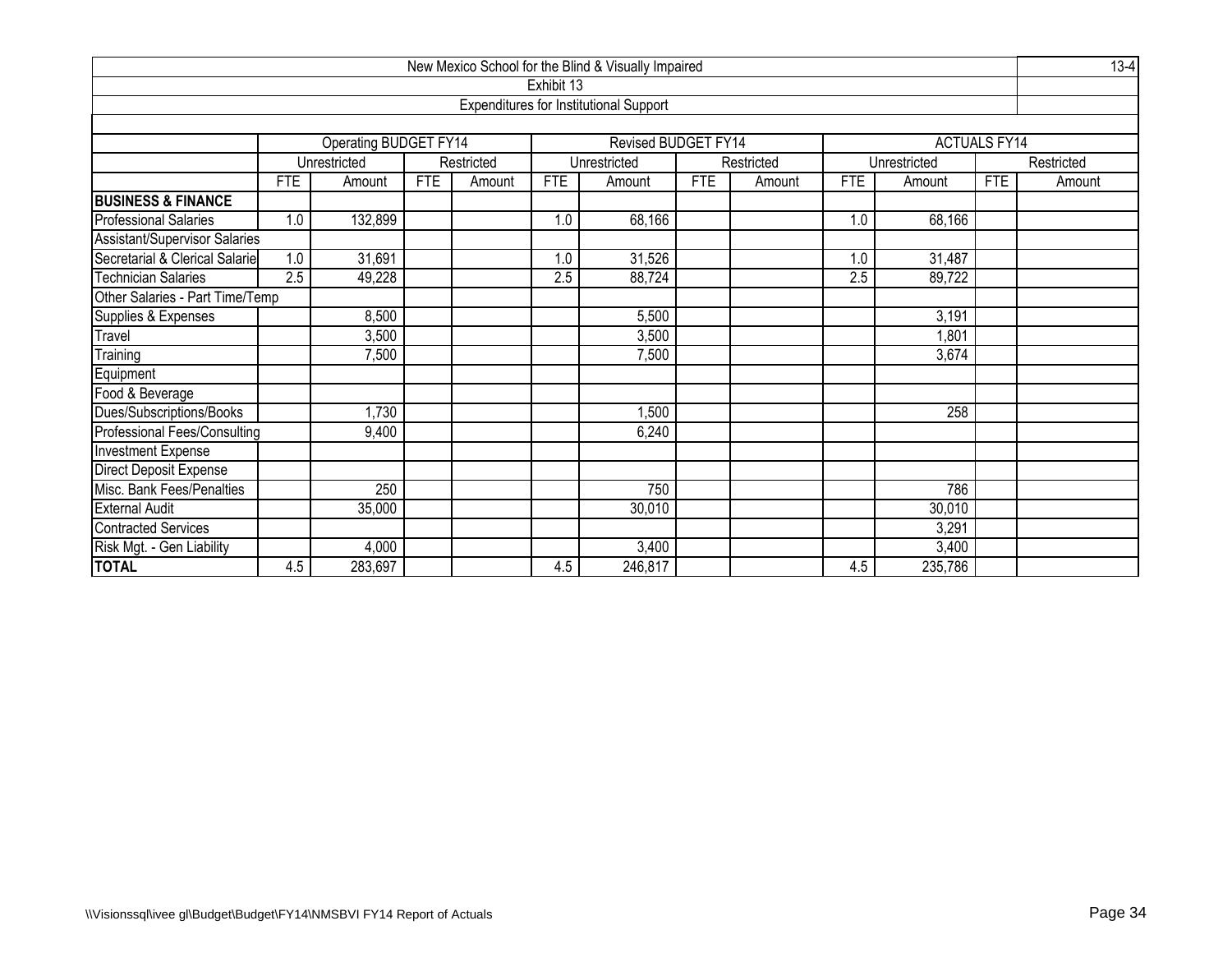# New Mexico School for the Blind & Visually Impaired

## Exhibit 13

### Expenditures for Institutional Support

13-4

| | Operating BUDGET FY14 | | | | Revised BUDGET FY14 | | | | ACTUALS FY14 | | | |
|---|---|---|---|---|---|---|---|---|---|---|---|---|
| | Unrestricted | | Restricted | | Unrestricted | | Restricted | | Unrestricted | | Restricted | |
| | FTE | Amount | FTE | Amount | FTE | Amount | FTE | Amount | FTE | Amount | FTE | Amount |
| **BUSINESS & FINANCE** | | | | | | | | | | | | |
| Professional Salaries | 1.0 | 132,899 | | | 1.0 | 68,166 | | | 1.0 | 68,166 | | |
| Assistant/Supervisor Salaries | | | | | | | | | | | | |
| Secretarial & Clerical Salarie | 1.0 | 31,691 | | | 1.0 | 31,526 | | | 1.0 | 31,487 | | |
| Technician Salaries | 2.5 | 49,228 | | | 2.5 | 88,724 | | | 2.5 | 89,722 | | |
| Other Salaries - Part Time/Temp | | | | | | | | | | | | |
| Supplies & Expenses | | 8,500 | | | | 5,500 | | | | 3,191 | | |
| Travel | | 3,500 | | | | 3,500 | | | | 1,801 | | |
| Training | | 7,500 | | | | 7,500 | | | | 3,674 | | |
| Equipment | | | | | | | | | | | | |
| Food & Beverage | | | | | | | | | | | | |
| Dues/Subscriptions/Books | | 1,730 | | | | 1,500 | | | | 258 | | |
| Professional Fees/Consulting | | 9,400 | | | | 6,240 | | | | | | |
| Investment Expense | | | | | | | | | | | | |
| Direct Deposit Expense | | | | | | | | | | | | |
| Misc. Bank Fees/Penalties | | 250 | | | | 750 | | | | 786 | | |
| External Audit | | 35,000 | | | | 30,010 | | | | 30,010 | | |
| Contracted Services | | | | | | | | | | 3,291 | | |
| Risk Mgt. - Gen Liability | | 4,000 | | | | 3,400 | | | | 3,400 | | |
| **TOTAL** | 4.5 | 283,697 | | | 4.5 | 246,817 | | | 4.5 | 235,786 | | |

\\Visionssql\ivee gl\Budget\Budget\FY14\NMSBVI FY14 Report of Actuals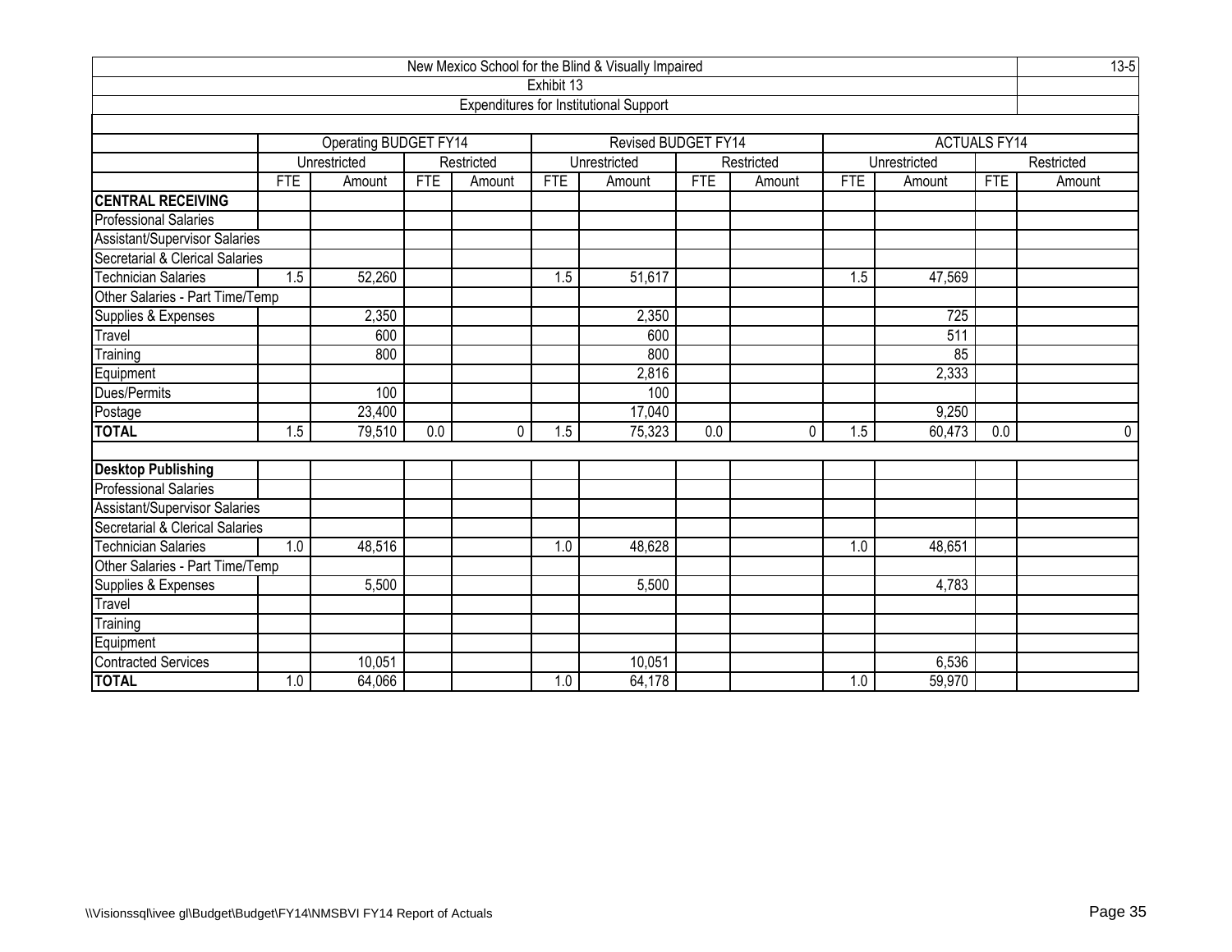| New Mexico School for the Blind & Visually Impaired | | | | | | | | | | | | | 13-5 |
|---|---|---|---|---|---|---|---|---|---|---|---|---|---|
| Exhibit 13 | | | | | | | | | | | | | |
| Expenditures for Institutional Support | | | | | | | | | | | | | |
| | Operating BUDGET FY14 | | | | Revised BUDGET FY14 | | | | ACTUALS FY14 | | | | |
| | Unrestricted | | Restricted | | Unrestricted | | Restricted | | Unrestricted | | Restricted | | |
| | FTE | Amount | FTE | Amount | FTE | Amount | FTE | Amount | FTE | Amount | FTE | Amount | |
| **CENTRAL RECEIVING** | | | | | | | | | | | | | |
| Professional Salaries | | | | | | | | | | | | | |
| Assistant/Supervisor Salaries | | | | | | | | | | | | | |
| Secretarial & Clerical Salaries | | | | | | | | | | | | | |
| Technician Salaries | 1.5 | 52,260 | | | 1.5 | 51,617 | | | 1.5 | 47,569 | | | |
| Other Salaries - Part Time/Temp | | | | | | | | | | | | | |
| Supplies & Expenses | | 2,350 | | | | 2,350 | | | | 725 | | | |
| Travel | | 600 | | | | 600 | | | | 511 | | | |
| Training | | 800 | | | | 800 | | | | 85 | | | |
| Equipment | | | | | | 2,816 | | | | 2,333 | | | |
| Dues/Permits | | 100 | | | | 100 | | | | | | | |
| Postage | | 23,400 | | | | 17,040 | | | | 9,250 | | | |
| **TOTAL** | 1.5 | 79,510 | 0.0 | 0 | 1.5 | 75,323 | 0.0 | 0 | 1.5 | 60,473 | 0.0 | 0 | |
| | | | | | | | | | | | | | |
| **Desktop Publishing** | | | | | | | | | | | | | |
| Professional Salaries | | | | | | | | | | | | | |
| Assistant/Supervisor Salaries | | | | | | | | | | | | | |
| Secretarial & Clerical Salaries | | | | | | | | | | | | | |
| Technician Salaries | 1.0 | 48,516 | | | 1.0 | 48,628 | | | 1.0 | 48,651 | | | |
| Other Salaries - Part Time/Temp | | | | | | | | | | | | | |
| Supplies & Expenses | | 5,500 | | | | 5,500 | | | | 4,783 | | | |
| Travel | | | | | | | | | | | | | |
| Training | | | | | | | | | | | | | |
| Equipment | | | | | | | | | | | | | |
| Contracted Services | | 10,051 | | | | 10,051 | | | | 6,536 | | | |
| **TOTAL** | 1.0 | 64,066 | | | 1.0 | 64,178 | | | 1.0 | 59,970 | | | |

\\Visionssql\ivee gl\Budget\Budget\FY14\NMSBVI FY14 Report of Actuals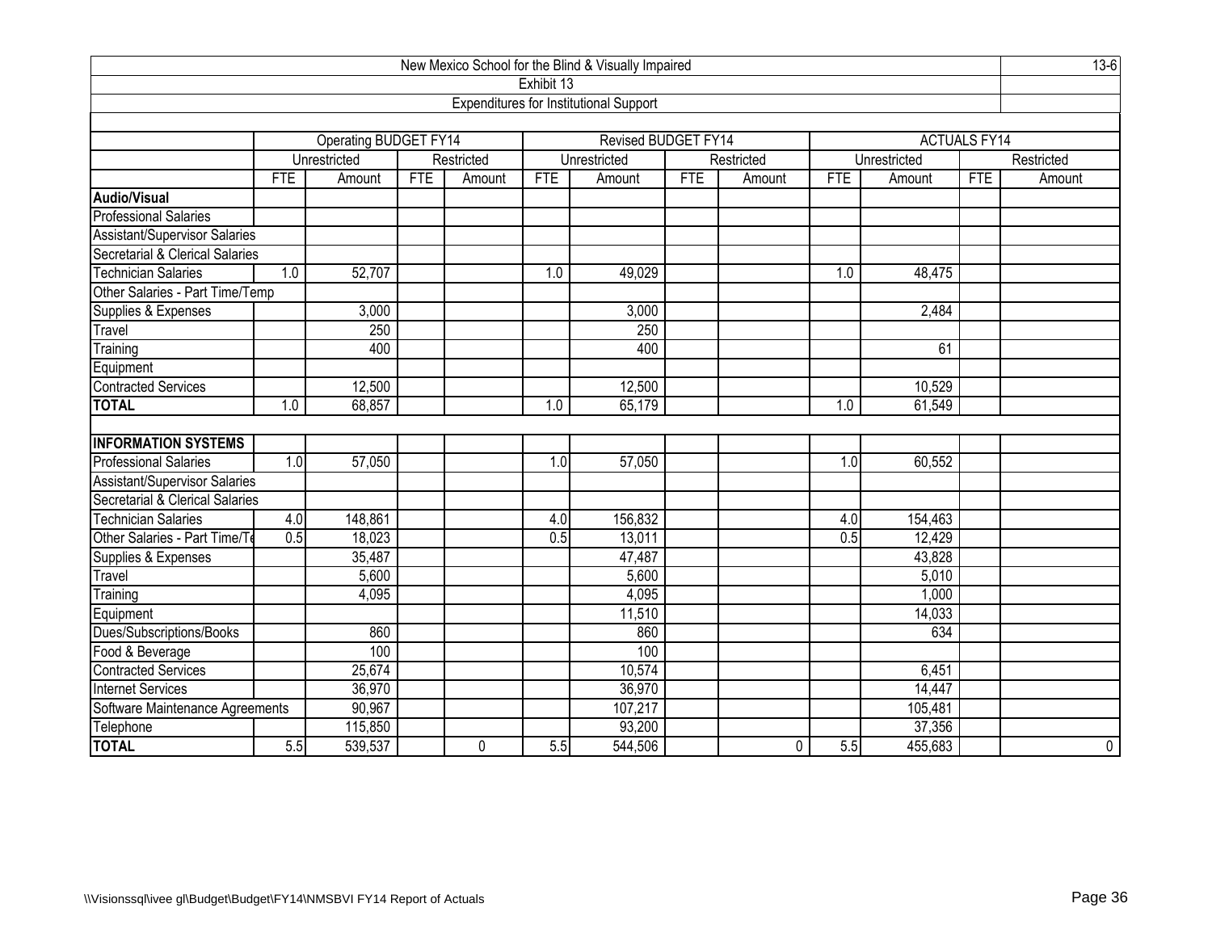| New Mexico School for the Blind & Visually Impaired | | | | | | | | | | | | | 13-6 |
|---|---|---|---|---|---|---|---|---|---|---|---|---|---|
| Exhibit 13 | | | | | | | | | | | | | |
| Expenditures for Institutional Support | | | | | | | | | | | | | |
| | Operating BUDGET FY14 | | | | Revised BUDGET FY14 | | | | ACTUALS FY14 | | | | |
| | Unrestricted | | Restricted | | Unrestricted | | Restricted | | Unrestricted | | Restricted | | |
| | FTE | Amount | FTE | Amount | FTE | Amount | FTE | Amount | FTE | Amount | FTE | Amount | |
| **Audio/Visual** | | | | | | | | | | | | | |
| Professional Salaries | | | | | | | | | | | | | |
| Assistant/Supervisor Salaries | | | | | | | | | | | | | |
| Secretarial & Clerical Salaries | | | | | | | | | | | | | |
| Technician Salaries | 1.0 | 52,707 | | | 1.0 | 49,029 | | | 1.0 | 48,475 | | | |
| Other Salaries - Part Time/Temp | | | | | | | | | | | | | |
| Supplies & Expenses | | 3,000 | | | | 3,000 | | | | 2,484 | | | |
| Travel | | 250 | | | | 250 | | | | | | | |
| Training | | 400 | | | | 400 | | | | 61 | | | |
| Equipment | | | | | | | | | | | | | |
| Contracted Services | | 12,500 | | | | 12,500 | | | | 10,529 | | | |
| **TOTAL** | 1.0 | 68,857 | | | 1.0 | 65,179 | | | 1.0 | 61,549 | | | |
| | | | | | | | | | | | | | |
| **INFORMATION SYSTEMS** | | | | | | | | | | | | | |
| Professional Salaries | 1.0 | 57,050 | | | 1.0 | 57,050 | | | 1.0 | 60,552 | | | |
| Assistant/Supervisor Salaries | | | | | | | | | | | | | |
| Secretarial & Clerical Salaries | | | | | | | | | | | | | |
| Technician Salaries | 4.0 | 148,861 | | | 4.0 | 156,832 | | | 4.0 | 154,463 | | | |
| Other Salaries - Part Time/Te | 0.5 | 18,023 | | | 0.5 | 13,011 | | | 0.5 | 12,429 | | | |
| Supplies & Expenses | | 35,487 | | | | 47,487 | | | | 43,828 | | | |
| Travel | | 5,600 | | | | 5,600 | | | | 5,010 | | | |
| Training | | 4,095 | | | | 4,095 | | | | 1,000 | | | |
| Equipment | | | | | | 11,510 | | | | 14,033 | | | |
| Dues/Subscriptions/Books | | 860 | | | | 860 | | | | 634 | | | |
| Food & Beverage | | 100 | | | | 100 | | | | | | | |
| Contracted Services | | 25,674 | | | | 10,574 | | | | 6,451 | | | |
| Internet Services | | 36,970 | | | | 36,970 | | | | 14,447 | | | |
| Software Maintenance Agreements | | 90,967 | | | | 107,217 | | | | 105,481 | | | |
| Telephone | | 115,850 | | | | 93,200 | | | | 37,356 | | | |
| **TOTAL** | 5.5 | 539,537 | | 0 | 5.5 | 544,506 | | 0 | 5.5 | 455,683 | | 0 | |

\\Visionssql\ivee gl\Budget\Budget\FY14\NMSBVI FY14 Report of Actuals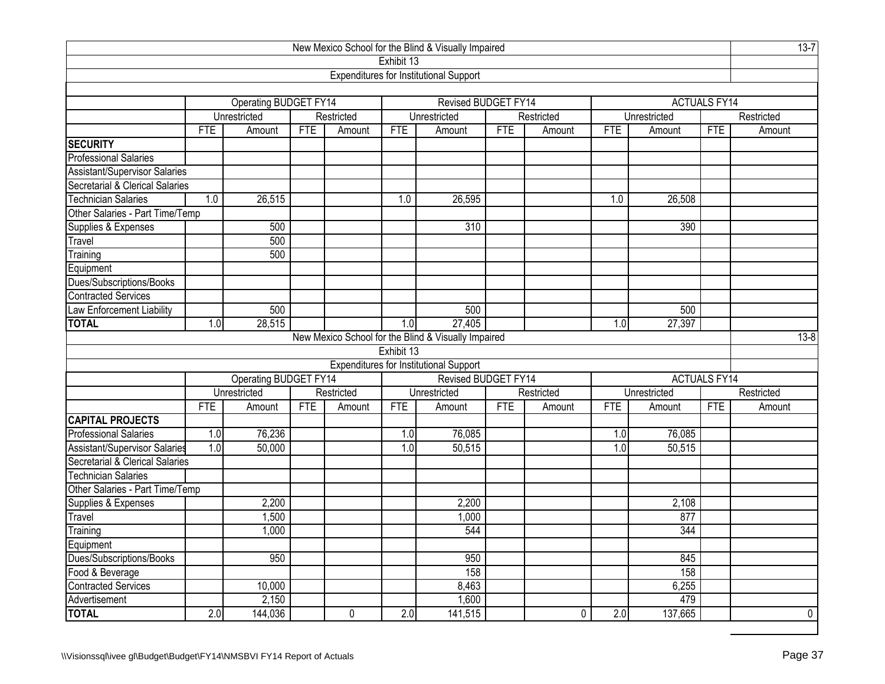## New Mexico School for the Blind & Visually Impaired

### Exhibit 13

### Expenditures for Institutional Support

| | Operating BUDGET FY14 | | | | Revised BUDGET FY14 | | | | ACTUALS FY14 | | | |
|---|---|---|---|---|---|---|---|---|---|---|---|---|
| | Unrestricted | | Restricted | | Unrestricted | | Restricted | | Unrestricted | | Restricted | |
| | FTE | Amount | FTE | Amount | FTE | Amount | FTE | Amount | FTE | Amount | FTE | Amount |
| **SECURITY** | | | | | | | | | | | | |
| Professional Salaries | | | | | | | | | | | | |
| Assistant/Supervisor Salaries | | | | | | | | | | | | |
| Secretarial & Clerical Salaries | | | | | | | | | | | | |
| Technician Salaries | 1.0 | 26,515 | | | 1.0 | 26,595 | | | 1.0 | 26,508 | | |
| Other Salaries - Part Time/Temp | | | | | | | | | | | | |
| Supplies & Expenses | | 500 | | | | 310 | | | | 390 | | |
| Travel | | 500 | | | | | | | | | | |
| Training | | 500 | | | | | | | | | | |
| Equipment | | | | | | | | | | | | |
| Dues/Subscriptions/Books | | | | | | | | | | | | |
| Contracted Services | | | | | | | | | | | | |
| Law Enforcement Liability | | 500 | | | | 500 | | | | 500 | | |
| **TOTAL** | 1.0 | 28,515 | | | 1.0 | 27,405 | | | 1.0 | 27,397 | | |

## New Mexico School for the Blind & Visually Impaired

### Exhibit 13

### Expenditures for Institutional Support

| | Operating BUDGET FY14 | | | | Revised BUDGET FY14 | | | | ACTUALS FY14 | | | |
|---|---|---|---|---|---|---|---|---|---|---|---|---|
| | Unrestricted | | Restricted | | Unrestricted | | Restricted | | Unrestricted | | Restricted | |
| | FTE | Amount | FTE | Amount | FTE | Amount | FTE | Amount | FTE | Amount | FTE | Amount |
| **CAPITAL PROJECTS** | | | | | | | | | | | | |
| Professional Salaries | 1.0 | 76,236 | | | 1.0 | 76,085 | | | 1.0 | 76,085 | | |
| Assistant/Supervisor Salaries | 1.0 | 50,000 | | | 1.0 | 50,515 | | | 1.0 | 50,515 | | |
| Secretarial & Clerical Salaries | | | | | | | | | | | | |
| Technician Salaries | | | | | | | | | | | | |
| Other Salaries - Part Time/Temp | | | | | | | | | | | | |
| Supplies & Expenses | | 2,200 | | | | 2,200 | | | | 2,108 | | |
| Travel | | 1,500 | | | | 1,000 | | | | 877 | | |
| Training | | 1,000 | | | | 544 | | | | 344 | | |
| Equipment | | | | | | | | | | | | |
| Dues/Subscriptions/Books | | 950 | | | | 950 | | | | 845 | | |
| Food & Beverage | | | | | | 158 | | | | 158 | | |
| Contracted Services | | 10,000 | | | | 8,463 | | | | 6,255 | | |
| Advertisement | | 2,150 | | | | 1,600 | | | | 479 | | |
| **TOTAL** | 2.0 | 144,036 | | 0 | 2.0 | 141,515 | | 0 | 2.0 | 137,665 | | 0 |

\\Visionssql\ivee gl\Budget\Budget\FY14\NMSBVI FY14 Report of Actuals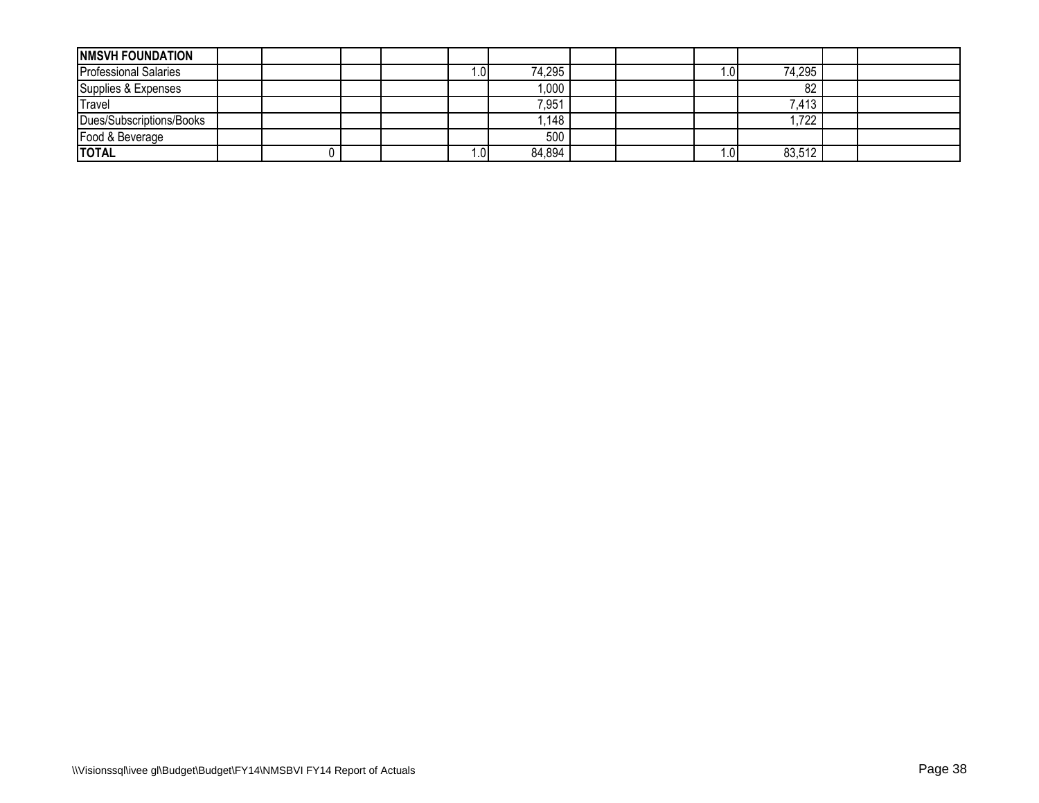| **NMSVH FOUNDATION** | | | | | | | | | | | | |
|---|---|---|---|---|---|---|---|---|---|---|---|---|
| Professional Salaries | | | | | 1.0 | 74,295 | | | 1.0 | 74,295 | | |
| Supplies & Expenses | | | | | | 1,000 | | | | 82 | | |
| Travel | | | | | | 7,951 | | | | 7,413 | | |
| Dues/Subscriptions/Books | | | | | | 1,148 | | | | 1,722 | | |
| Food & Beverage | | | | | | 500 | | | | | | |
| **TOTAL** | | 0 | | | 1.0 | 84,894 | | | 1.0 | 83,512 | | |

\\Visionssql\ivee gl\Budget\Budget\FY14\NMSBVI FY14 Report of Actuals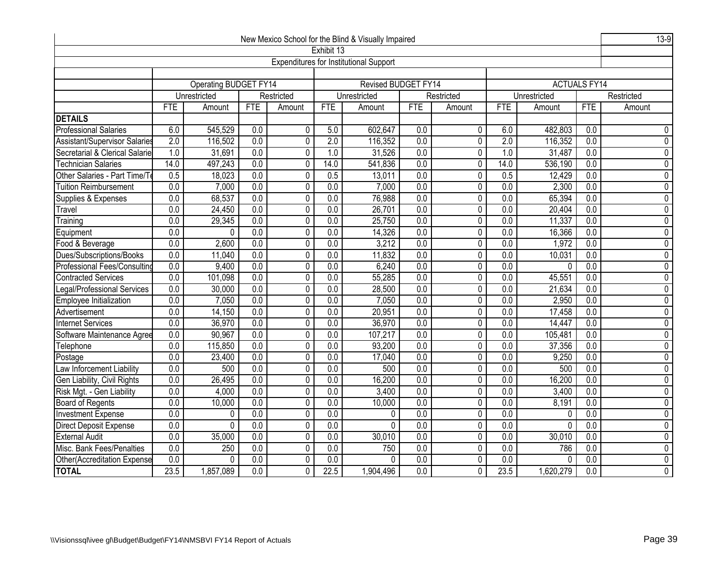| New Mexico School for the Blind & Visually Impaired | | | | | | | | | | | | | 13-9 |
|---|---|---|---|---|---|---|---|---|---|---|---|---|---|
| Exhibit 13 | | | | | | | | | | | | | |
| Expenditures for Institutional Support | | | | | | | | | | | | | |
| | Operating BUDGET FY14 | | | | Revised BUDGET FY14 | | | | ACTUALS FY14 | | | | |
| | Unrestricted | | Restricted | | Unrestricted | | Restricted | | Unrestricted | | Restricted | | |
| | FTE | Amount | FTE | Amount | FTE | Amount | FTE | Amount | FTE | Amount | FTE | Amount | |
| **DETAILS** | | | | | | | | | | | | | |
| Professional Salaries | 6.0 | 545,529 | 0.0 | 0 | 5.0 | 602,647 | 0.0 | 0 | 6.0 | 482,803 | 0.0 | 0 | |
| Assistant/Supervisor Salaries | 2.0 | 116,502 | 0.0 | 0 | 2.0 | 116,352 | 0.0 | 0 | 2.0 | 116,352 | 0.0 | 0 | |
| Secretarial & Clerical Salarie | 1.0 | 31,691 | 0.0 | 0 | 1.0 | 31,526 | 0.0 | 0 | 1.0 | 31,487 | 0.0 | 0 | |
| Technician Salaries | 14.0 | 497,243 | 0.0 | 0 | 14.0 | 541,836 | 0.0 | 0 | 14.0 | 536,190 | 0.0 | 0 | |
| Other Salaries - Part Time/Te | 0.5 | 18,023 | 0.0 | 0 | 0.5 | 13,011 | 0.0 | 0 | 0.5 | 12,429 | 0.0 | 0 | |
| Tuition Reimbursement | 0.0 | 7,000 | 0.0 | 0 | 0.0 | 7,000 | 0.0 | 0 | 0.0 | 2,300 | 0.0 | 0 | |
| Supplies & Expenses | 0.0 | 68,537 | 0.0 | 0 | 0.0 | 76,988 | 0.0 | 0 | 0.0 | 65,394 | 0.0 | 0 | |
| Travel | 0.0 | 24,450 | 0.0 | 0 | 0.0 | 26,701 | 0.0 | 0 | 0.0 | 20,404 | 0.0 | 0 | |
| Training | 0.0 | 29,345 | 0.0 | 0 | 0.0 | 25,750 | 0.0 | 0 | 0.0 | 11,337 | 0.0 | 0 | |
| Equipment | 0.0 | 0 | 0.0 | 0 | 0.0 | 14,326 | 0.0 | 0 | 0.0 | 16,366 | 0.0 | 0 | |
| Food & Beverage | 0.0 | 2,600 | 0.0 | 0 | 0.0 | 3,212 | 0.0 | 0 | 0.0 | 1,972 | 0.0 | 0 | |
| Dues/Subscriptions/Books | 0.0 | 11,040 | 0.0 | 0 | 0.0 | 11,832 | 0.0 | 0 | 0.0 | 10,031 | 0.0 | 0 | |
| Professional Fees/Consulting | 0.0 | 9,400 | 0.0 | 0 | 0.0 | 6,240 | 0.0 | 0 | 0.0 | 0 | 0.0 | 0 | |
| Contracted Services | 0.0 | 101,098 | 0.0 | 0 | 0.0 | 55,285 | 0.0 | 0 | 0.0 | 45,551 | 0.0 | 0 | |
| Legal/Professional Services | 0.0 | 30,000 | 0.0 | 0 | 0.0 | 28,500 | 0.0 | 0 | 0.0 | 21,634 | 0.0 | 0 | |
| Employee Initialization | 0.0 | 7,050 | 0.0 | 0 | 0.0 | 7,050 | 0.0 | 0 | 0.0 | 2,950 | 0.0 | 0 | |
| Advertisement | 0.0 | 14,150 | 0.0 | 0 | 0.0 | 20,951 | 0.0 | 0 | 0.0 | 17,458 | 0.0 | 0 | |
| Internet Services | 0.0 | 36,970 | 0.0 | 0 | 0.0 | 36,970 | 0.0 | 0 | 0.0 | 14,447 | 0.0 | 0 | |
| Software Maintenance Agree | 0.0 | 90,967 | 0.0 | 0 | 0.0 | 107,217 | 0.0 | 0 | 0.0 | 105,481 | 0.0 | 0 | |
| Telephone | 0.0 | 115,850 | 0.0 | 0 | 0.0 | 93,200 | 0.0 | 0 | 0.0 | 37,356 | 0.0 | 0 | |
| Postage | 0.0 | 23,400 | 0.0 | 0 | 0.0 | 17,040 | 0.0 | 0 | 0.0 | 9,250 | 0.0 | 0 | |
| Law Inforcement Liability | 0.0 | 500 | 0.0 | 0 | 0.0 | 500 | 0.0 | 0 | 0.0 | 500 | 0.0 | 0 | |
| Gen Liability, Civil Rights | 0.0 | 26,495 | 0.0 | 0 | 0.0 | 16,200 | 0.0 | 0 | 0.0 | 16,200 | 0.0 | 0 | |
| Risk Mgt. - Gen Liability | 0.0 | 4,000 | 0.0 | 0 | 0.0 | 3,400 | 0.0 | 0 | 0.0 | 3,400 | 0.0 | 0 | |
| Board of Regents | 0.0 | 10,000 | 0.0 | 0 | 0.0 | 10,000 | 0.0 | 0 | 0.0 | 8,191 | 0.0 | 0 | |
| Investment Expense | 0.0 | 0 | 0.0 | 0 | 0.0 | 0 | 0.0 | 0 | 0.0 | 0 | 0.0 | 0 | |
| Direct Deposit Expense | 0.0 | 0 | 0.0 | 0 | 0.0 | 0 | 0.0 | 0 | 0.0 | 0 | 0.0 | 0 | |
| External Audit | 0.0 | 35,000 | 0.0 | 0 | 0.0 | 30,010 | 0.0 | 0 | 0.0 | 30,010 | 0.0 | 0 | |
| Misc. Bank Fees/Penalties | 0.0 | 250 | 0.0 | 0 | 0.0 | 750 | 0.0 | 0 | 0.0 | 786 | 0.0 | 0 | |
| Other(Accreditation Expense | 0.0 | 0 | 0.0 | 0 | 0.0 | 0 | 0.0 | 0 | 0.0 | 0 | 0.0 | 0 | |
| **TOTAL** | 23.5 | 1,857,089 | 0.0 | 0 | 22.5 | 1,904,496 | 0.0 | 0 | 23.5 | 1,620,279 | 0.0 | 0 | |

\\Visionssql\ivee gl\Budget\Budget\FY14\NMSBVI FY14 Report of Actuals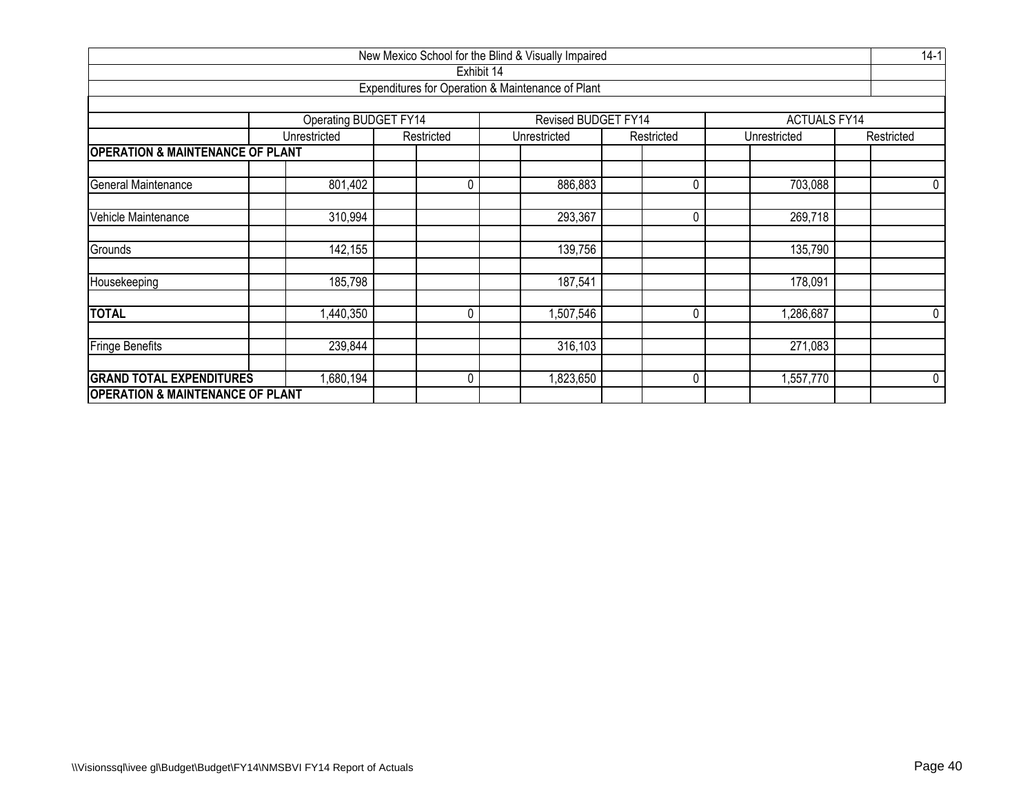New Mexico School for the Blind & Visually Impaired

Exhibit 14

Expenditures for Operation & Maintenance of Plant

| | Operating BUDGET FY14 | | Revised BUDGET FY14 | | ACTUALS FY14 | |
|---|---|---|---|---|---|---|
| | Unrestricted | Restricted | Unrestricted | Restricted | Unrestricted | Restricted |
| **OPERATION & MAINTENANCE OF PLANT** | | | | | | |
| General Maintenance | 801,402 | 0 | 886,883 | 0 | 703,088 | 0 |
| Vehicle Maintenance | 310,994 | | 293,367 | 0 | 269,718 | |
| Grounds | 142,155 | | 139,756 | | 135,790 | |
| Housekeeping | 185,798 | | 187,541 | | 178,091 | |
| **TOTAL** | 1,440,350 | 0 | 1,507,546 | 0 | 1,286,687 | 0 |
| Fringe Benefits | 239,844 | | 316,103 | | 271,083 | |
| **GRAND TOTAL EXPENDITURES** | 1,680,194 | 0 | 1,823,650 | 0 | 1,557,770 | 0 |
| **OPERATION & MAINTENANCE OF PLANT** | | | | | | |

\\Visionssql\ivee gl\Budget\Budget\FY14\NMSBVI FY14 Report of Actuals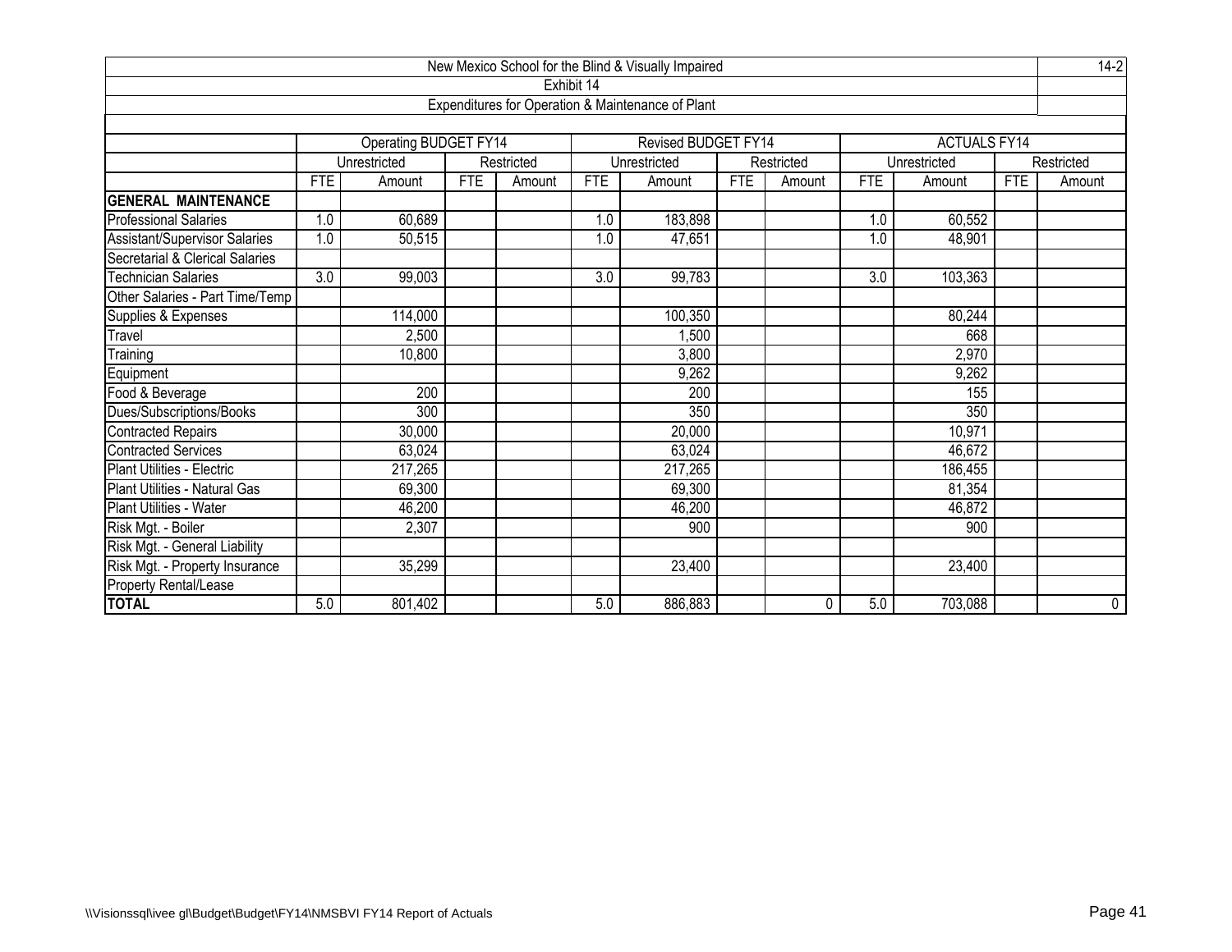| New Mexico School for the Blind & Visually Impaired | | | | | | | | | | | | |
|---|---|---|---|---|---|---|---|---|---|---|---|---|
| Exhibit 14 | | | | | | | | | | | | |
| Expenditures for Operation & Maintenance of Plant | | | | | | | | | | | | |
| | Operating BUDGET FY14 | | | | Revised BUDGET FY14 | | | | ACTUALS FY14 | | | |
| | Unrestricted | | Restricted | | Unrestricted | | Restricted | | Unrestricted | | Restricted | |
| | FTE | Amount | FTE | Amount | FTE | Amount | FTE | Amount | FTE | Amount | FTE | Amount |
| **GENERAL MAINTENANCE** | | | | | | | | | | | | |
| Professional Salaries | 1.0 | 60,689 | | | 1.0 | 183,898 | | | 1.0 | 60,552 | | |
| Assistant/Supervisor Salaries | 1.0 | 50,515 | | | 1.0 | 47,651 | | | 1.0 | 48,901 | | |
| Secretarial & Clerical Salaries | | | | | | | | | | | | |
| Technician Salaries | 3.0 | 99,003 | | | 3.0 | 99,783 | | | 3.0 | 103,363 | | |
| Other Salaries - Part Time/Temp | | | | | | | | | | | | |
| Supplies & Expenses | | 114,000 | | | | 100,350 | | | | 80,244 | | |
| Travel | | 2,500 | | | | 1,500 | | | | 668 | | |
| Training | | 10,800 | | | | 3,800 | | | | 2,970 | | |
| Equipment | | | | | | 9,262 | | | | 9,262 | | |
| Food & Beverage | | 200 | | | | 200 | | | | 155 | | |
| Dues/Subscriptions/Books | | 300 | | | | 350 | | | | 350 | | |
| Contracted Repairs | | 30,000 | | | | 20,000 | | | | 10,971 | | |
| Contracted Services | | 63,024 | | | | 63,024 | | | | 46,672 | | |
| Plant Utilities - Electric | | 217,265 | | | | 217,265 | | | | 186,455 | | |
| Plant Utilities - Natural Gas | | 69,300 | | | | 69,300 | | | | 81,354 | | |
| Plant Utilities - Water | | 46,200 | | | | 46,200 | | | | 46,872 | | |
| Risk Mgt. - Boiler | | 2,307 | | | | 900 | | | | 900 | | |
| Risk Mgt. - General Liability | | | | | | | | | | | | |
| Risk Mgt. - Property Insurance | | 35,299 | | | | 23,400 | | | | 23,400 | | |
| Property Rental/Lease | | | | | | | | | | | | |
| **TOTAL** | 5.0 | 801,402 | | | 5.0 | 886,883 | | 0 | 5.0 | 703,088 | | 0 |

\\Visionssql\ivee gl\Budget\Budget\FY14\NMSBVI FY14 Report of Actuals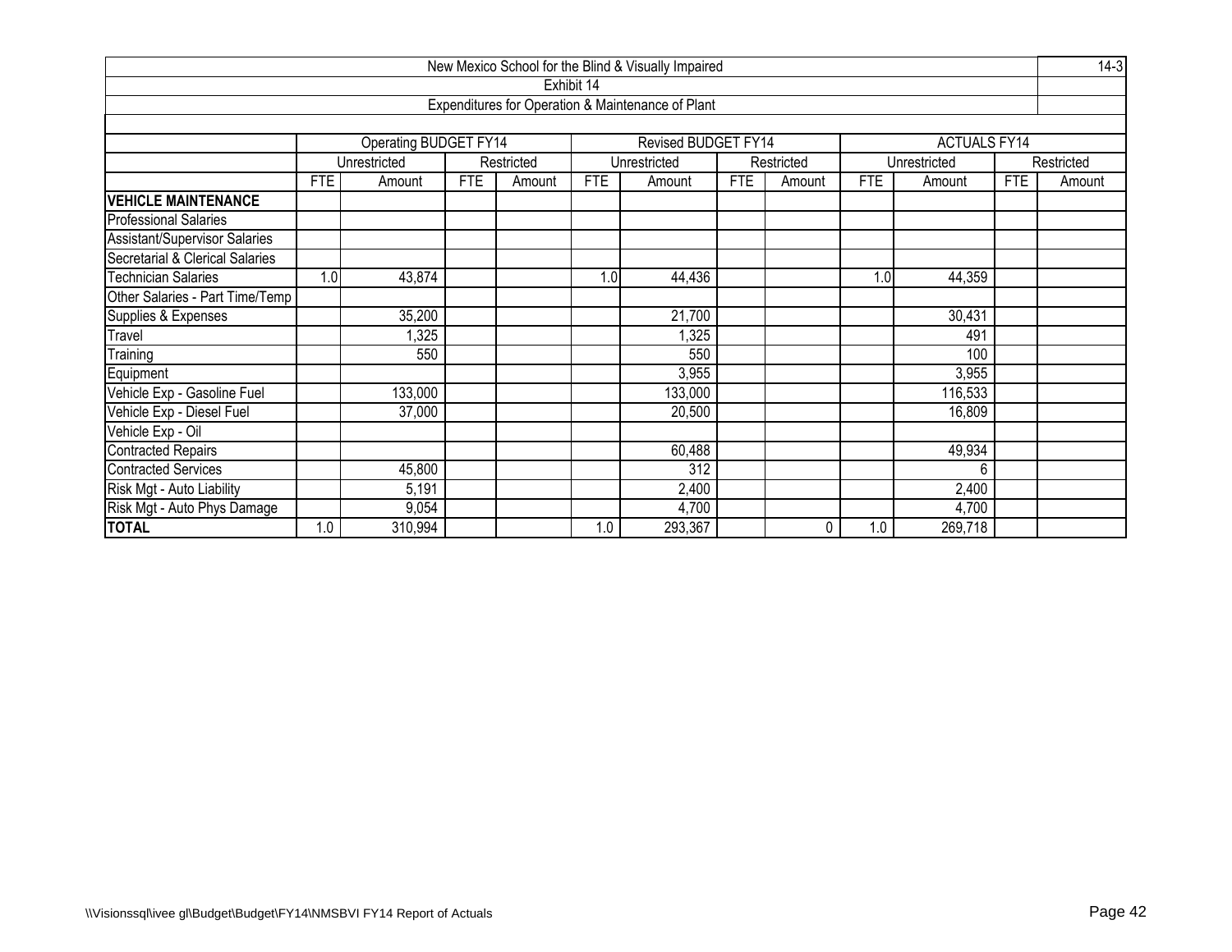# New Mexico School for the Blind & Visually Impaired

## Exhibit 14

### Expenditures for Operation & Maintenance of Plant

| | Operating BUDGET FY14 | | | | Revised BUDGET FY14 | | | | ACTUALS FY14 | | | |
|---|---|---|---|---|---|---|---|---|---|---|---|---|
| | Unrestricted | | Restricted | | Unrestricted | | Restricted | | Unrestricted | | Restricted | |
| | FTE | Amount | FTE | Amount | FTE | Amount | FTE | Amount | FTE | Amount | FTE | Amount |
| **VEHICLE MAINTENANCE** | | | | | | | | | | | | |
| Professional Salaries | | | | | | | | | | | | |
| Assistant/Supervisor Salaries | | | | | | | | | | | | |
| Secretarial & Clerical Salaries | | | | | | | | | | | | |
| Technician Salaries | 1.0 | 43,874 | | | 1.0 | 44,436 | | | 1.0 | 44,359 | | |
| Other Salaries - Part Time/Temp | | | | | | | | | | | | |
| Supplies & Expenses | | 35,200 | | | | 21,700 | | | | 30,431 | | |
| Travel | | 1,325 | | | | 1,325 | | | | 491 | | |
| Training | | 550 | | | | 550 | | | | 100 | | |
| Equipment | | | | | | 3,955 | | | | 3,955 | | |
| Vehicle Exp - Gasoline Fuel | | 133,000 | | | | 133,000 | | | | 116,533 | | |
| Vehicle Exp - Diesel Fuel | | 37,000 | | | | 20,500 | | | | 16,809 | | |
| Vehicle Exp - Oil | | | | | | | | | | | | |
| Contracted Repairs | | | | | | 60,488 | | | | 49,934 | | |
| Contracted Services | | 45,800 | | | | 312 | | | | 6 | | |
| Risk Mgt - Auto Liability | | 5,191 | | | | 2,400 | | | | 2,400 | | |
| Risk Mgt - Auto Phys Damage | | 9,054 | | | | 4,700 | | | | 4,700 | | |
| **TOTAL** | 1.0 | 310,994 | | | 1.0 | 293,367 | | 0 | 1.0 | 269,718 | | |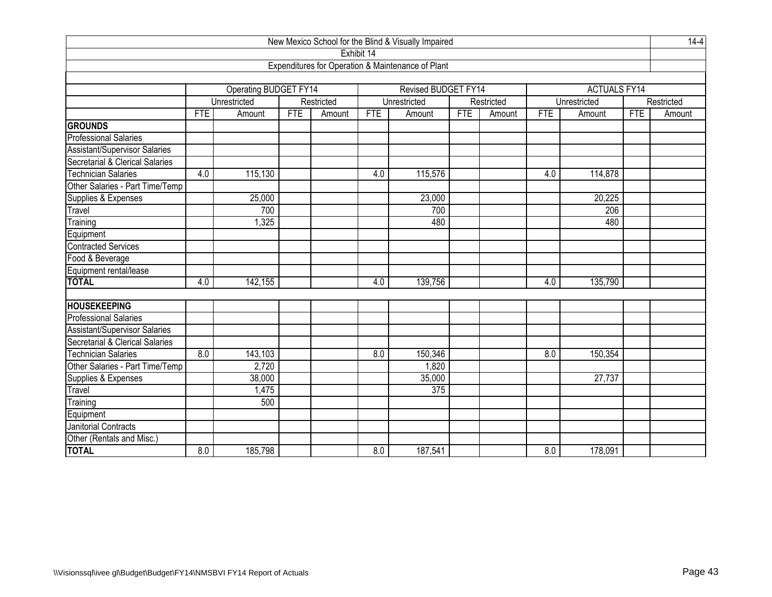New Mexico School for the Blind & Visually Impaired

Exhibit 14

Expenditures for Operation & Maintenance of Plant

| | Operating BUDGET FY14 | | | | Revised BUDGET FY14 | | | | ACTUALS FY14 | | | |
|---|---|---|---|---|---|---|---|---|---|---|---|---|
| | Unrestricted | | Restricted | | Unrestricted | | Restricted | | Unrestricted | | Restricted | |
| | FTE | Amount | FTE | Amount | FTE | Amount | FTE | Amount | FTE | Amount | FTE | Amount |
| **GROUNDS** | | | | | | | | | | | | |
| Professional Salaries | | | | | | | | | | | | |
| Assistant/Supervisor Salaries | | | | | | | | | | | | |
| Secretarial & Clerical Salaries | | | | | | | | | | | | |
| Technician Salaries | 4.0 | 115,130 | | | 4.0 | 115,576 | | | 4.0 | 114,878 | | |
| Other Salaries - Part Time/Temp | | | | | | | | | | | | |
| Supplies & Expenses | | 25,000 | | | | 23,000 | | | | 20,225 | | |
| Travel | | 700 | | | | 700 | | | | 206 | | |
| Training | | 1,325 | | | | 480 | | | | 480 | | |
| Equipment | | | | | | | | | | | | |
| Contracted Services | | | | | | | | | | | | |
| Food & Beverage | | | | | | | | | | | | |
| Equipment rental/lease | | | | | | | | | | | | |
| **TOTAL** | 4.0 | 142,155 | | | 4.0 | 139,756 | | | 4.0 | 135,790 | | |
| | | | | | | | | | | | | |
| **HOUSEKEEPING** | | | | | | | | | | | | |
| Professional Salaries | | | | | | | | | | | | |
| Assistant/Supervisor Salaries | | | | | | | | | | | | |
| Secretarial & Clerical Salaries | | | | | | | | | | | | |
| Technician Salaries | 8.0 | 143,103 | | | 8.0 | 150,346 | | | 8.0 | 150,354 | | |
| Other Salaries - Part Time/Temp | | 2,720 | | | | 1,820 | | | | | | |
| Supplies & Expenses | | 38,000 | | | | 35,000 | | | | 27,737 | | |
| Travel | | 1,475 | | | | 375 | | | | | | |
| Training | | 500 | | | | | | | | | | |
| Equipment | | | | | | | | | | | | |
| Janitorial Contracts | | | | | | | | | | | | |
| Other (Rentals and Misc.) | | | | | | | | | | | | |
| **TOTAL** | 8.0 | 185,798 | | | 8.0 | 187,541 | | | 8.0 | 178,091 | | |

\\Visionssql\ivee gl\Budget\Budget\FY14\NMSBVI FY14 Report of Actuals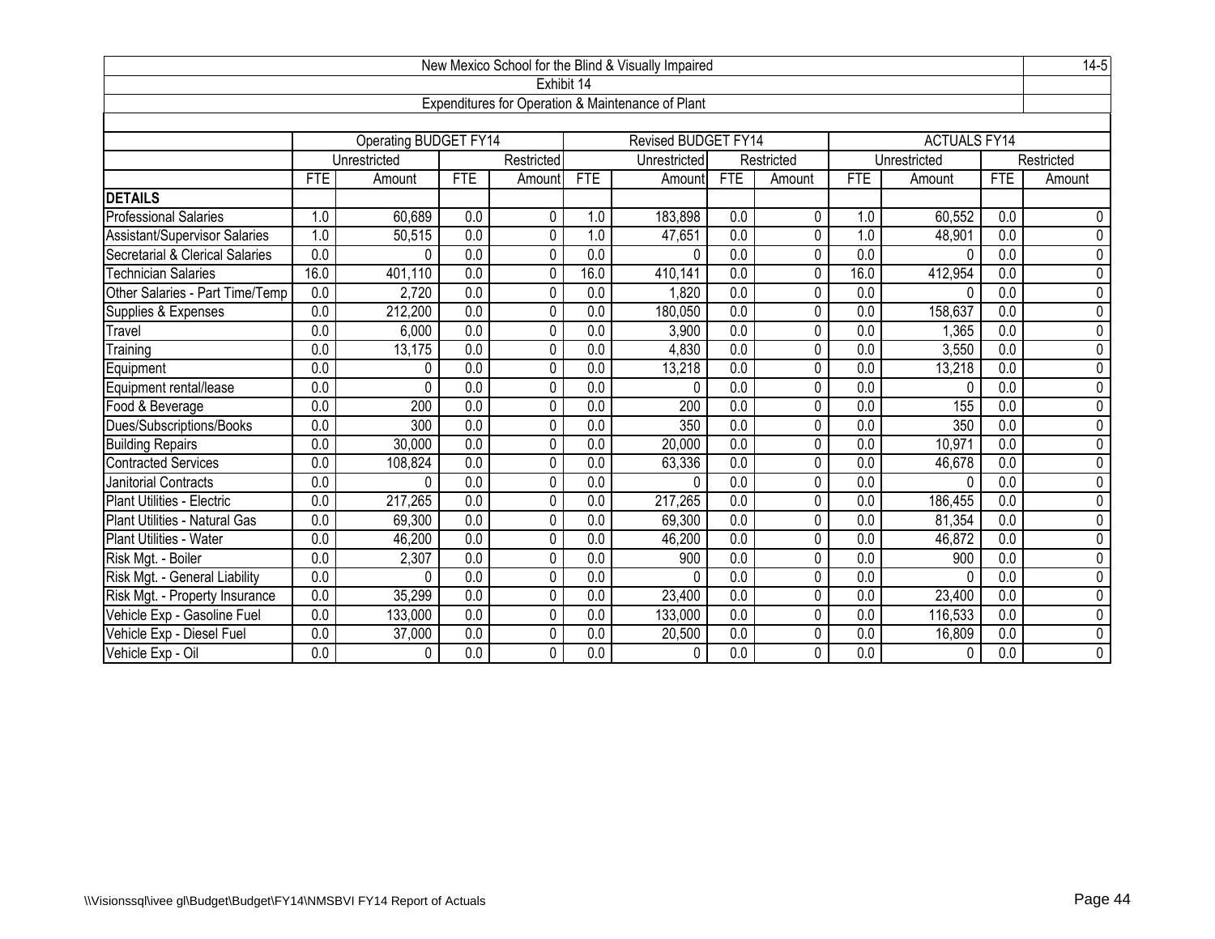New Mexico School for the Blind & Visually Impaired

Exhibit 14

Expenditures for Operation & Maintenance of Plant

| | Operating BUDGET FY14 | | | | Revised BUDGET FY14 | | | | ACTUALS FY14 | | | |
|---|---|---|---|---|---|---|---|---|---|---|---|---|
| | Unrestricted | | Restricted | | Unrestricted | | Restricted | | Unrestricted | | Restricted | |
| | FTE | Amount | FTE | Amount | FTE | Amount | FTE | Amount | FTE | Amount | FTE | Amount |
| **DETAILS** | | | | | | | | | | | | |
| Professional Salaries | 1.0 | 60,689 | 0.0 | 0 | 1.0 | 183,898 | 0.0 | 0 | 1.0 | 60,552 | 0.0 | 0 |
| Assistant/Supervisor Salaries | 1.0 | 50,515 | 0.0 | 0 | 1.0 | 47,651 | 0.0 | 0 | 1.0 | 48,901 | 0.0 | 0 |
| Secretarial & Clerical Salaries | 0.0 | 0 | 0.0 | 0 | 0.0 | 0 | 0.0 | 0 | 0.0 | 0 | 0.0 | 0 |
| Technician Salaries | 16.0 | 401,110 | 0.0 | 0 | 16.0 | 410,141 | 0.0 | 0 | 16.0 | 412,954 | 0.0 | 0 |
| Other Salaries - Part Time/Temp | 0.0 | 2,720 | 0.0 | 0 | 0.0 | 1,820 | 0.0 | 0 | 0.0 | 0 | 0.0 | 0 |
| Supplies & Expenses | 0.0 | 212,200 | 0.0 | 0 | 0.0 | 180,050 | 0.0 | 0 | 0.0 | 158,637 | 0.0 | 0 |
| Travel | 0.0 | 6,000 | 0.0 | 0 | 0.0 | 3,900 | 0.0 | 0 | 0.0 | 1,365 | 0.0 | 0 |
| Training | 0.0 | 13,175 | 0.0 | 0 | 0.0 | 4,830 | 0.0 | 0 | 0.0 | 3,550 | 0.0 | 0 |
| Equipment | 0.0 | 0 | 0.0 | 0 | 0.0 | 13,218 | 0.0 | 0 | 0.0 | 13,218 | 0.0 | 0 |
| Equipment rental/lease | 0.0 | 0 | 0.0 | 0 | 0.0 | 0 | 0.0 | 0 | 0.0 | 0 | 0.0 | 0 |
| Food & Beverage | 0.0 | 200 | 0.0 | 0 | 0.0 | 200 | 0.0 | 0 | 0.0 | 155 | 0.0 | 0 |
| Dues/Subscriptions/Books | 0.0 | 300 | 0.0 | 0 | 0.0 | 350 | 0.0 | 0 | 0.0 | 350 | 0.0 | 0 |
| Building Repairs | 0.0 | 30,000 | 0.0 | 0 | 0.0 | 20,000 | 0.0 | 0 | 0.0 | 10,971 | 0.0 | 0 |
| Contracted Services | 0.0 | 108,824 | 0.0 | 0 | 0.0 | 63,336 | 0.0 | 0 | 0.0 | 46,678 | 0.0 | 0 |
| Janitorial Contracts | 0.0 | 0 | 0.0 | 0 | 0.0 | 0 | 0.0 | 0 | 0.0 | 0 | 0.0 | 0 |
| Plant Utilities - Electric | 0.0 | 217,265 | 0.0 | 0 | 0.0 | 217,265 | 0.0 | 0 | 0.0 | 186,455 | 0.0 | 0 |
| Plant Utilities - Natural Gas | 0.0 | 69,300 | 0.0 | 0 | 0.0 | 69,300 | 0.0 | 0 | 0.0 | 81,354 | 0.0 | 0 |
| Plant Utilities - Water | 0.0 | 46,200 | 0.0 | 0 | 0.0 | 46,200 | 0.0 | 0 | 0.0 | 46,872 | 0.0 | 0 |
| Risk Mgt. - Boiler | 0.0 | 2,307 | 0.0 | 0 | 0.0 | 900 | 0.0 | 0 | 0.0 | 900 | 0.0 | 0 |
| Risk Mgt. - General Liability | 0.0 | 0 | 0.0 | 0 | 0.0 | 0 | 0.0 | 0 | 0.0 | 0 | 0.0 | 0 |
| Risk Mgt. - Property Insurance | 0.0 | 35,299 | 0.0 | 0 | 0.0 | 23,400 | 0.0 | 0 | 0.0 | 23,400 | 0.0 | 0 |
| Vehicle Exp - Gasoline Fuel | 0.0 | 133,000 | 0.0 | 0 | 0.0 | 133,000 | 0.0 | 0 | 0.0 | 116,533 | 0.0 | 0 |
| Vehicle Exp - Diesel Fuel | 0.0 | 37,000 | 0.0 | 0 | 0.0 | 20,500 | 0.0 | 0 | 0.0 | 16,809 | 0.0 | 0 |
| Vehicle Exp - Oil | 0.0 | 0 | 0.0 | 0 | 0.0 | 0 | 0.0 | 0 | 0.0 | 0 | 0.0 | 0 |

\\Visionssql\ivee gl\Budget\Budget\FY14\NMSBVI FY14 Report of Actuals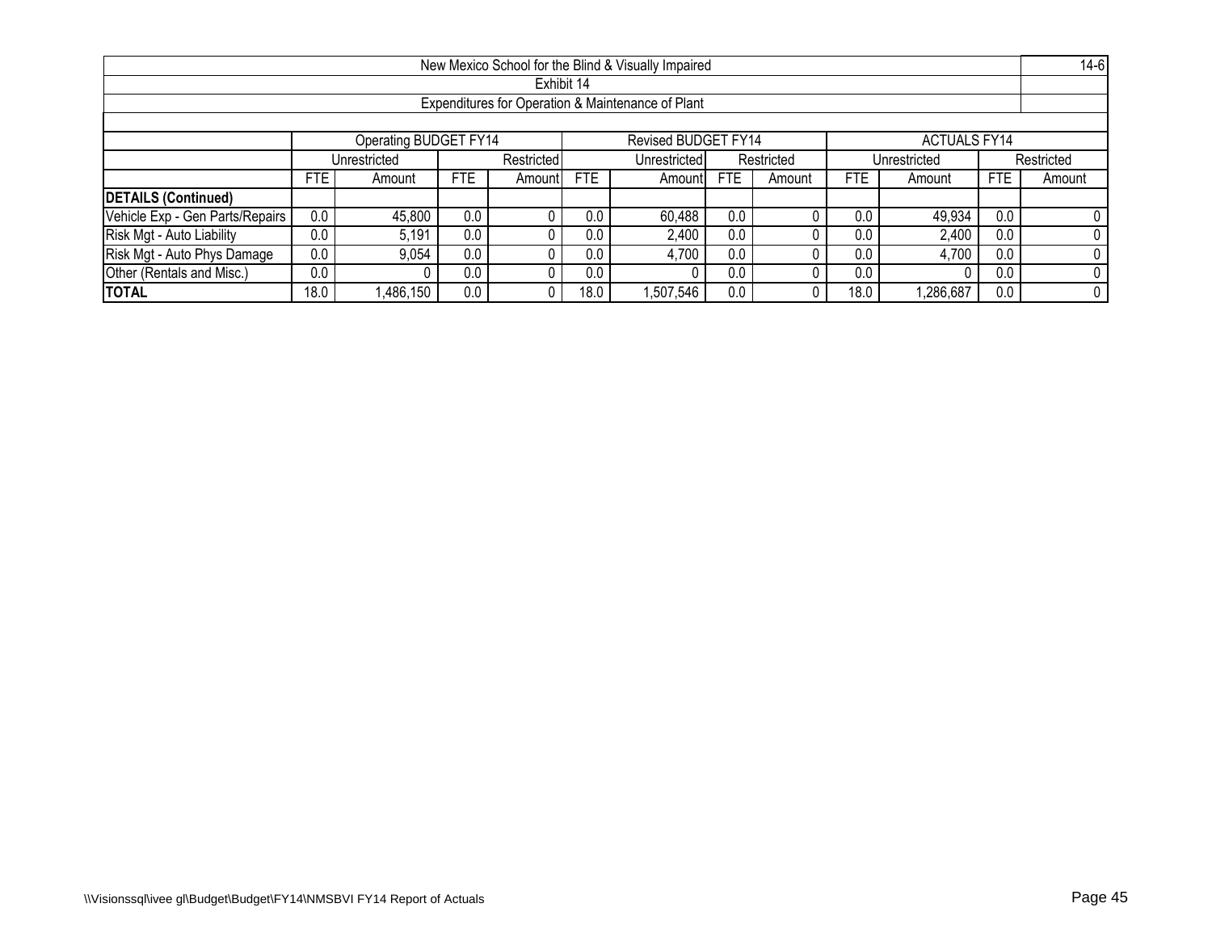| New Mexico School for the Blind & Visually Impaired | | | | | | | | | | | | 14-6 |
|---|---|---|---|---|---|---|---|---|---|---|---|---|
| Exhibit 14 | | | | | | | | | | | | |
| Expenditures for Operation & Maintenance of Plant | | | | | | | | | | | | |
| | Operating BUDGET FY14 | | | | Revised BUDGET FY14 | | | | ACTUALS FY14 | | | |
| | Unrestricted | | Restricted | | Unrestricted | | Restricted | | Unrestricted | | Restricted | |
| | FTE | Amount | FTE | Amount | FTE | Amount | FTE | Amount | FTE | Amount | FTE | Amount |
| **DETAILS (Continued)** | | | | | | | | | | | | |
| Vehicle Exp - Gen Parts/Repairs | 0.0 | 45,800 | 0.0 | 0 | 0.0 | 60,488 | 0.0 | 0 | 0.0 | 49,934 | 0.0 | 0 |
| Risk Mgt - Auto Liability | 0.0 | 5,191 | 0.0 | 0 | 0.0 | 2,400 | 0.0 | 0 | 0.0 | 2,400 | 0.0 | 0 |
| Risk Mgt - Auto Phys Damage | 0.0 | 9,054 | 0.0 | 0 | 0.0 | 4,700 | 0.0 | 0 | 0.0 | 4,700 | 0.0 | 0 |
| Other (Rentals and Misc.) | 0.0 | 0 | 0.0 | 0 | 0.0 | 0 | 0.0 | 0 | 0.0 | 0 | 0.0 | 0 |
| **TOTAL** | 18.0 | 1,486,150 | 0.0 | 0 | 18.0 | 1,507,546 | 0.0 | 0 | 18.0 | 1,286,687 | 0.0 | 0 |

\\Visionssql\ivee gl\Budget\Budget\FY14\NMSBVI FY14 Report of Actuals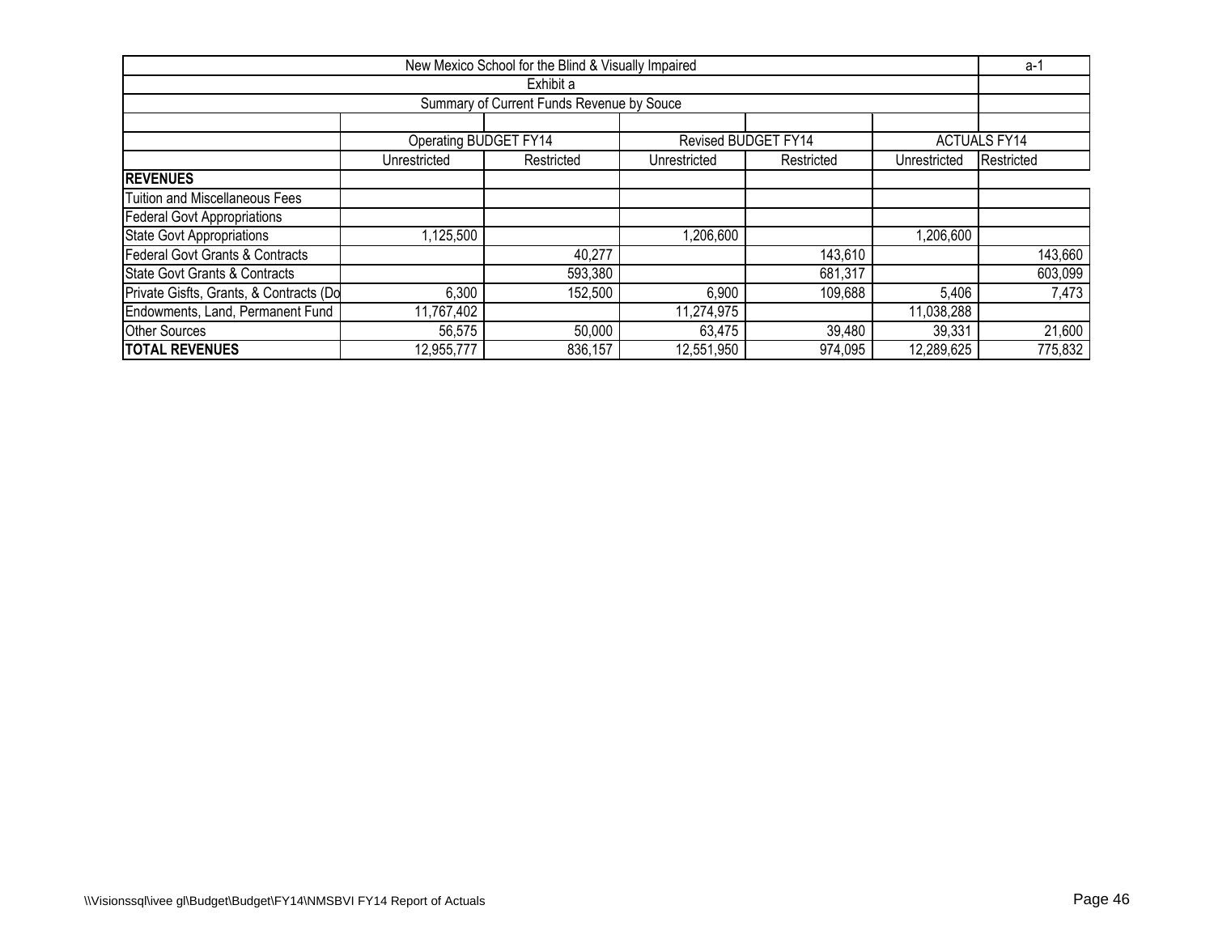| New Mexico School for the Blind & Visually Impaired | | | | | | a-1 |
|---|---|---|---|---|---|---|
| Exhibit a | | | | | | |
| Summary of Current Funds Revenue by Souce | | | | | | |
| | | | | | | |
| | Operating BUDGET FY14 | | Revised BUDGET FY14 | | ACTUALS FY14 | |
| | Unrestricted | Restricted | Unrestricted | Restricted | Unrestricted | Restricted |
| **REVENUES** | | | | | | |
| Tuition and Miscellaneous Fees | | | | | | |
| Federal Govt Appropriations | | | | | | |
| State Govt Appropriations | 1,125,500 | | 1,206,600 | | 1,206,600 | |
| Federal Govt Grants & Contracts | | 40,277 | | 143,610 | | 143,660 |
| State Govt Grants & Contracts | | 593,380 | | 681,317 | | 603,099 |
| Private Gisfts, Grants, & Contracts (Do | 6,300 | 152,500 | 6,900 | 109,688 | 5,406 | 7,473 |
| Endowments, Land, Permanent Fund | 11,767,402 | | 11,274,975 | | 11,038,288 | |
| Other Sources | 56,575 | 50,000 | 63,475 | 39,480 | 39,331 | 21,600 |
| **TOTAL REVENUES** | 12,955,777 | 836,157 | 12,551,950 | 974,095 | 12,289,625 | 775,832 |

\\Visionssql\ivee gl\Budget\Budget\FY14\NMSBVI FY14 Report of Actuals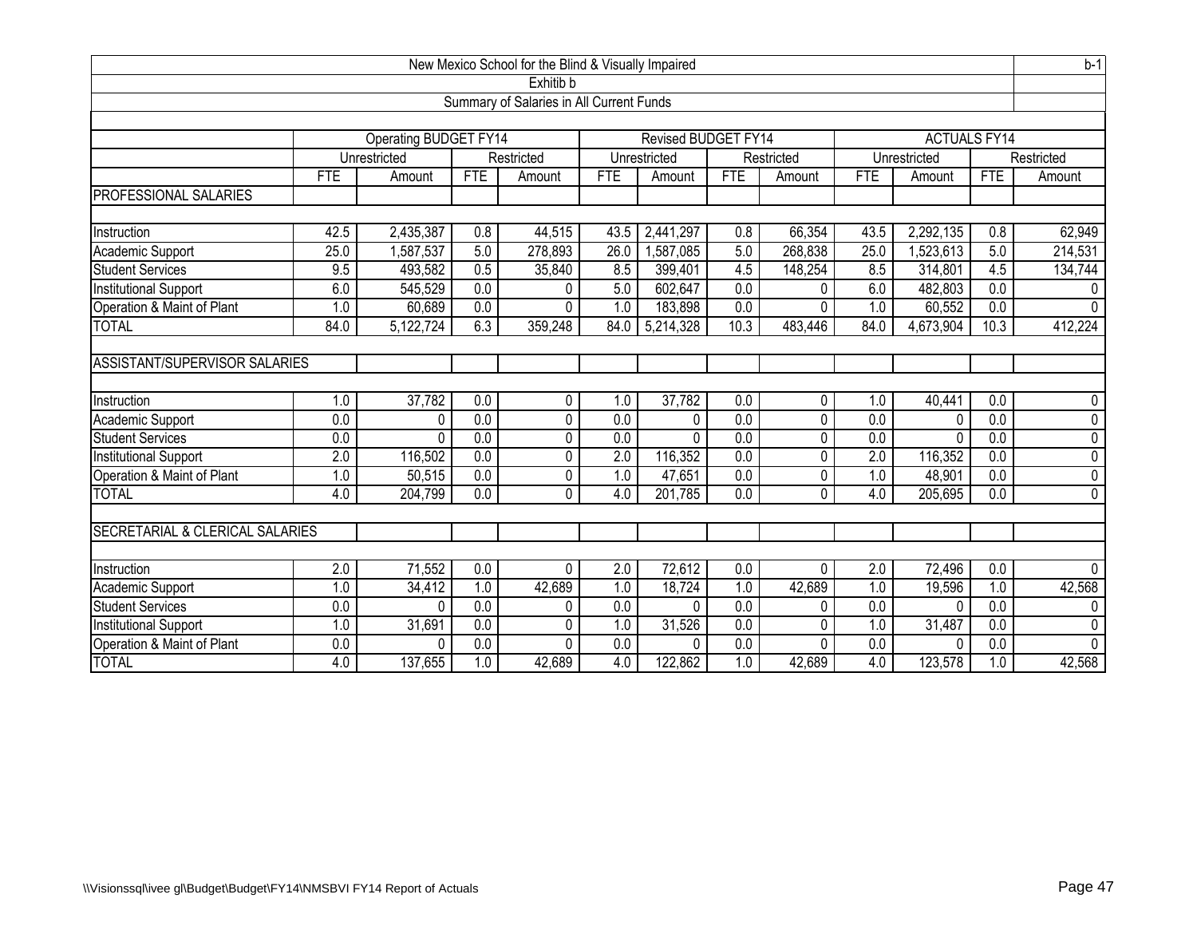New Mexico School for the Blind & Visually Impaired

b-1

Exhitib b

Summary of Salaries in All Current Funds

| | Operating BUDGET FY14 | | | | Revised BUDGET FY14 | | | | ACTUALS FY14 | | | |
|---|---|---|---|---|---|---|---|---|---|---|---|---|
| | Unrestricted | | Restricted | | Unrestricted | | Restricted | | Unrestricted | | Restricted | |
| | FTE | Amount | FTE | Amount | FTE | Amount | FTE | Amount | FTE | Amount | FTE | Amount |
| PROFESSIONAL SALARIES | | | | | | | | | | | | |
| Instruction | 42.5 | 2,435,387 | 0.8 | 44,515 | 43.5 | 2,441,297 | 0.8 | 66,354 | 43.5 | 2,292,135 | 0.8 | 62,949 |
| Academic Support | 25.0 | 1,587,537 | 5.0 | 278,893 | 26.0 | 1,587,085 | 5.0 | 268,838 | 25.0 | 1,523,613 | 5.0 | 214,531 |
| Student Services | 9.5 | 493,582 | 0.5 | 35,840 | 8.5 | 399,401 | 4.5 | 148,254 | 8.5 | 314,801 | 4.5 | 134,744 |
| Institutional Support | 6.0 | 545,529 | 0.0 | 0 | 5.0 | 602,647 | 0.0 | 0 | 6.0 | 482,803 | 0.0 | 0 |
| Operation & Maint of Plant | 1.0 | 60,689 | 0.0 | 0 | 1.0 | 183,898 | 0.0 | 0 | 1.0 | 60,552 | 0.0 | 0 |
| TOTAL | 84.0 | 5,122,724 | 6.3 | 359,248 | 84.0 | 5,214,328 | 10.3 | 483,446 | 84.0 | 4,673,904 | 10.3 | 412,224 |
| ASSISTANT/SUPERVISOR SALARIES | | | | | | | | | | | | |
| Instruction | 1.0 | 37,782 | 0.0 | 0 | 1.0 | 37,782 | 0.0 | 0 | 1.0 | 40,441 | 0.0 | 0 |
| Academic Support | 0.0 | 0 | 0.0 | 0 | 0.0 | 0 | 0.0 | 0 | 0.0 | 0 | 0.0 | 0 |
| Student Services | 0.0 | 0 | 0.0 | 0 | 0.0 | 0 | 0.0 | 0 | 0.0 | 0 | 0.0 | 0 |
| Institutional Support | 2.0 | 116,502 | 0.0 | 0 | 2.0 | 116,352 | 0.0 | 0 | 2.0 | 116,352 | 0.0 | 0 |
| Operation & Maint of Plant | 1.0 | 50,515 | 0.0 | 0 | 1.0 | 47,651 | 0.0 | 0 | 1.0 | 48,901 | 0.0 | 0 |
| TOTAL | 4.0 | 204,799 | 0.0 | 0 | 4.0 | 201,785 | 0.0 | 0 | 4.0 | 205,695 | 0.0 | 0 |
| SECRETARIAL & CLERICAL SALARIES | | | | | | | | | | | | |
| Instruction | 2.0 | 71,552 | 0.0 | 0 | 2.0 | 72,612 | 0.0 | 0 | 2.0 | 72,496 | 0.0 | 0 |
| Academic Support | 1.0 | 34,412 | 1.0 | 42,689 | 1.0 | 18,724 | 1.0 | 42,689 | 1.0 | 19,596 | 1.0 | 42,568 |
| Student Services | 0.0 | 0 | 0.0 | 0 | 0.0 | 0 | 0.0 | 0 | 0.0 | 0 | 0.0 | 0 |
| Institutional Support | 1.0 | 31,691 | 0.0 | 0 | 1.0 | 31,526 | 0.0 | 0 | 1.0 | 31,487 | 0.0 | 0 |
| Operation & Maint of Plant | 0.0 | 0 | 0.0 | 0 | 0.0 | 0 | 0.0 | 0 | 0.0 | 0 | 0.0 | 0 |
| TOTAL | 4.0 | 137,655 | 1.0 | 42,689 | 4.0 | 122,862 | 1.0 | 42,689 | 4.0 | 123,578 | 1.0 | 42,568 |

\\Visionssql\ivee gl\Budget\Budget\FY14\NMSBVI FY14 Report of Actuals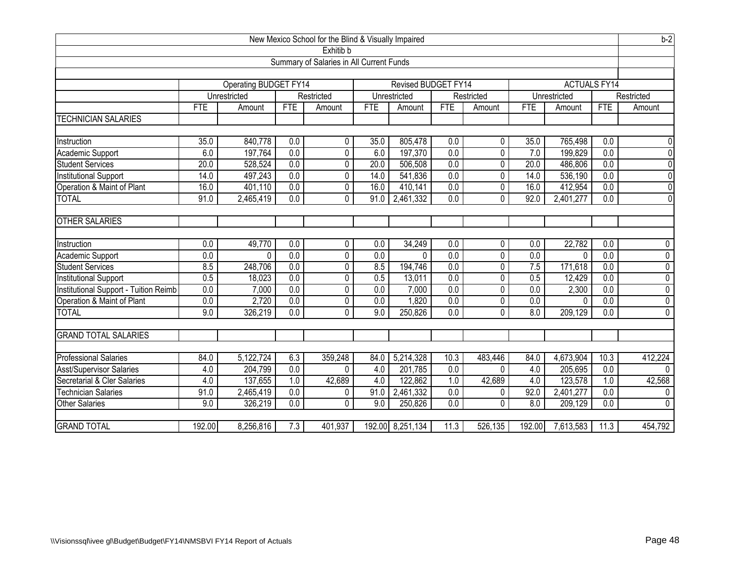New Mexico School for the Blind & Visually Impaired

b-2

Exhitib b

Summary of Salaries in All Current Funds

| | Operating BUDGET FY14 | | | | Revised BUDGET FY14 | | | | ACTUALS FY14 | | | |
|---|---|---|---|---|---|---|---|---|---|---|---|---|
| | Unrestricted | | Restricted | | Unrestricted | | Restricted | | Unrestricted | | Restricted | |
| | FTE | Amount | FTE | Amount | FTE | Amount | FTE | Amount | FTE | Amount | FTE | Amount |
| TECHNICIAN SALARIES | | | | | | | | | | | | |
| Instruction | 35.0 | 840,778 | 0.0 | 0 | 35.0 | 805,478 | 0.0 | 0 | 35.0 | 765,498 | 0.0 | 0 |
| Academic Support | 6.0 | 197,764 | 0.0 | 0 | 6.0 | 197,370 | 0.0 | 0 | 7.0 | 199,829 | 0.0 | 0 |
| Student Services | 20.0 | 528,524 | 0.0 | 0 | 20.0 | 506,508 | 0.0 | 0 | 20.0 | 486,806 | 0.0 | 0 |
| Institutional Support | 14.0 | 497,243 | 0.0 | 0 | 14.0 | 541,836 | 0.0 | 0 | 14.0 | 536,190 | 0.0 | 0 |
| Operation & Maint of Plant | 16.0 | 401,110 | 0.0 | 0 | 16.0 | 410,141 | 0.0 | 0 | 16.0 | 412,954 | 0.0 | 0 |
| TOTAL | 91.0 | 2,465,419 | 0.0 | 0 | 91.0 | 2,461,332 | 0.0 | 0 | 92.0 | 2,401,277 | 0.0 | 0 |
| OTHER SALARIES | | | | | | | | | | | | |
| Instruction | 0.0 | 49,770 | 0.0 | 0 | 0.0 | 34,249 | 0.0 | 0 | 0.0 | 22,782 | 0.0 | 0 |
| Academic Support | 0.0 | 0 | 0.0 | 0 | 0.0 | 0 | 0.0 | 0 | 0.0 | 0 | 0.0 | 0 |
| Student Services | 8.5 | 248,706 | 0.0 | 0 | 8.5 | 194,746 | 0.0 | 0 | 7.5 | 171,618 | 0.0 | 0 |
| Institutional Support | 0.5 | 18,023 | 0.0 | 0 | 0.5 | 13,011 | 0.0 | 0 | 0.5 | 12,429 | 0.0 | 0 |
| Institutional Support - Tuition Reimb | 0.0 | 7,000 | 0.0 | 0 | 0.0 | 7,000 | 0.0 | 0 | 0.0 | 2,300 | 0.0 | 0 |
| Operation & Maint of Plant | 0.0 | 2,720 | 0.0 | 0 | 0.0 | 1,820 | 0.0 | 0 | 0.0 | 0 | 0.0 | 0 |
| TOTAL | 9.0 | 326,219 | 0.0 | 0 | 9.0 | 250,826 | 0.0 | 0 | 8.0 | 209,129 | 0.0 | 0 |
| GRAND TOTAL SALARIES | | | | | | | | | | | | |
| Professional Salaries | 84.0 | 5,122,724 | 6.3 | 359,248 | 84.0 | 5,214,328 | 10.3 | 483,446 | 84.0 | 4,673,904 | 10.3 | 412,224 |
| Asst/Supervisor Salaries | 4.0 | 204,799 | 0.0 | 0 | 4.0 | 201,785 | 0.0 | 0 | 4.0 | 205,695 | 0.0 | 0 |
| Secretarial & Cler Salaries | 4.0 | 137,655 | 1.0 | 42,689 | 4.0 | 122,862 | 1.0 | 42,689 | 4.0 | 123,578 | 1.0 | 42,568 |
| Technician Salaries | 91.0 | 2,465,419 | 0.0 | 0 | 91.0 | 2,461,332 | 0.0 | 0 | 92.0 | 2,401,277 | 0.0 | 0 |
| Other Salaries | 9.0 | 326,219 | 0.0 | 0 | 9.0 | 250,826 | 0.0 | 0 | 8.0 | 209,129 | 0.0 | 0 |
| GRAND TOTAL | 192.00 | 8,256,816 | 7.3 | 401,937 | 192.00 | 8,251,134 | 11.3 | 526,135 | 192.00 | 7,613,583 | 11.3 | 454,792 |

\\Visionssql\ivee gl\Budget\Budget\FY14\NMSBVI FY14 Report of Actuals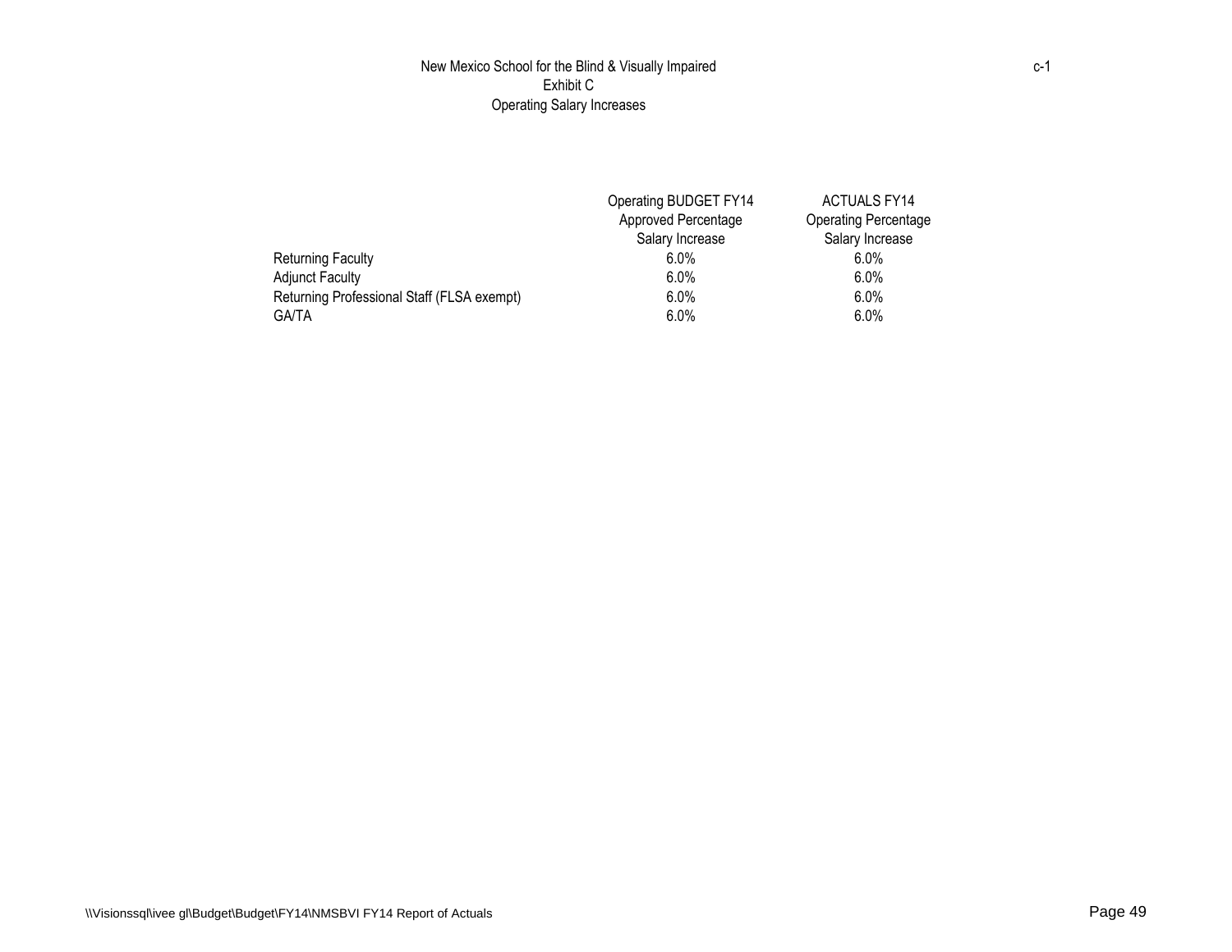# New Mexico School for the Blind & Visually Impaired

## Exhibit C

## Operating Salary Increases

c-1

| | Operating BUDGET FY14 Approved Percentage Salary Increase | ACTUALS FY14 Operating Percentage Salary Increase |
|---|---|---|
| Returning Faculty | 6.0% | 6.0% |
| Adjunct Faculty | 6.0% | 6.0% |
| Returning Professional Staff (FLSA exempt) | 6.0% | 6.0% |
| GA/TA | 6.0% | 6.0% |

\\Visionssql\ivee gl\Budget\Budget\FY14\NMSBVI FY14 Report of Actuals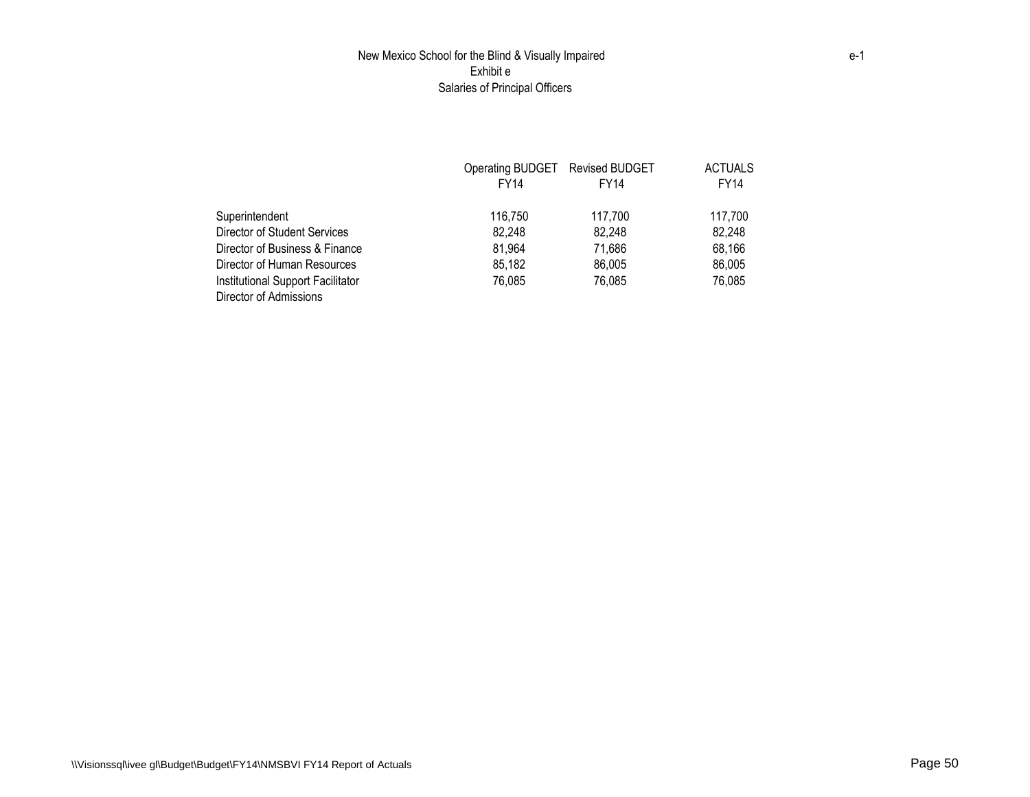New Mexico School for the Blind & Visually Impaired

e-1

Exhibit e

Salaries of Principal Officers

| | Operating BUDGET FY14 | Revised BUDGET FY14 | ACTUALS FY14 |
|---|---|---|---|
| Superintendent | 116,750 | 117,700 | 117,700 |
| Director of Student Services | 82,248 | 82,248 | 82,248 |
| Director of Business & Finance | 81,964 | 71,686 | 68,166 |
| Director of Human Resources | 85,182 | 86,005 | 86,005 |
| Institutional Support Facilitator | 76,085 | 76,085 | 76,085 |
| Director of Admissions | | | |

\\Visionssql\ivee gl\Budget\Budget\FY14\NMSBVI FY14 Report of Actuals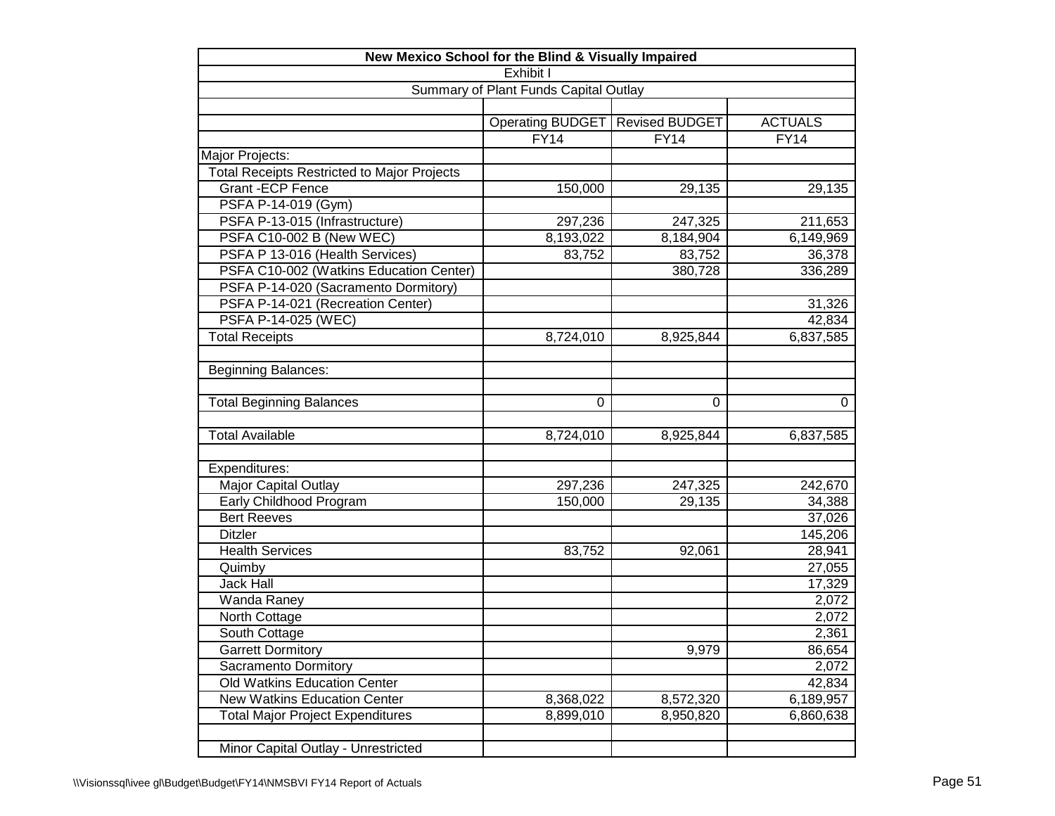# New Mexico School for the Blind & Visually Impaired

Exhibit I

Summary of Plant Funds Capital Outlay

| | Operating BUDGET FY14 | Revised BUDGET FY14 | ACTUALS FY14 |
|---|---|---|---|
| Major Projects: | | | |
| Total Receipts Restricted to Major Projects | | | |
| Grant -ECP Fence | 150,000 | 29,135 | 29,135 |
| PSFA P-14-019 (Gym) | | | |
| PSFA P-13-015 (Infrastructure) | 297,236 | 247,325 | 211,653 |
| PSFA C10-002 B (New WEC) | 8,193,022 | 8,184,904 | 6,149,969 |
| PSFA P 13-016 (Health Services) | 83,752 | 83,752 | 36,378 |
| PSFA C10-002 (Watkins Education Center) | | 380,728 | 336,289 |
| PSFA P-14-020 (Sacramento Dormitory) | | | |
| PSFA P-14-021 (Recreation Center) | | | 31,326 |
| PSFA P-14-025 (WEC) | | | 42,834 |
| Total Receipts | 8,724,010 | 8,925,844 | 6,837,585 |
| | | | |
| Beginning Balances: | | | |
| | | | |
| Total Beginning Balances | 0 | 0 | 0 |
| | | | |
| Total Available | 8,724,010 | 8,925,844 | 6,837,585 |
| | | | |
| Expenditures: | | | |
| Major Capital Outlay | 297,236 | 247,325 | 242,670 |
| Early Childhood Program | 150,000 | 29,135 | 34,388 |
| Bert Reeves | | | 37,026 |
| Ditzler | | | 145,206 |
| Health Services | 83,752 | 92,061 | 28,941 |
| Quimby | | | 27,055 |
| Jack Hall | | | 17,329 |
| Wanda Raney | | | 2,072 |
| North Cottage | | | 2,072 |
| South Cottage | | | 2,361 |
| Garrett Dormitory | | 9,979 | 86,654 |
| Sacramento Dormitory | | | 2,072 |
| Old Watkins Education Center | | | 42,834 |
| New Watkins Education Center | 8,368,022 | 8,572,320 | 6,189,957 |
| Total Major Project Expenditures | 8,899,010 | 8,950,820 | 6,860,638 |
| | | | |
| Minor Capital Outlay - Unrestricted | | | |

\\Visionssql\ivee gl\Budget\Budget\FY14\NMSBVI FY14 Report of Actuals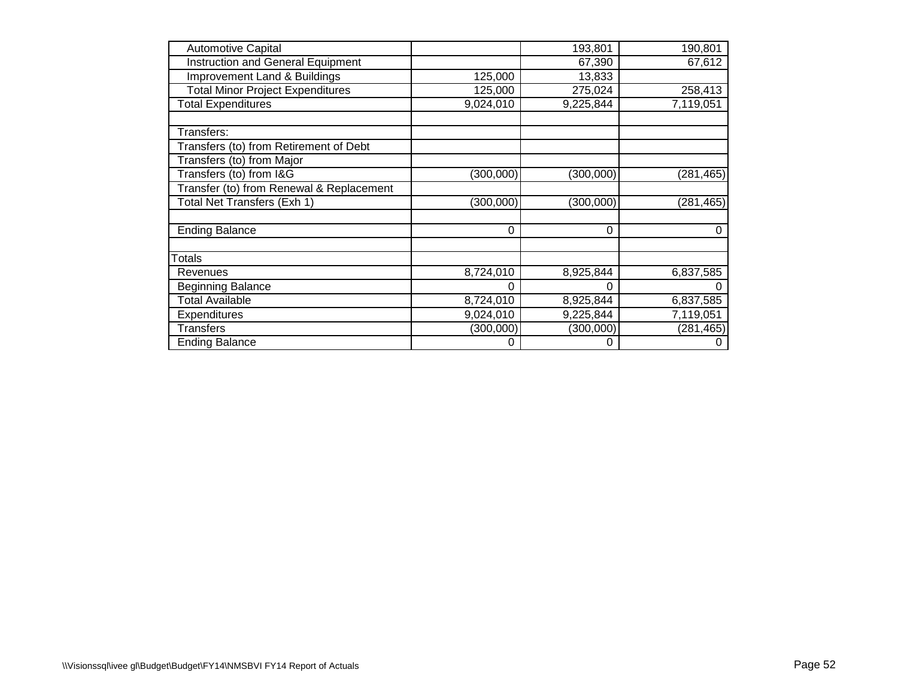| | | | |
|---|---|---|---|
| Automotive Capital | | 193,801 | 190,801 |
| Instruction and General Equipment | | 67,390 | 67,612 |
| Improvement Land & Buildings | 125,000 | 13,833 | |
| Total Minor Project Expenditures | 125,000 | 275,024 | 258,413 |
| Total Expenditures | 9,024,010 | 9,225,844 | 7,119,051 |
| | | | |
| Transfers: | | | |
| Transfers (to) from Retirement of Debt | | | |
| Transfers (to) from Major | | | |
| Transfers (to) from I&G | (300,000) | (300,000) | (281,465) |
| Transfer (to) from Renewal & Replacement | | | |
| Total Net Transfers (Exh 1) | (300,000) | (300,000) | (281,465) |
| | | | |
| Ending Balance | 0 | 0 | 0 |
| | | | |
| Totals | | | |
| Revenues | 8,724,010 | 8,925,844 | 6,837,585 |
| Beginning Balance | 0 | 0 | 0 |
| Total Available | 8,724,010 | 8,925,844 | 6,837,585 |
| Expenditures | 9,024,010 | 9,225,844 | 7,119,051 |
| Transfers | (300,000) | (300,000) | (281,465) |
| Ending Balance | 0 | 0 | 0 |

\\Visionssql\ivee gl\Budget\Budget\FY14\NMSBVI FY14 Report of Actuals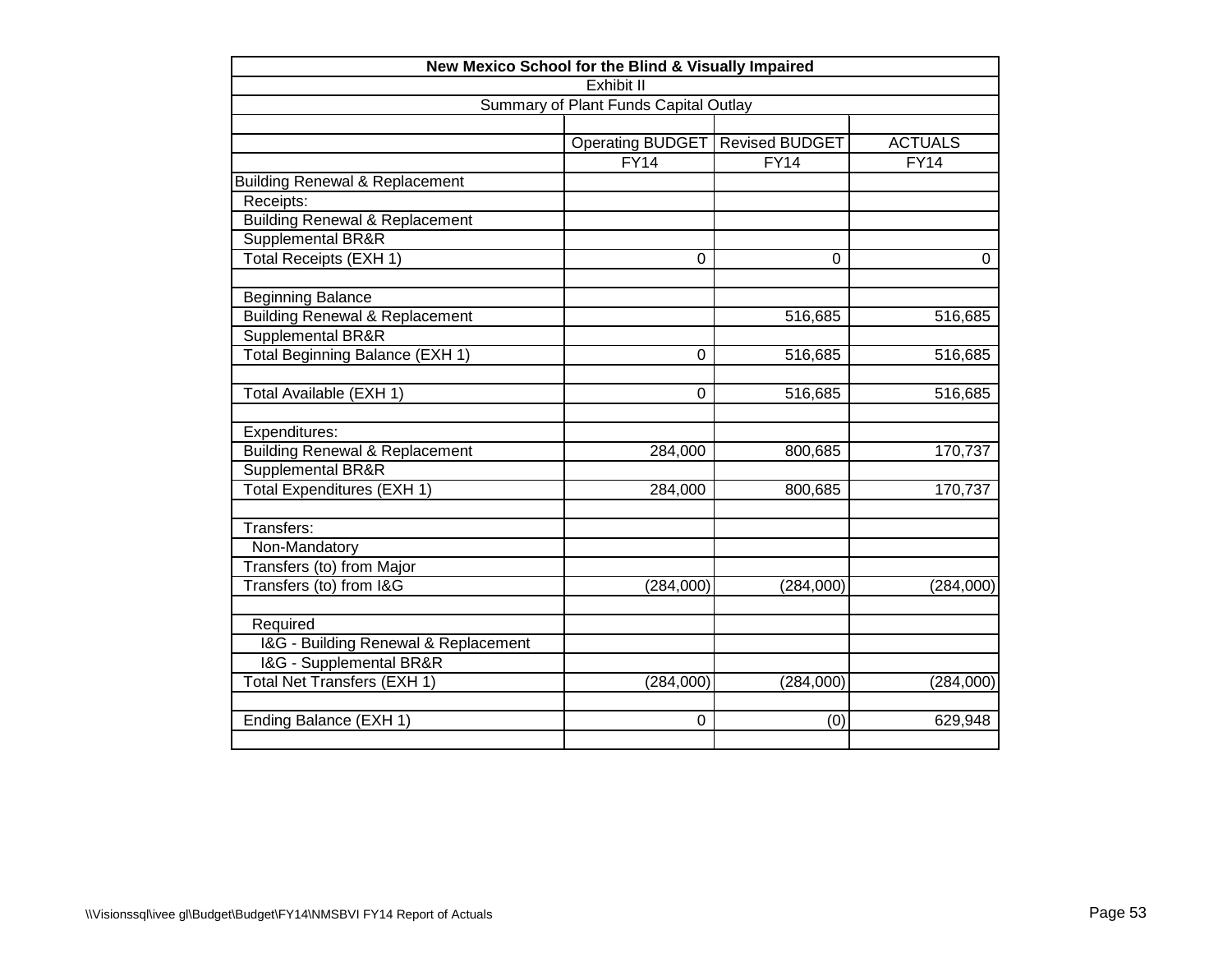**New Mexico School for the Blind & Visually Impaired**

Exhibit II

Summary of Plant Funds Capital Outlay

| | Operating BUDGET FY14 | Revised BUDGET FY14 | ACTUALS FY14 |
|---|---|---|---|
| Building Renewal & Replacement | | | |
| Receipts: | | | |
| Building Renewal & Replacement | | | |
| Supplemental BR&R | | | |
| Total Receipts (EXH 1) | 0 | 0 | 0 |
| | | | |
| Beginning Balance | | | |
| Building Renewal & Replacement | | 516,685 | 516,685 |
| Supplemental BR&R | | | |
| Total Beginning Balance (EXH 1) | 0 | 516,685 | 516,685 |
| | | | |
| Total Available (EXH 1) | 0 | 516,685 | 516,685 |
| | | | |
| Expenditures: | | | |
| Building Renewal & Replacement | 284,000 | 800,685 | 170,737 |
| Supplemental BR&R | | | |
| Total Expenditures (EXH 1) | 284,000 | 800,685 | 170,737 |
| | | | |
| Transfers: | | | |
| Non-Mandatory | | | |
| Transfers (to) from Major | | | |
| Transfers (to) from I&G | (284,000) | (284,000) | (284,000) |
| | | | |
| Required | | | |
| I&G - Building Renewal & Replacement | | | |
| I&G - Supplemental BR&R | | | |
| Total Net Transfers (EXH 1) | (284,000) | (284,000) | (284,000) |
| | | | |
| Ending Balance (EXH 1) | 0 | (0) | 629,948 |

\\Visionssql\ivee gl\Budget\Budget\FY14\NMSBVI FY14 Report of Actuals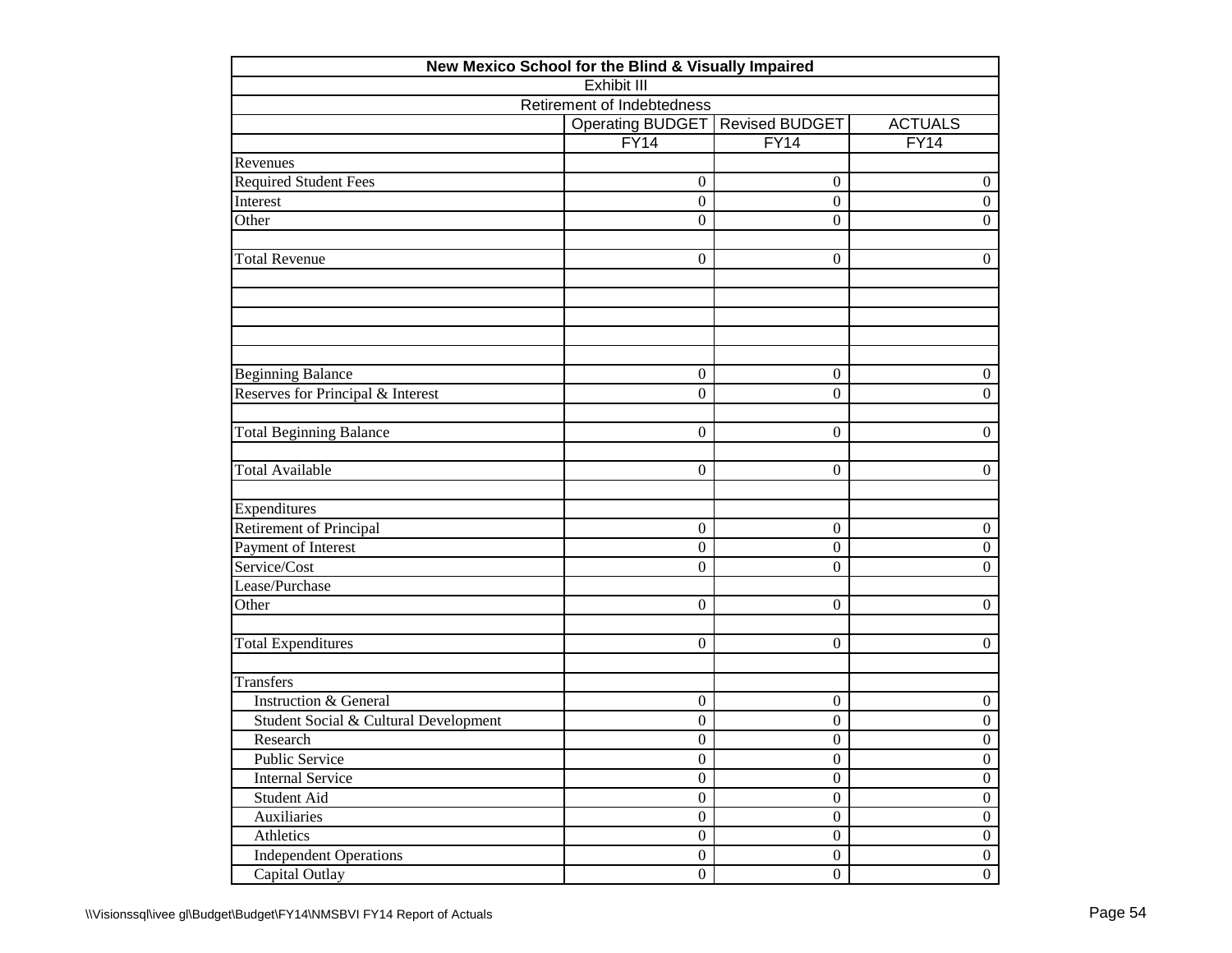| New Mexico School for the Blind & Visually Impaired | | | |
|---|---|---|---|
| Exhibit III | | | |
| Retirement of Indebtedness | | | |
| | Operating BUDGET | Revised BUDGET | ACTUALS |
| | FY14 | FY14 | FY14 |
| Revenues | | | |
| Required Student Fees | 0 | 0 | 0 |
| Interest | 0 | 0 | 0 |
| Other | 0 | 0 | 0 |
| | | | |
| Total Revenue | 0 | 0 | 0 |
| | | | |
| | | | |
| | | | |
| | | | |
| | | | |
| Beginning Balance | 0 | 0 | 0 |
| Reserves for Principal & Interest | 0 | 0 | 0 |
| | | | |
| Total Beginning Balance | 0 | 0 | 0 |
| | | | |
| Total Available | 0 | 0 | 0 |
| | | | |
| Expenditures | | | |
| Retirement of Principal | 0 | 0 | 0 |
| Payment of Interest | 0 | 0 | 0 |
| Service/Cost | 0 | 0 | 0 |
| Lease/Purchase | | | |
| Other | 0 | 0 | 0 |
| | | | |
| Total Expenditures | 0 | 0 | 0 |
| | | | |
| Transfers | | | |
| Instruction & General | 0 | 0 | 0 |
| Student Social & Cultural Development | 0 | 0 | 0 |
| Research | 0 | 0 | 0 |
| Public Service | 0 | 0 | 0 |
| Internal Service | 0 | 0 | 0 |
| Student Aid | 0 | 0 | 0 |
| Auxiliaries | 0 | 0 | 0 |
| Athletics | 0 | 0 | 0 |
| Independent Operations | 0 | 0 | 0 |
| Capital Outlay | 0 | 0 | 0 |

\\Visionssql\ivee gl\Budget\Budget\FY14\NMSBVI FY14 Report of Actuals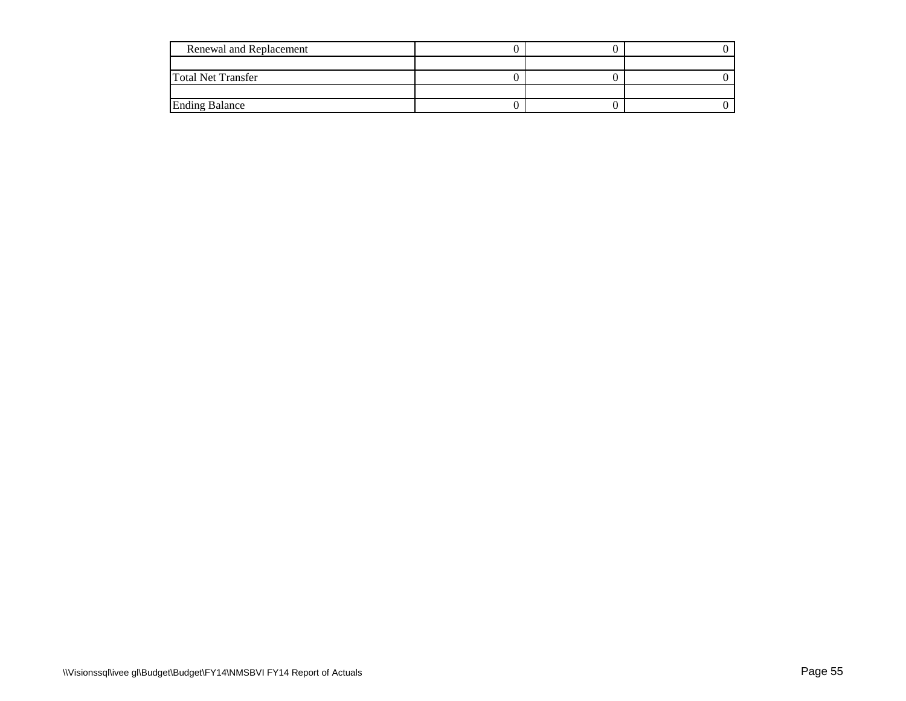| | | | |
|---|---|---|---|
| Renewal and Replacement | 0 | 0 | 0 |
| | | | |
| Total Net Transfer | 0 | 0 | 0 |
| | | | |
| Ending Balance | 0 | 0 | 0 |

\\Visionssql\ivee gl\Budget\Budget\FY14\NMSBVI FY14 Report of Actuals